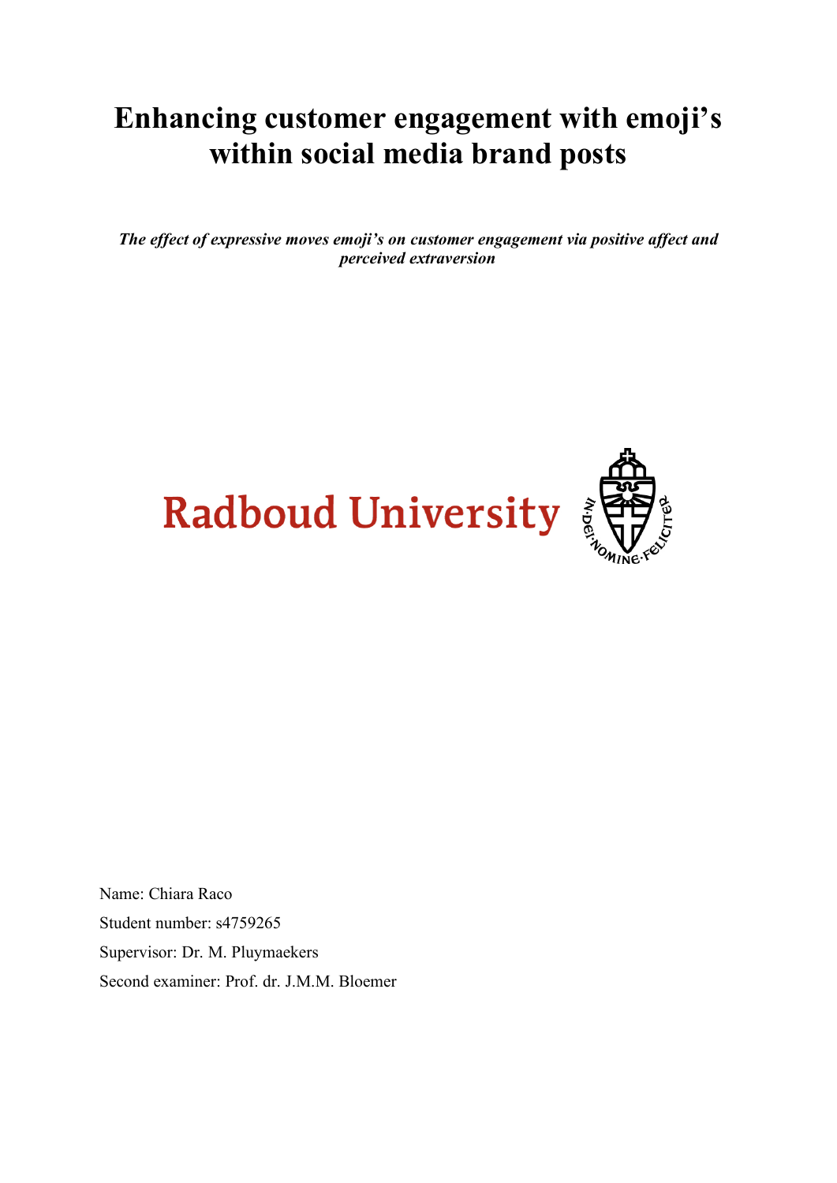# Enhancing customer engagement with emoji's within social media brand posts

***The effect of expressive moves emoji's on customer engagement via positive affect and perceived extraversion***

Radboud University

Name: Chiara Raco

Student number: s4759265

Supervisor: Dr. M. Pluymaekers

Second examiner: Prof. dr. J.M.M. Bloemer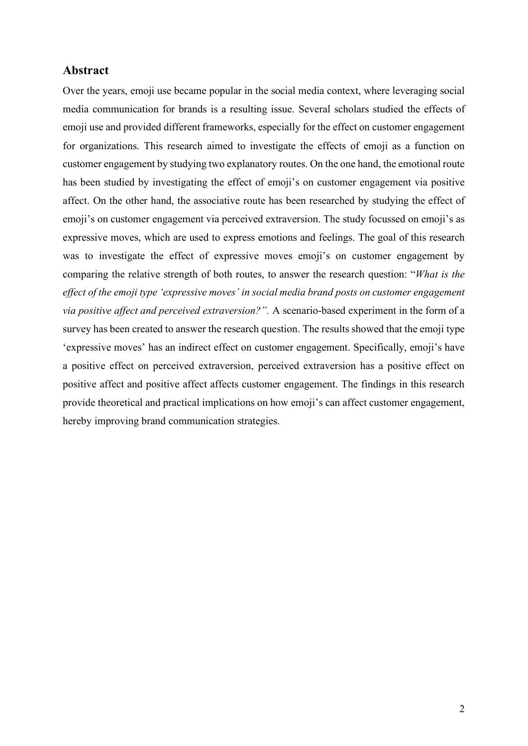## Abstract

Over the years, emoji use became popular in the social media context, where leveraging social media communication for brands is a resulting issue. Several scholars studied the effects of emoji use and provided different frameworks, especially for the effect on customer engagement for organizations. This research aimed to investigate the effects of emoji as a function on customer engagement by studying two explanatory routes. On the one hand, the emotional route has been studied by investigating the effect of emoji's on customer engagement via positive affect. On the other hand, the associative route has been researched by studying the effect of emoji's on customer engagement via perceived extraversion. The study focussed on emoji's as expressive moves, which are used to express emotions and feelings. The goal of this research was to investigate the effect of expressive moves emoji's on customer engagement by comparing the relative strength of both routes, to answer the research question: "*What is the effect of the emoji type 'expressive moves' in social media brand posts on customer engagement via positive affect and perceived extraversion?".* A scenario-based experiment in the form of a survey has been created to answer the research question. The results showed that the emoji type 'expressive moves' has an indirect effect on customer engagement. Specifically, emoji's have a positive effect on perceived extraversion, perceived extraversion has a positive effect on positive affect and positive affect affects customer engagement. The findings in this research provide theoretical and practical implications on how emoji's can affect customer engagement, hereby improving brand communication strategies.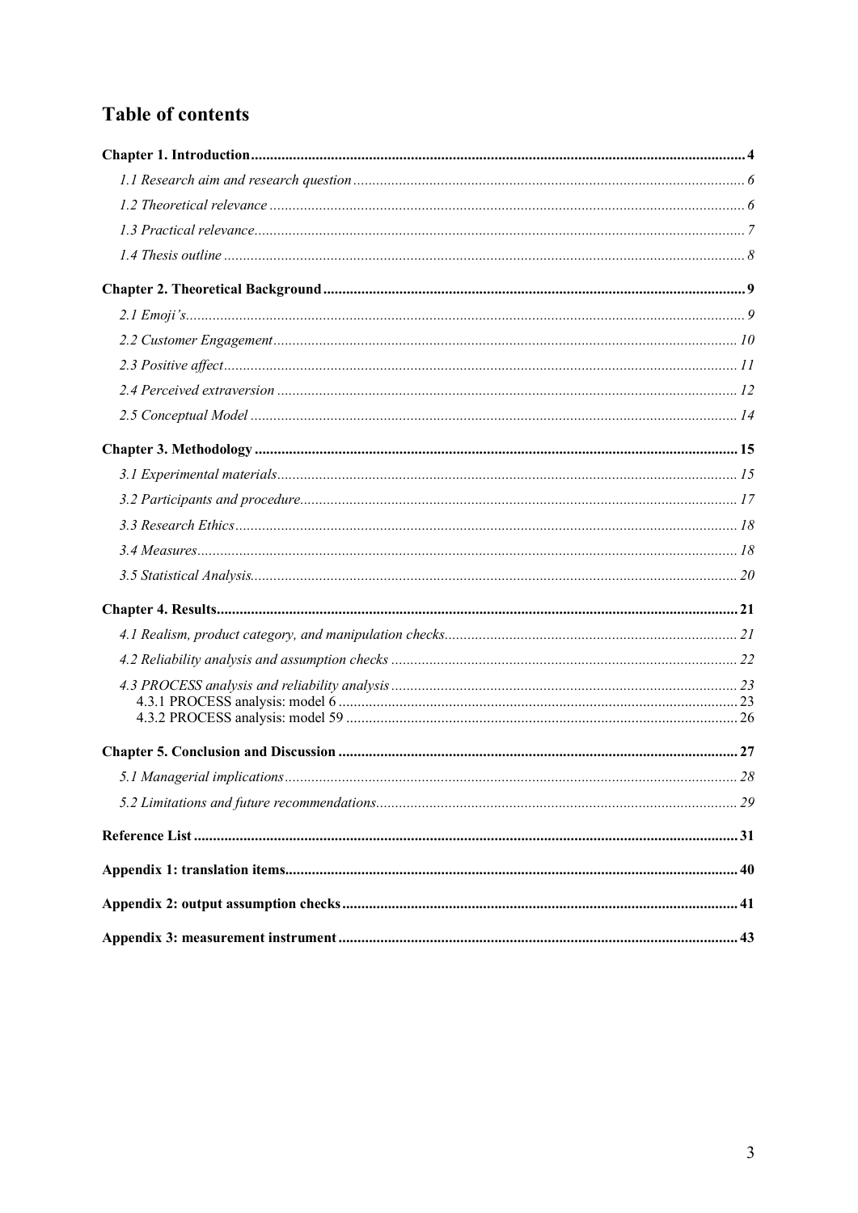# Table of contents

**Chapter 1. Introduction** .......... **4**

*1.1 Research aim and research question* .......... *6*

*1.2 Theoretical relevance* .......... *6*

*1.3 Practical relevance* .......... *7*

*1.4 Thesis outline* .......... *8*

**Chapter 2. Theoretical Background** .......... **9**

*2.1 Emoji's* .......... *9*

*2.2 Customer Engagement* .......... *10*

*2.3 Positive affect* .......... *11*

*2.4 Perceived extraversion* .......... *12*

*2.5 Conceptual Model* .......... *14*

**Chapter 3. Methodology** .......... **15**

*3.1 Experimental materials* .......... *15*

*3.2 Participants and procedure* .......... *17*

*3.3 Research Ethics* .......... *18*

*3.4 Measures* .......... *18*

*3.5 Statistical Analysis* .......... *20*

**Chapter 4. Results** .......... **21**

*4.1 Realism, product category, and manipulation checks* .......... *21*

*4.2 Reliability analysis and assumption checks* .......... *22*

*4.3 PROCESS analysis and reliability analysis* .......... *23*

4.3.1 PROCESS analysis: model 6 .......... 23

4.3.2 PROCESS analysis: model 59 .......... 26

**Chapter 5. Conclusion and Discussion** .......... **27**

*5.1 Managerial implications* .......... *28*

*5.2 Limitations and future recommendations* .......... *29*

**Reference List** .......... **31**

**Appendix 1: translation items** .......... **40**

**Appendix 2: output assumption checks** .......... **41**

**Appendix 3: measurement instrument** .......... **43**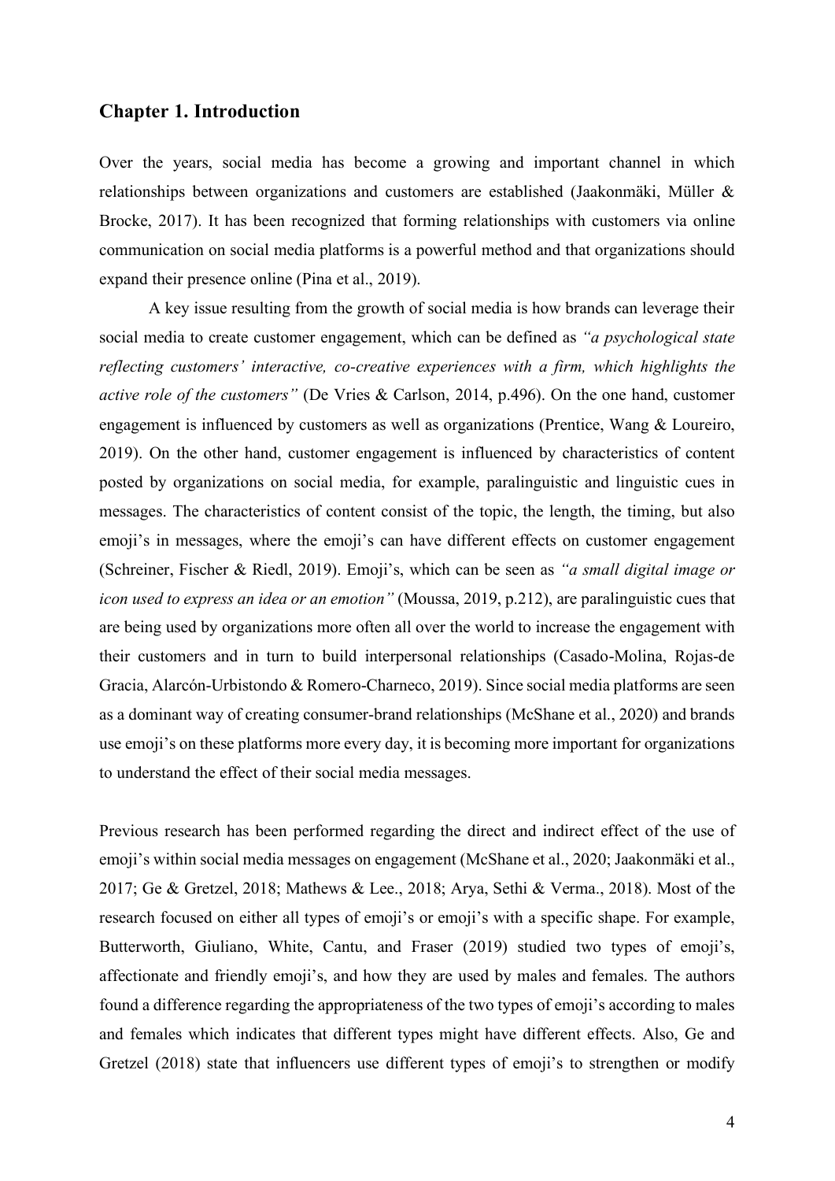## Chapter 1. Introduction

Over the years, social media has become a growing and important channel in which relationships between organizations and customers are established (Jaakonmäki, Müller & Brocke, 2017). It has been recognized that forming relationships with customers via online communication on social media platforms is a powerful method and that organizations should expand their presence online (Pina et al., 2019).

A key issue resulting from the growth of social media is how brands can leverage their social media to create customer engagement, which can be defined as *"a psychological state reflecting customers' interactive, co-creative experiences with a firm, which highlights the active role of the customers"* (De Vries & Carlson, 2014, p.496). On the one hand, customer engagement is influenced by customers as well as organizations (Prentice, Wang & Loureiro, 2019). On the other hand, customer engagement is influenced by characteristics of content posted by organizations on social media, for example, paralinguistic and linguistic cues in messages. The characteristics of content consist of the topic, the length, the timing, but also emoji's in messages, where the emoji's can have different effects on customer engagement (Schreiner, Fischer & Riedl, 2019). Emoji's, which can be seen as *"a small digital image or icon used to express an idea or an emotion"* (Moussa, 2019, p.212), are paralinguistic cues that are being used by organizations more often all over the world to increase the engagement with their customers and in turn to build interpersonal relationships (Casado-Molina, Rojas-de Gracia, Alarcón-Urbistondo & Romero-Charneco, 2019). Since social media platforms are seen as a dominant way of creating consumer-brand relationships (McShane et al., 2020) and brands use emoji's on these platforms more every day, it is becoming more important for organizations to understand the effect of their social media messages.

Previous research has been performed regarding the direct and indirect effect of the use of emoji's within social media messages on engagement (McShane et al., 2020; Jaakonmäki et al., 2017; Ge & Gretzel, 2018; Mathews & Lee., 2018; Arya, Sethi & Verma., 2018). Most of the research focused on either all types of emoji's or emoji's with a specific shape. For example, Butterworth, Giuliano, White, Cantu, and Fraser (2019) studied two types of emoji's, affectionate and friendly emoji's, and how they are used by males and females. The authors found a difference regarding the appropriateness of the two types of emoji's according to males and females which indicates that different types might have different effects. Also, Ge and Gretzel (2018) state that influencers use different types of emoji's to strengthen or modify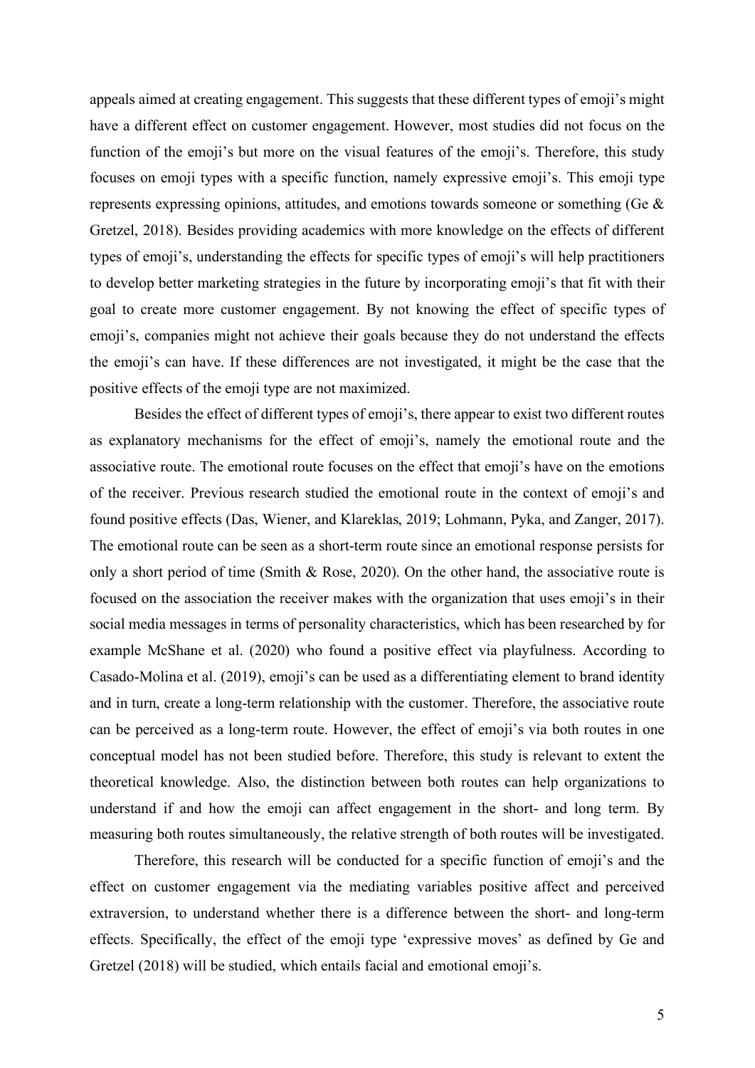appeals aimed at creating engagement. This suggests that these different types of emoji's might have a different effect on customer engagement. However, most studies did not focus on the function of the emoji's but more on the visual features of the emoji's. Therefore, this study focuses on emoji types with a specific function, namely expressive emoji's. This emoji type represents expressing opinions, attitudes, and emotions towards someone or something (Ge & Gretzel, 2018). Besides providing academics with more knowledge on the effects of different types of emoji's, understanding the effects for specific types of emoji's will help practitioners to develop better marketing strategies in the future by incorporating emoji's that fit with their goal to create more customer engagement. By not knowing the effect of specific types of emoji's, companies might not achieve their goals because they do not understand the effects the emoji's can have. If these differences are not investigated, it might be the case that the positive effects of the emoji type are not maximized.

Besides the effect of different types of emoji's, there appear to exist two different routes as explanatory mechanisms for the effect of emoji's, namely the emotional route and the associative route. The emotional route focuses on the effect that emoji's have on the emotions of the receiver. Previous research studied the emotional route in the context of emoji's and found positive effects (Das, Wiener, and Klareklas, 2019; Lohmann, Pyka, and Zanger, 2017). The emotional route can be seen as a short-term route since an emotional response persists for only a short period of time (Smith & Rose, 2020). On the other hand, the associative route is focused on the association the receiver makes with the organization that uses emoji's in their social media messages in terms of personality characteristics, which has been researched by for example McShane et al. (2020) who found a positive effect via playfulness. According to Casado-Molina et al. (2019), emoji's can be used as a differentiating element to brand identity and in turn, create a long-term relationship with the customer. Therefore, the associative route can be perceived as a long-term route. However, the effect of emoji's via both routes in one conceptual model has not been studied before. Therefore, this study is relevant to extent the theoretical knowledge. Also, the distinction between both routes can help organizations to understand if and how the emoji can affect engagement in the short- and long term. By measuring both routes simultaneously, the relative strength of both routes will be investigated.

Therefore, this research will be conducted for a specific function of emoji's and the effect on customer engagement via the mediating variables positive affect and perceived extraversion, to understand whether there is a difference between the short- and long-term effects. Specifically, the effect of the emoji type 'expressive moves' as defined by Ge and Gretzel (2018) will be studied, which entails facial and emotional emoji's.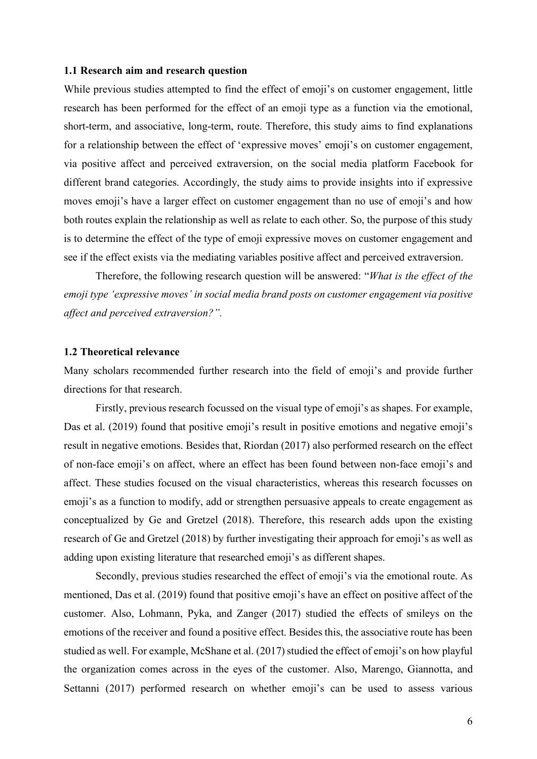### 1.1 Research aim and research question

While previous studies attempted to find the effect of emoji's on customer engagement, little research has been performed for the effect of an emoji type as a function via the emotional, short-term, and associative, long-term, route. Therefore, this study aims to find explanations for a relationship between the effect of 'expressive moves' emoji's on customer engagement, via positive affect and perceived extraversion, on the social media platform Facebook for different brand categories. Accordingly, the study aims to provide insights into if expressive moves emoji's have a larger effect on customer engagement than no use of emoji's and how both routes explain the relationship as well as relate to each other. So, the purpose of this study is to determine the effect of the type of emoji expressive moves on customer engagement and see if the effect exists via the mediating variables positive affect and perceived extraversion.

Therefore, the following research question will be answered: "*What is the effect of the emoji type 'expressive moves' in social media brand posts on customer engagement via positive affect and perceived extraversion?".*

### 1.2 Theoretical relevance

Many scholars recommended further research into the field of emoji's and provide further directions for that research.

Firstly, previous research focussed on the visual type of emoji's as shapes. For example, Das et al. (2019) found that positive emoji's result in positive emotions and negative emoji's result in negative emotions. Besides that, Riordan (2017) also performed research on the effect of non-face emoji's on affect, where an effect has been found between non-face emoji's and affect. These studies focused on the visual characteristics, whereas this research focusses on emoji's as a function to modify, add or strengthen persuasive appeals to create engagement as conceptualized by Ge and Gretzel (2018). Therefore, this research adds upon the existing research of Ge and Gretzel (2018) by further investigating their approach for emoji's as well as adding upon existing literature that researched emoji's as different shapes.

Secondly, previous studies researched the effect of emoji's via the emotional route. As mentioned, Das et al. (2019) found that positive emoji's have an effect on positive affect of the customer. Also, Lohmann, Pyka, and Zanger (2017) studied the effects of smileys on the emotions of the receiver and found a positive effect. Besides this, the associative route has been studied as well. For example, McShane et al. (2017) studied the effect of emoji's on how playful the organization comes across in the eyes of the customer. Also, Marengo, Giannotta, and Settanni (2017) performed research on whether emoji's can be used to assess various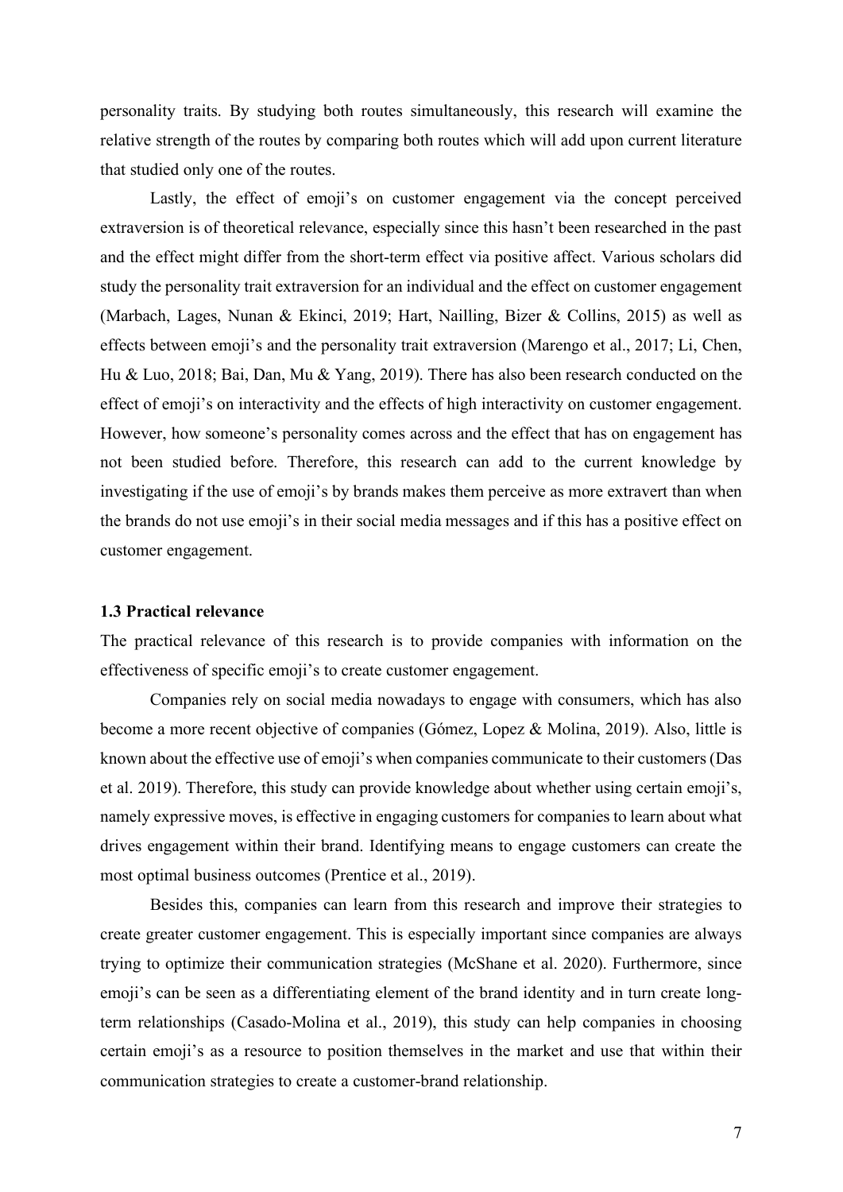personality traits. By studying both routes simultaneously, this research will examine the relative strength of the routes by comparing both routes which will add upon current literature that studied only one of the routes.

Lastly, the effect of emoji's on customer engagement via the concept perceived extraversion is of theoretical relevance, especially since this hasn't been researched in the past and the effect might differ from the short-term effect via positive affect. Various scholars did study the personality trait extraversion for an individual and the effect on customer engagement (Marbach, Lages, Nunan & Ekinci, 2019; Hart, Nailling, Bizer & Collins, 2015) as well as effects between emoji's and the personality trait extraversion (Marengo et al., 2017; Li, Chen, Hu & Luo, 2018; Bai, Dan, Mu & Yang, 2019). There has also been research conducted on the effect of emoji's on interactivity and the effects of high interactivity on customer engagement. However, how someone's personality comes across and the effect that has on engagement has not been studied before. Therefore, this research can add to the current knowledge by investigating if the use of emoji's by brands makes them perceive as more extravert than when the brands do not use emoji's in their social media messages and if this has a positive effect on customer engagement.

### 1.3 Practical relevance

The practical relevance of this research is to provide companies with information on the effectiveness of specific emoji's to create customer engagement.

Companies rely on social media nowadays to engage with consumers, which has also become a more recent objective of companies (Gómez, Lopez & Molina, 2019). Also, little is known about the effective use of emoji's when companies communicate to their customers (Das et al. 2019). Therefore, this study can provide knowledge about whether using certain emoji's, namely expressive moves, is effective in engaging customers for companies to learn about what drives engagement within their brand. Identifying means to engage customers can create the most optimal business outcomes (Prentice et al., 2019).

Besides this, companies can learn from this research and improve their strategies to create greater customer engagement. This is especially important since companies are always trying to optimize their communication strategies (McShane et al. 2020). Furthermore, since emoji's can be seen as a differentiating element of the brand identity and in turn create long-term relationships (Casado-Molina et al., 2019), this study can help companies in choosing certain emoji's as a resource to position themselves in the market and use that within their communication strategies to create a customer-brand relationship.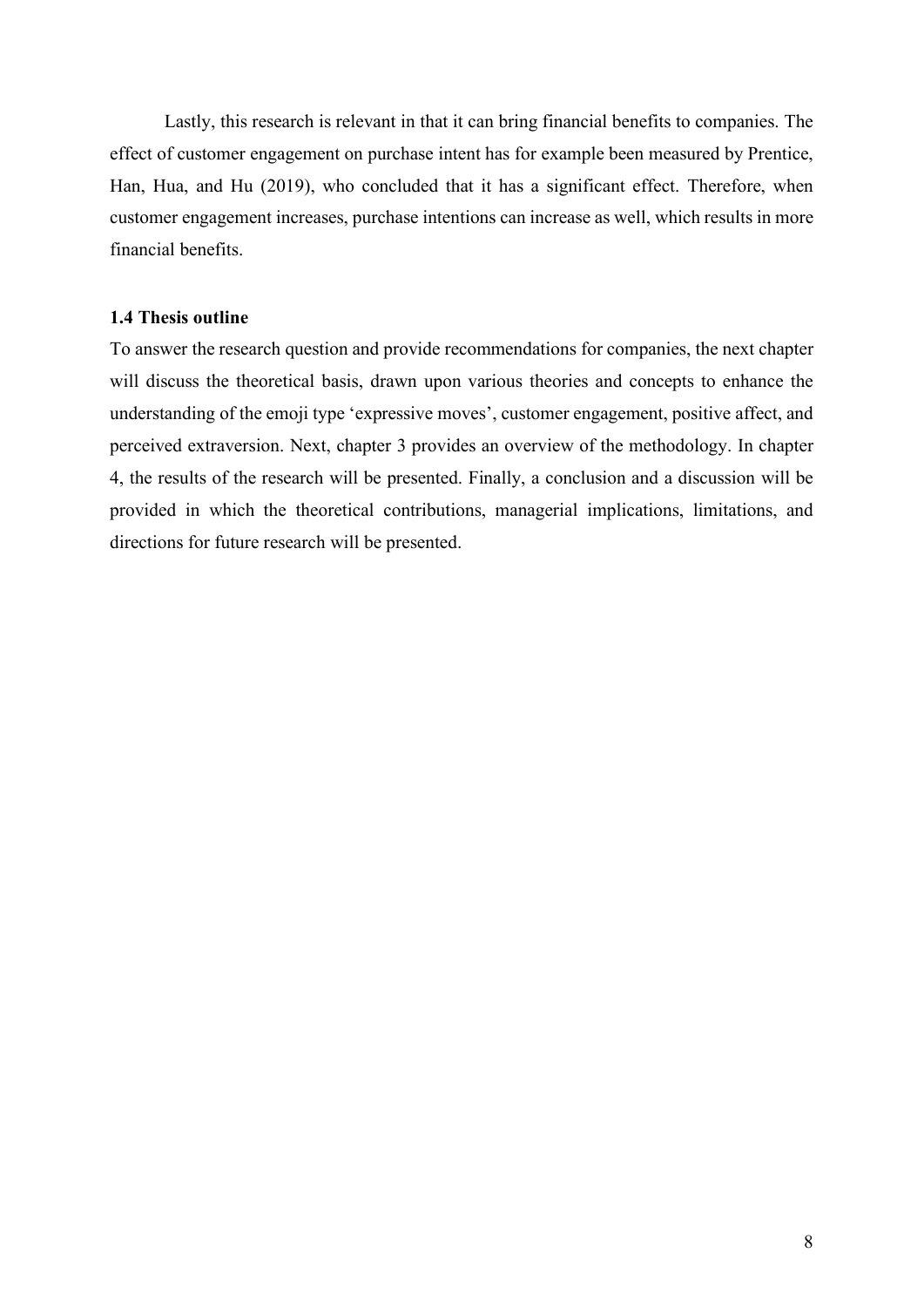Lastly, this research is relevant in that it can bring financial benefits to companies. The effect of customer engagement on purchase intent has for example been measured by Prentice, Han, Hua, and Hu (2019), who concluded that it has a significant effect. Therefore, when customer engagement increases, purchase intentions can increase as well, which results in more financial benefits.

### 1.4 Thesis outline

To answer the research question and provide recommendations for companies, the next chapter will discuss the theoretical basis, drawn upon various theories and concepts to enhance the understanding of the emoji type 'expressive moves', customer engagement, positive affect, and perceived extraversion. Next, chapter 3 provides an overview of the methodology. In chapter 4, the results of the research will be presented. Finally, a conclusion and a discussion will be provided in which the theoretical contributions, managerial implications, limitations, and directions for future research will be presented.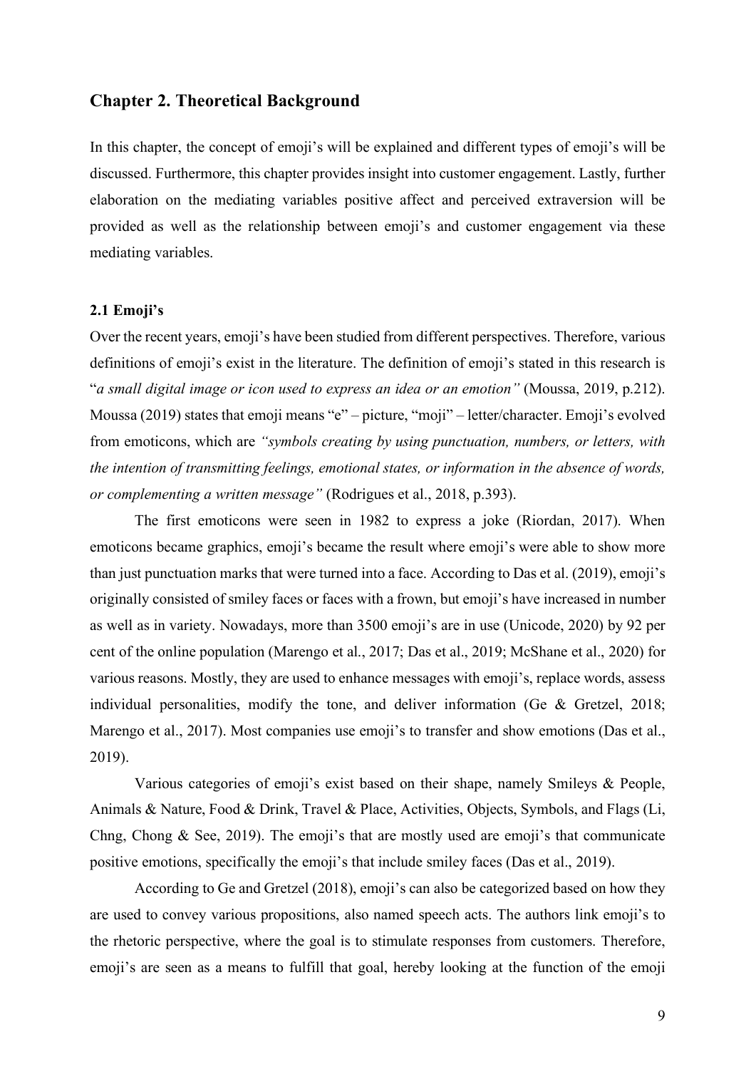## Chapter 2. Theoretical Background

In this chapter, the concept of emoji's will be explained and different types of emoji's will be discussed. Furthermore, this chapter provides insight into customer engagement. Lastly, further elaboration on the mediating variables positive affect and perceived extraversion will be provided as well as the relationship between emoji's and customer engagement via these mediating variables.

### 2.1 Emoji's

Over the recent years, emoji's have been studied from different perspectives. Therefore, various definitions of emoji's exist in the literature. The definition of emoji's stated in this research is "*a small digital image or icon used to express an idea or an emotion"* (Moussa, 2019, p.212). Moussa (2019) states that emoji means "e" – picture, "moji" – letter/character. Emoji's evolved from emoticons, which are *"symbols creating by using punctuation, numbers, or letters, with the intention of transmitting feelings, emotional states, or information in the absence of words, or complementing a written message"* (Rodrigues et al., 2018, p.393).

The first emoticons were seen in 1982 to express a joke (Riordan, 2017). When emoticons became graphics, emoji's became the result where emoji's were able to show more than just punctuation marks that were turned into a face. According to Das et al. (2019), emoji's originally consisted of smiley faces or faces with a frown, but emoji's have increased in number as well as in variety. Nowadays, more than 3500 emoji's are in use (Unicode, 2020) by 92 per cent of the online population (Marengo et al., 2017; Das et al., 2019; McShane et al., 2020) for various reasons. Mostly, they are used to enhance messages with emoji's, replace words, assess individual personalities, modify the tone, and deliver information (Ge & Gretzel, 2018; Marengo et al., 2017). Most companies use emoji's to transfer and show emotions (Das et al., 2019).

Various categories of emoji's exist based on their shape, namely Smileys & People, Animals & Nature, Food & Drink, Travel & Place, Activities, Objects, Symbols, and Flags (Li, Chng, Chong & See, 2019). The emoji's that are mostly used are emoji's that communicate positive emotions, specifically the emoji's that include smiley faces (Das et al., 2019).

According to Ge and Gretzel (2018), emoji's can also be categorized based on how they are used to convey various propositions, also named speech acts. The authors link emoji's to the rhetoric perspective, where the goal is to stimulate responses from customers. Therefore, emoji's are seen as a means to fulfill that goal, hereby looking at the function of the emoji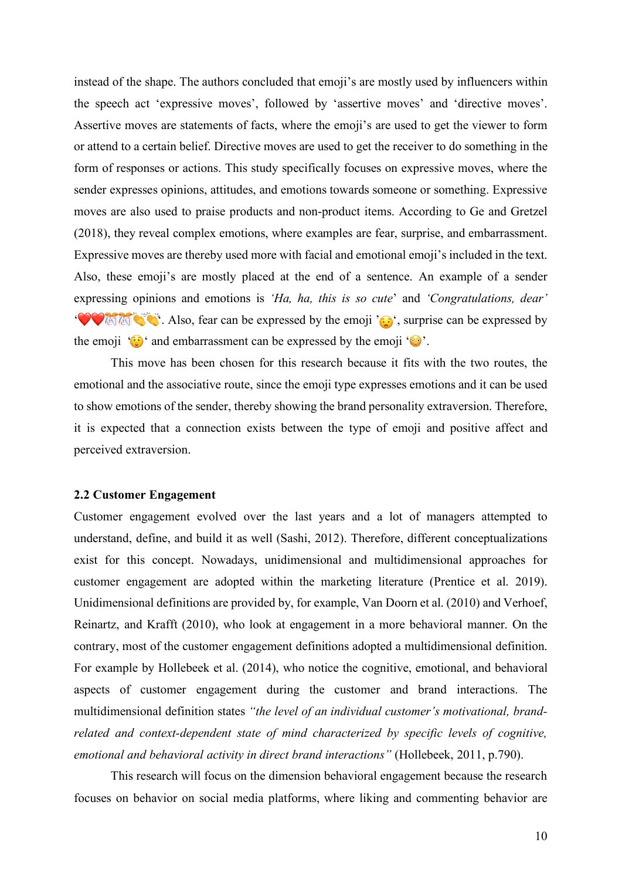instead of the shape. The authors concluded that emoji's are mostly used by influencers within the speech act 'expressive moves', followed by 'assertive moves' and 'directive moves'. Assertive moves are statements of facts, where the emoji's are used to get the viewer to form or attend to a certain belief. Directive moves are used to get the receiver to do something in the form of responses or actions. This study specifically focuses on expressive moves, where the sender expresses opinions, attitudes, and emotions towards someone or something. Expressive moves are also used to praise products and non-product items. According to Ge and Gretzel (2018), they reveal complex emotions, where examples are fear, surprise, and embarrassment. Expressive moves are thereby used more with facial and emotional emoji's included in the text. Also, these emoji's are mostly placed at the end of a sentence. An example of a sender expressing opinions and emotions is *'Ha, ha, this is so cute'* and *'Congratulations, dear'* '❤️❤️🎊🎊👏👏'. Also, fear can be expressed by the emoji '😧', surprise can be expressed by the emoji '😲' and embarrassment can be expressed by the emoji '😳'.

This move has been chosen for this research because it fits with the two routes, the emotional and the associative route, since the emoji type expresses emotions and it can be used to show emotions of the sender, thereby showing the brand personality extraversion. Therefore, it is expected that a connection exists between the type of emoji and positive affect and perceived extraversion.

## 2.2 Customer Engagement

Customer engagement evolved over the last years and a lot of managers attempted to understand, define, and build it as well (Sashi, 2012). Therefore, different conceptualizations exist for this concept. Nowadays, unidimensional and multidimensional approaches for customer engagement are adopted within the marketing literature (Prentice et al. 2019). Unidimensional definitions are provided by, for example, Van Doorn et al. (2010) and Verhoef, Reinartz, and Krafft (2010), who look at engagement in a more behavioral manner. On the contrary, most of the customer engagement definitions adopted a multidimensional definition. For example by Hollebeek et al. (2014), who notice the cognitive, emotional, and behavioral aspects of customer engagement during the customer and brand interactions. The multidimensional definition states *"the level of an individual customer's motivational, brand-related and context-dependent state of mind characterized by specific levels of cognitive, emotional and behavioral activity in direct brand interactions"* (Hollebeek, 2011, p.790).

This research will focus on the dimension behavioral engagement because the research focuses on behavior on social media platforms, where liking and commenting behavior are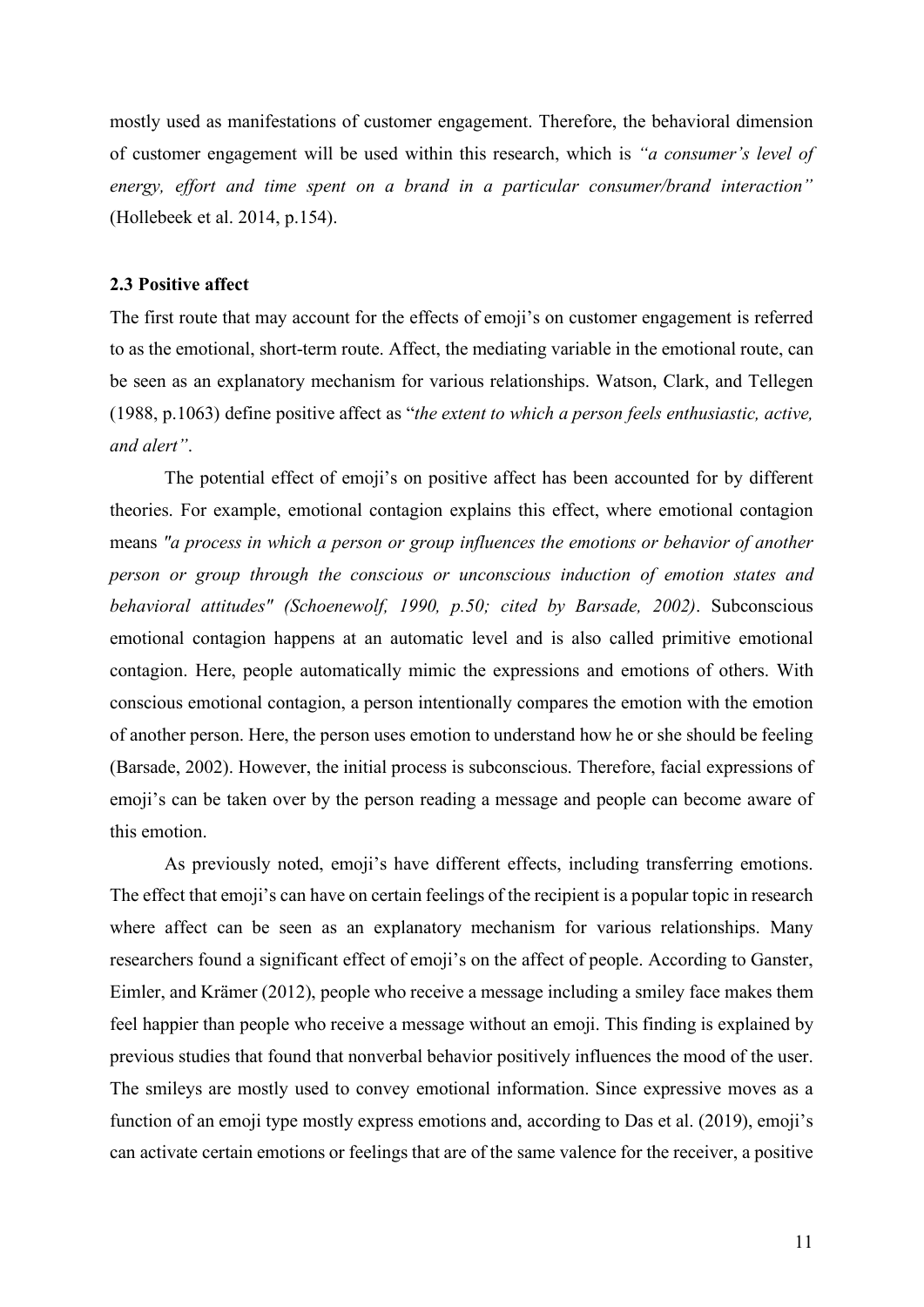mostly used as manifestations of customer engagement. Therefore, the behavioral dimension of customer engagement will be used within this research, which is *"a consumer's level of energy, effort and time spent on a brand in a particular consumer/brand interaction"* (Hollebeek et al. 2014, p.154).

### 2.3 Positive affect

The first route that may account for the effects of emoji's on customer engagement is referred to as the emotional, short-term route. Affect, the mediating variable in the emotional route, can be seen as an explanatory mechanism for various relationships. Watson, Clark, and Tellegen (1988, p.1063) define positive affect as "*the extent to which a person feels enthusiastic, active, and alert"*.

The potential effect of emoji's on positive affect has been accounted for by different theories. For example, emotional contagion explains this effect, where emotional contagion means *"a process in which a person or group influences the emotions or behavior of another person or group through the conscious or unconscious induction of emotion states and behavioral attitudes" (Schoenewolf, 1990, p.50; cited by Barsade, 2002)*. Subconscious emotional contagion happens at an automatic level and is also called primitive emotional contagion. Here, people automatically mimic the expressions and emotions of others. With conscious emotional contagion, a person intentionally compares the emotion with the emotion of another person. Here, the person uses emotion to understand how he or she should be feeling (Barsade, 2002). However, the initial process is subconscious. Therefore, facial expressions of emoji's can be taken over by the person reading a message and people can become aware of this emotion.

As previously noted, emoji's have different effects, including transferring emotions. The effect that emoji's can have on certain feelings of the recipient is a popular topic in research where affect can be seen as an explanatory mechanism for various relationships. Many researchers found a significant effect of emoji's on the affect of people. According to Ganster, Eimler, and Krämer (2012), people who receive a message including a smiley face makes them feel happier than people who receive a message without an emoji. This finding is explained by previous studies that found that nonverbal behavior positively influences the mood of the user. The smileys are mostly used to convey emotional information. Since expressive moves as a function of an emoji type mostly express emotions and, according to Das et al. (2019), emoji's can activate certain emotions or feelings that are of the same valence for the receiver, a positive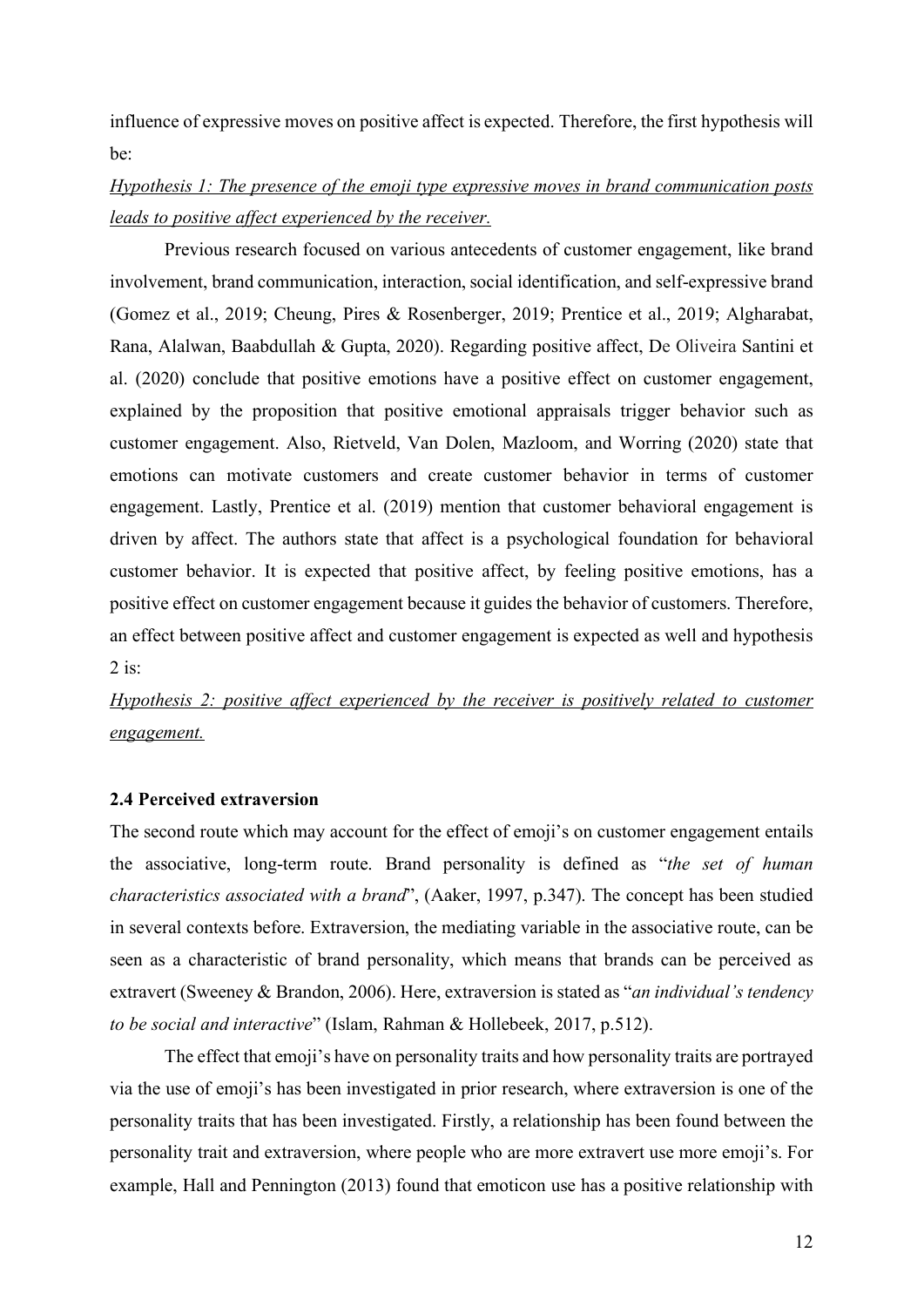influence of expressive moves on positive affect is expected. Therefore, the first hypothesis will be:

*Hypothesis 1: The presence of the emoji type expressive moves in brand communication posts leads to positive affect experienced by the receiver.*

Previous research focused on various antecedents of customer engagement, like brand involvement, brand communication, interaction, social identification, and self-expressive brand (Gomez et al., 2019; Cheung, Pires & Rosenberger, 2019; Prentice et al., 2019; Algharabat, Rana, Alalwan, Baabdullah & Gupta, 2020). Regarding positive affect, De Oliveira Santini et al. (2020) conclude that positive emotions have a positive effect on customer engagement, explained by the proposition that positive emotional appraisals trigger behavior such as customer engagement. Also, Rietveld, Van Dolen, Mazloom, and Worring (2020) state that emotions can motivate customers and create customer behavior in terms of customer engagement. Lastly, Prentice et al. (2019) mention that customer behavioral engagement is driven by affect. The authors state that affect is a psychological foundation for behavioral customer behavior. It is expected that positive affect, by feeling positive emotions, has a positive effect on customer engagement because it guides the behavior of customers. Therefore, an effect between positive affect and customer engagement is expected as well and hypothesis 2 is:

*Hypothesis 2: positive affect experienced by the receiver is positively related to customer engagement.*

### 2.4 Perceived extraversion

The second route which may account for the effect of emoji's on customer engagement entails the associative, long-term route. Brand personality is defined as "*the set of human characteristics associated with a brand*", (Aaker, 1997, p.347). The concept has been studied in several contexts before. Extraversion, the mediating variable in the associative route, can be seen as a characteristic of brand personality, which means that brands can be perceived as extravert (Sweeney & Brandon, 2006). Here, extraversion is stated as "*an individual's tendency to be social and interactive*" (Islam, Rahman & Hollebeek, 2017, p.512).

The effect that emoji's have on personality traits and how personality traits are portrayed via the use of emoji's has been investigated in prior research, where extraversion is one of the personality traits that has been investigated. Firstly, a relationship has been found between the personality trait and extraversion, where people who are more extravert use more emoji's. For example, Hall and Pennington (2013) found that emoticon use has a positive relationship with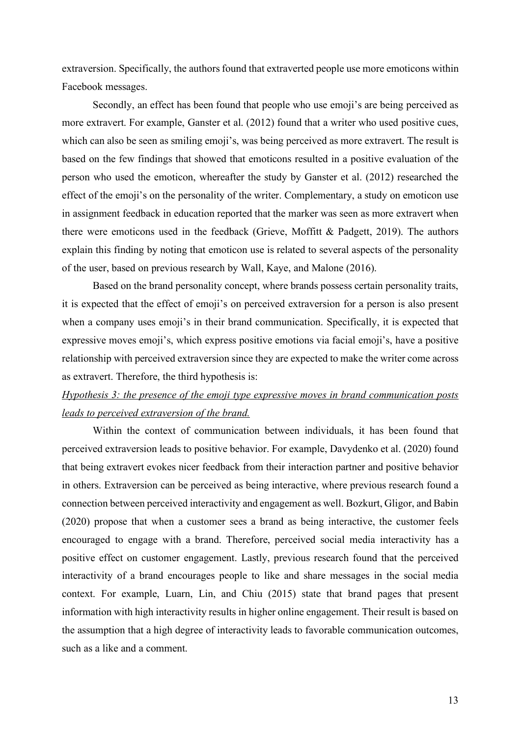extraversion. Specifically, the authors found that extraverted people use more emoticons within Facebook messages.

Secondly, an effect has been found that people who use emoji's are being perceived as more extravert. For example, Ganster et al. (2012) found that a writer who used positive cues, which can also be seen as smiling emoji's, was being perceived as more extravert. The result is based on the few findings that showed that emoticons resulted in a positive evaluation of the person who used the emoticon, whereafter the study by Ganster et al. (2012) researched the effect of the emoji's on the personality of the writer. Complementary, a study on emoticon use in assignment feedback in education reported that the marker was seen as more extravert when there were emoticons used in the feedback (Grieve, Moffitt & Padgett, 2019). The authors explain this finding by noting that emoticon use is related to several aspects of the personality of the user, based on previous research by Wall, Kaye, and Malone (2016).

Based on the brand personality concept, where brands possess certain personality traits, it is expected that the effect of emoji's on perceived extraversion for a person is also present when a company uses emoji's in their brand communication. Specifically, it is expected that expressive moves emoji's, which express positive emotions via facial emoji's, have a positive relationship with perceived extraversion since they are expected to make the writer come across as extravert. Therefore, the third hypothesis is:

*Hypothesis 3: the presence of the emoji type expressive moves in brand communication posts leads to perceived extraversion of the brand.*

Within the context of communication between individuals, it has been found that perceived extraversion leads to positive behavior. For example, Davydenko et al. (2020) found that being extravert evokes nicer feedback from their interaction partner and positive behavior in others. Extraversion can be perceived as being interactive, where previous research found a connection between perceived interactivity and engagement as well. Bozkurt, Gligor, and Babin (2020) propose that when a customer sees a brand as being interactive, the customer feels encouraged to engage with a brand. Therefore, perceived social media interactivity has a positive effect on customer engagement. Lastly, previous research found that the perceived interactivity of a brand encourages people to like and share messages in the social media context. For example, Luarn, Lin, and Chiu (2015) state that brand pages that present information with high interactivity results in higher online engagement. Their result is based on the assumption that a high degree of interactivity leads to favorable communication outcomes, such as a like and a comment.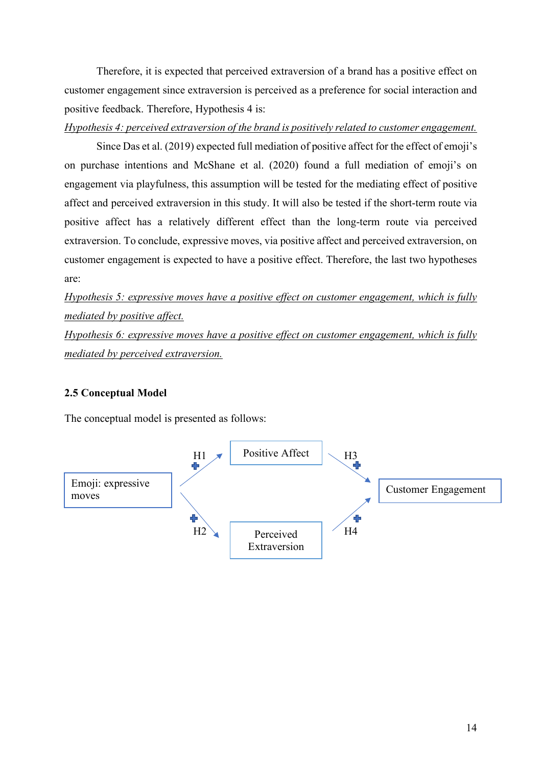Therefore, it is expected that perceived extraversion of a brand has a positive effect on customer engagement since extraversion is perceived as a preference for social interaction and positive feedback. Therefore, Hypothesis 4 is:

*Hypothesis 4: perceived extraversion of the brand is positively related to customer engagement.*

Since Das et al. (2019) expected full mediation of positive affect for the effect of emoji's on purchase intentions and McShane et al. (2020) found a full mediation of emoji's on engagement via playfulness, this assumption will be tested for the mediating effect of positive affect and perceived extraversion in this study. It will also be tested if the short-term route via positive affect has a relatively different effect than the long-term route via perceived extraversion. To conclude, expressive moves, via positive affect and perceived extraversion, on customer engagement is expected to have a positive effect. Therefore, the last two hypotheses are:

*Hypothesis 5: expressive moves have a positive effect on customer engagement, which is fully mediated by positive affect.*

*Hypothesis 6: expressive moves have a positive effect on customer engagement, which is fully mediated by perceived extraversion.*

**2.5 Conceptual Model**

The conceptual model is presented as follows:

Emoji: expressive moves

H1 +

H2 +

Positive Affect

Perceived Extraversion

H3 +

H4 +

Customer Engagement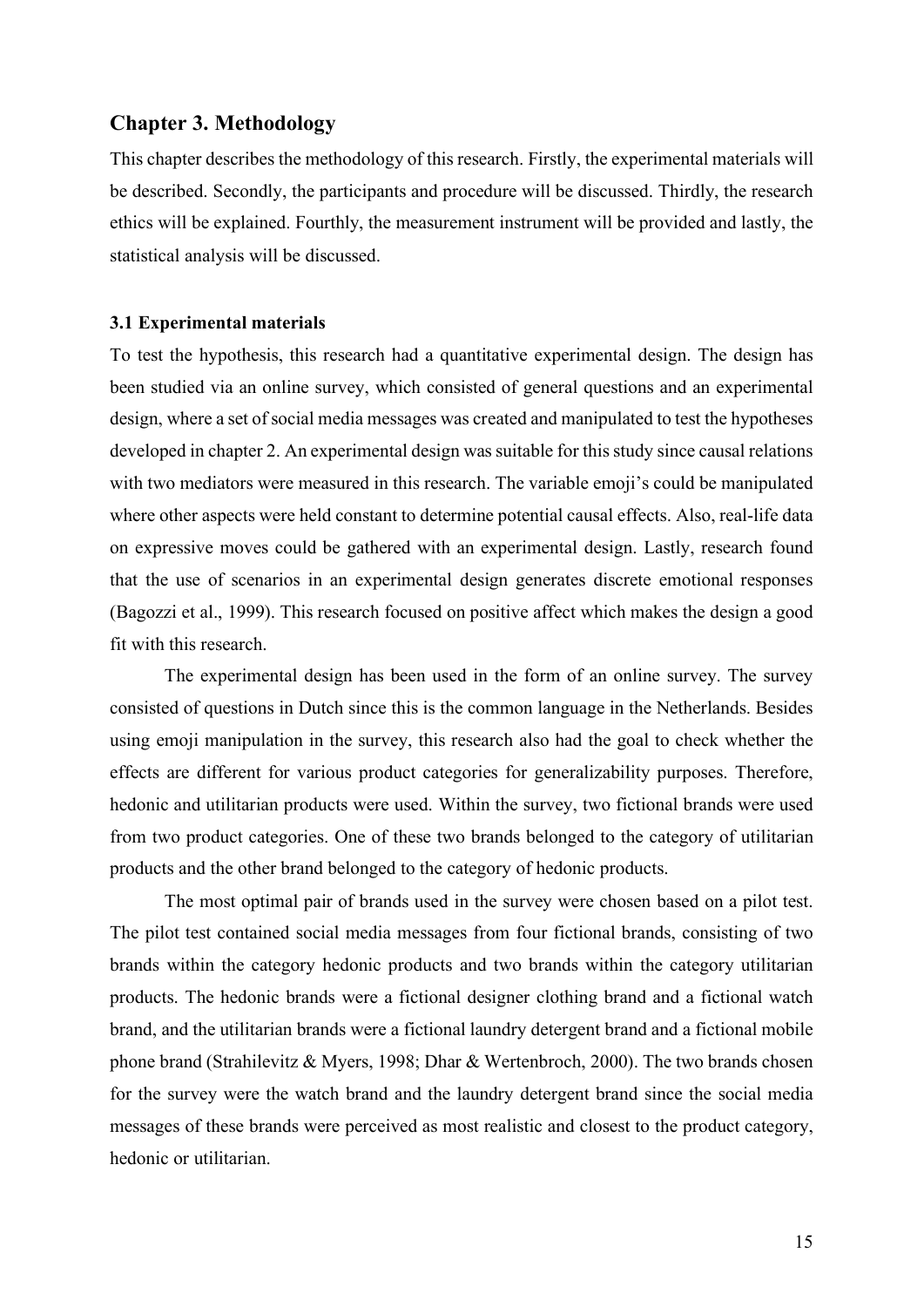## Chapter 3. Methodology

This chapter describes the methodology of this research. Firstly, the experimental materials will be described. Secondly, the participants and procedure will be discussed. Thirdly, the research ethics will be explained. Fourthly, the measurement instrument will be provided and lastly, the statistical analysis will be discussed.

### 3.1 Experimental materials

To test the hypothesis, this research had a quantitative experimental design. The design has been studied via an online survey, which consisted of general questions and an experimental design, where a set of social media messages was created and manipulated to test the hypotheses developed in chapter 2. An experimental design was suitable for this study since causal relations with two mediators were measured in this research. The variable emoji's could be manipulated where other aspects were held constant to determine potential causal effects. Also, real-life data on expressive moves could be gathered with an experimental design. Lastly, research found that the use of scenarios in an experimental design generates discrete emotional responses (Bagozzi et al., 1999). This research focused on positive affect which makes the design a good fit with this research.

The experimental design has been used in the form of an online survey. The survey consisted of questions in Dutch since this is the common language in the Netherlands. Besides using emoji manipulation in the survey, this research also had the goal to check whether the effects are different for various product categories for generalizability purposes. Therefore, hedonic and utilitarian products were used. Within the survey, two fictional brands were used from two product categories. One of these two brands belonged to the category of utilitarian products and the other brand belonged to the category of hedonic products.

The most optimal pair of brands used in the survey were chosen based on a pilot test. The pilot test contained social media messages from four fictional brands, consisting of two brands within the category hedonic products and two brands within the category utilitarian products. The hedonic brands were a fictional designer clothing brand and a fictional watch brand, and the utilitarian brands were a fictional laundry detergent brand and a fictional mobile phone brand (Strahilevitz & Myers, 1998; Dhar & Wertenbroch, 2000). The two brands chosen for the survey were the watch brand and the laundry detergent brand since the social media messages of these brands were perceived as most realistic and closest to the product category, hedonic or utilitarian.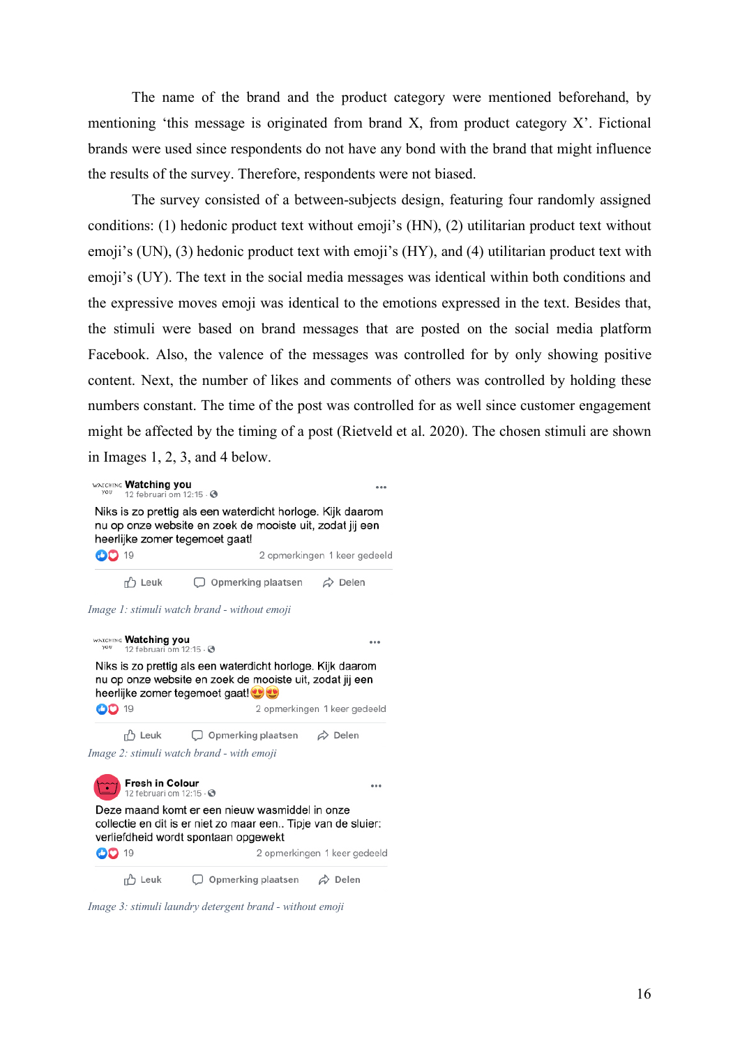The name of the brand and the product category were mentioned beforehand, by mentioning 'this message is originated from brand X, from product category X'. Fictional brands were used since respondents do not have any bond with the brand that might influence the results of the survey. Therefore, respondents were not biased.

The survey consisted of a between-subjects design, featuring four randomly assigned conditions: (1) hedonic product text without emoji's (HN), (2) utilitarian product text without emoji's (UN), (3) hedonic product text with emoji's (HY), and (4) utilitarian product text with emoji's (UY). The text in the social media messages was identical within both conditions and the expressive moves emoji was identical to the emotions expressed in the text. Besides that, the stimuli were based on brand messages that are posted on the social media platform Facebook. Also, the valence of the messages was controlled for by only showing positive content. Next, the number of likes and comments of others was controlled by holding these numbers constant. The time of the post was controlled for as well since customer engagement might be affected by the timing of a post (Rietveld et al. 2020). The chosen stimuli are shown in Images 1, 2, 3, and 4 below.

Watching you
12 februari om 12:15
Niks is zo prettig als een waterdicht horloge. Kijk daarom nu op onze website en zoek de mooiste uit, zodat jij een heerlijke zomer tegemoet gaat!
19 2 opmerkingen 1 keer gedeeld
Leuk Opmerking plaatsen Delen

*Image 1: stimuli watch brand - without emoji*

Watching you
12 februari om 12:15
Niks is zo prettig als een waterdicht horloge. Kijk daarom nu op onze website en zoek de mooiste uit, zodat jij een heerlijke zomer tegemoet gaat! 😍😍
19 2 opmerkingen 1 keer gedeeld
Leuk Opmerking plaatsen Delen

*Image 2: stimuli watch brand - with emoji*

Fresh in Colour
12 februari om 12:15
Deze maand komt er een nieuw wasmiddel in onze collectie en dit is er niet zo maar een.. Tipje van de sluier: verliefdheid wordt spontaan opgewekt
19 2 opmerkingen 1 keer gedeeld
Leuk Opmerking plaatsen Delen

*Image 3: stimuli laundry detergent brand - without emoji*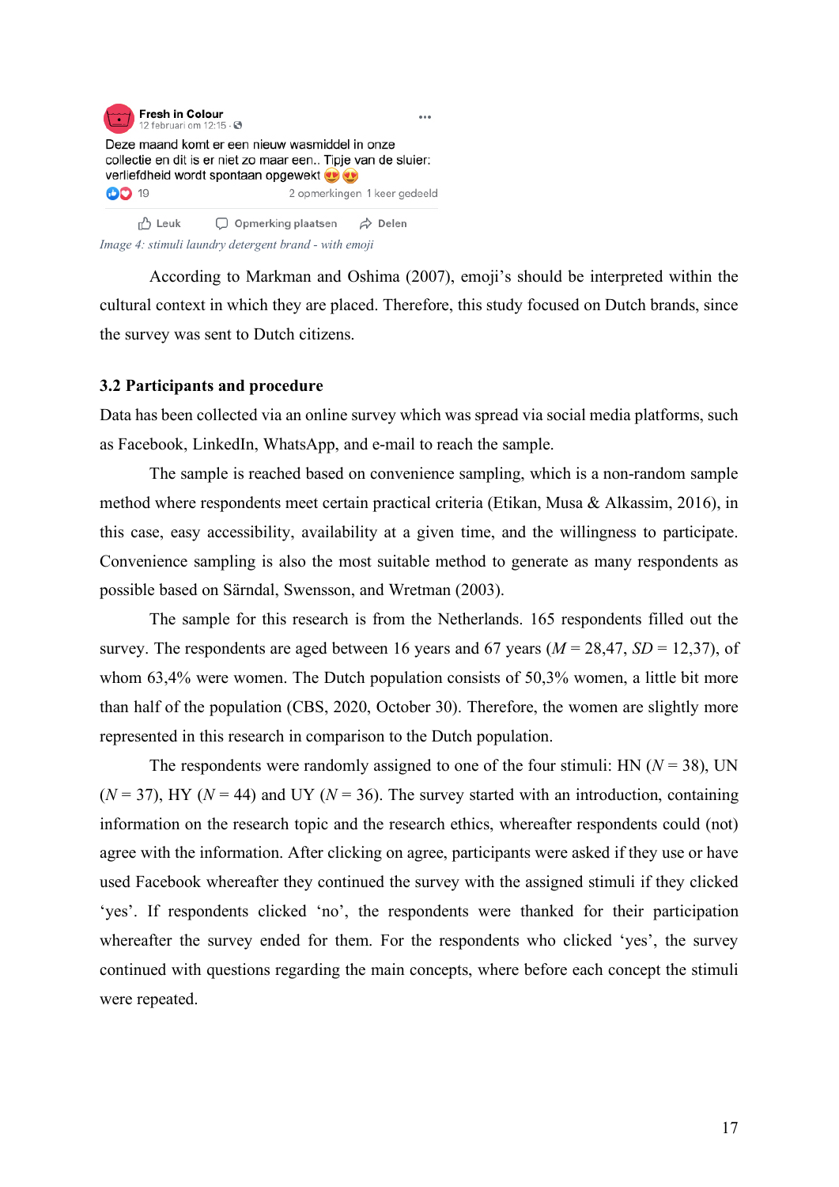Fresh in Colour
12 februari om 12:15 ·

Deze maand komt er een nieuw wasmiddel in onze collectie en dit is er niet zo maar een.. Tipje van de sluier: verliefdheid wordt spontaan opgewekt 😍😍

19 · 2 opmerkingen · 1 keer gedeeld

Leuk · Opmerking plaatsen · Delen

*Image 4: stimuli laundry detergent brand - with emoji*

According to Markman and Oshima (2007), emoji's should be interpreted within the cultural context in which they are placed. Therefore, this study focused on Dutch brands, since the survey was sent to Dutch citizens.

### 3.2 Participants and procedure

Data has been collected via an online survey which was spread via social media platforms, such as Facebook, LinkedIn, WhatsApp, and e-mail to reach the sample.

The sample is reached based on convenience sampling, which is a non-random sample method where respondents meet certain practical criteria (Etikan, Musa & Alkassim, 2016), in this case, easy accessibility, availability at a given time, and the willingness to participate. Convenience sampling is also the most suitable method to generate as many respondents as possible based on Särndal, Swensson, and Wretman (2003).

The sample for this research is from the Netherlands. 165 respondents filled out the survey. The respondents are aged between 16 years and 67 years ($M$ = 28,47, $SD$ = 12,37), of whom 63,4% were women. The Dutch population consists of 50,3% women, a little bit more than half of the population (CBS, 2020, October 30). Therefore, the women are slightly more represented in this research in comparison to the Dutch population.

The respondents were randomly assigned to one of the four stimuli: HN ($N$ = 38), UN ($N$ = 37), HY ($N$ = 44) and UY ($N$ = 36). The survey started with an introduction, containing information on the research topic and the research ethics, whereafter respondents could (not) agree with the information. After clicking on agree, participants were asked if they use or have used Facebook whereafter they continued the survey with the assigned stimuli if they clicked 'yes'. If respondents clicked 'no', the respondents were thanked for their participation whereafter the survey ended for them. For the respondents who clicked 'yes', the survey continued with questions regarding the main concepts, where before each concept the stimuli were repeated.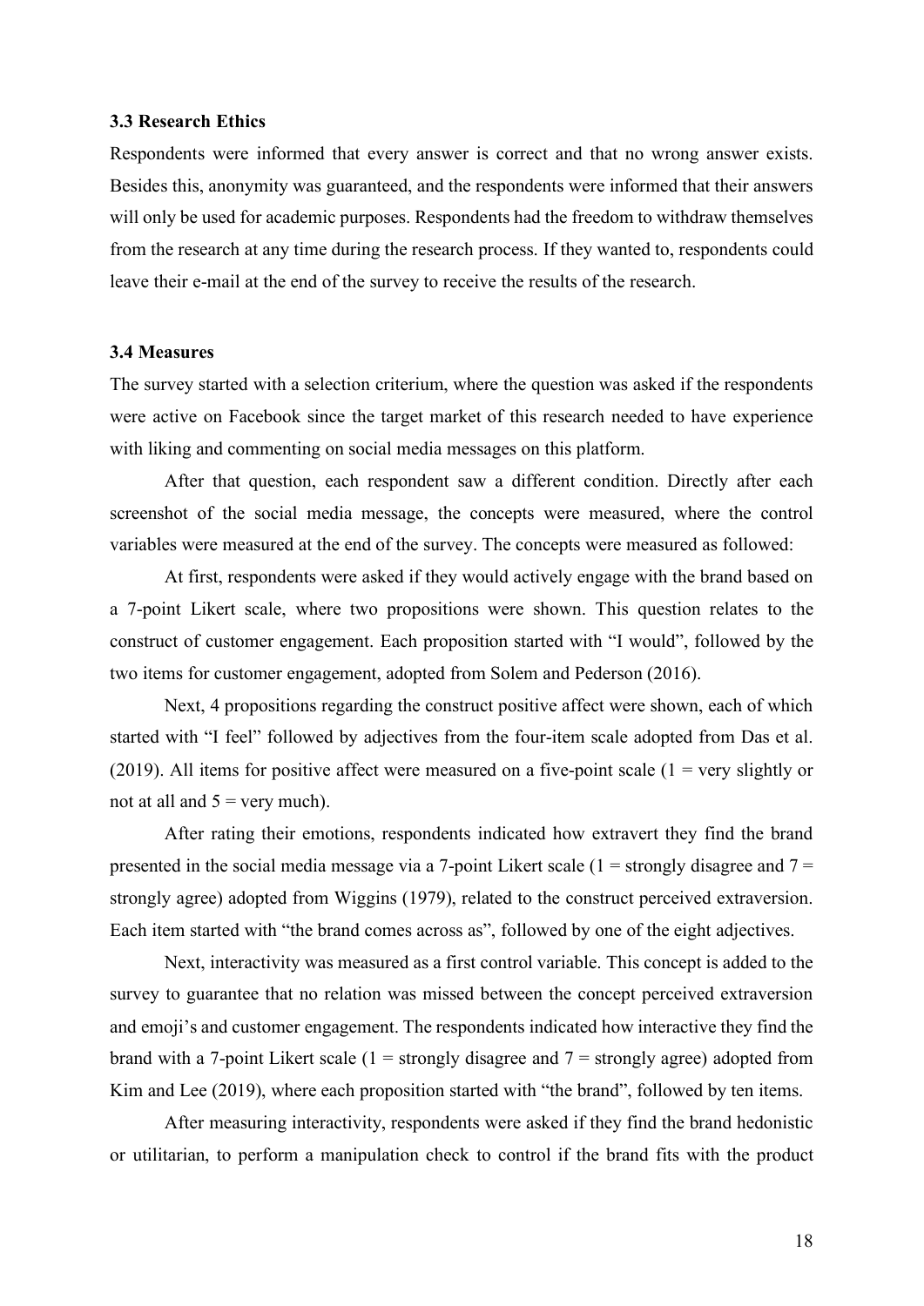### 3.3 Research Ethics

Respondents were informed that every answer is correct and that no wrong answer exists. Besides this, anonymity was guaranteed, and the respondents were informed that their answers will only be used for academic purposes. Respondents had the freedom to withdraw themselves from the research at any time during the research process. If they wanted to, respondents could leave their e-mail at the end of the survey to receive the results of the research.

### 3.4 Measures

The survey started with a selection criterium, where the question was asked if the respondents were active on Facebook since the target market of this research needed to have experience with liking and commenting on social media messages on this platform.

After that question, each respondent saw a different condition. Directly after each screenshot of the social media message, the concepts were measured, where the control variables were measured at the end of the survey. The concepts were measured as followed:

At first, respondents were asked if they would actively engage with the brand based on a 7-point Likert scale, where two propositions were shown. This question relates to the construct of customer engagement. Each proposition started with "I would", followed by the two items for customer engagement, adopted from Solem and Pederson (2016).

Next, 4 propositions regarding the construct positive affect were shown, each of which started with "I feel" followed by adjectives from the four-item scale adopted from Das et al. (2019). All items for positive affect were measured on a five-point scale (1 = very slightly or not at all and 5 = very much).

After rating their emotions, respondents indicated how extravert they find the brand presented in the social media message via a 7-point Likert scale (1 = strongly disagree and 7 = strongly agree) adopted from Wiggins (1979), related to the construct perceived extraversion. Each item started with "the brand comes across as", followed by one of the eight adjectives.

Next, interactivity was measured as a first control variable. This concept is added to the survey to guarantee that no relation was missed between the concept perceived extraversion and emoji's and customer engagement. The respondents indicated how interactive they find the brand with a 7-point Likert scale (1 = strongly disagree and 7 = strongly agree) adopted from Kim and Lee (2019), where each proposition started with "the brand", followed by ten items.

After measuring interactivity, respondents were asked if they find the brand hedonistic or utilitarian, to perform a manipulation check to control if the brand fits with the product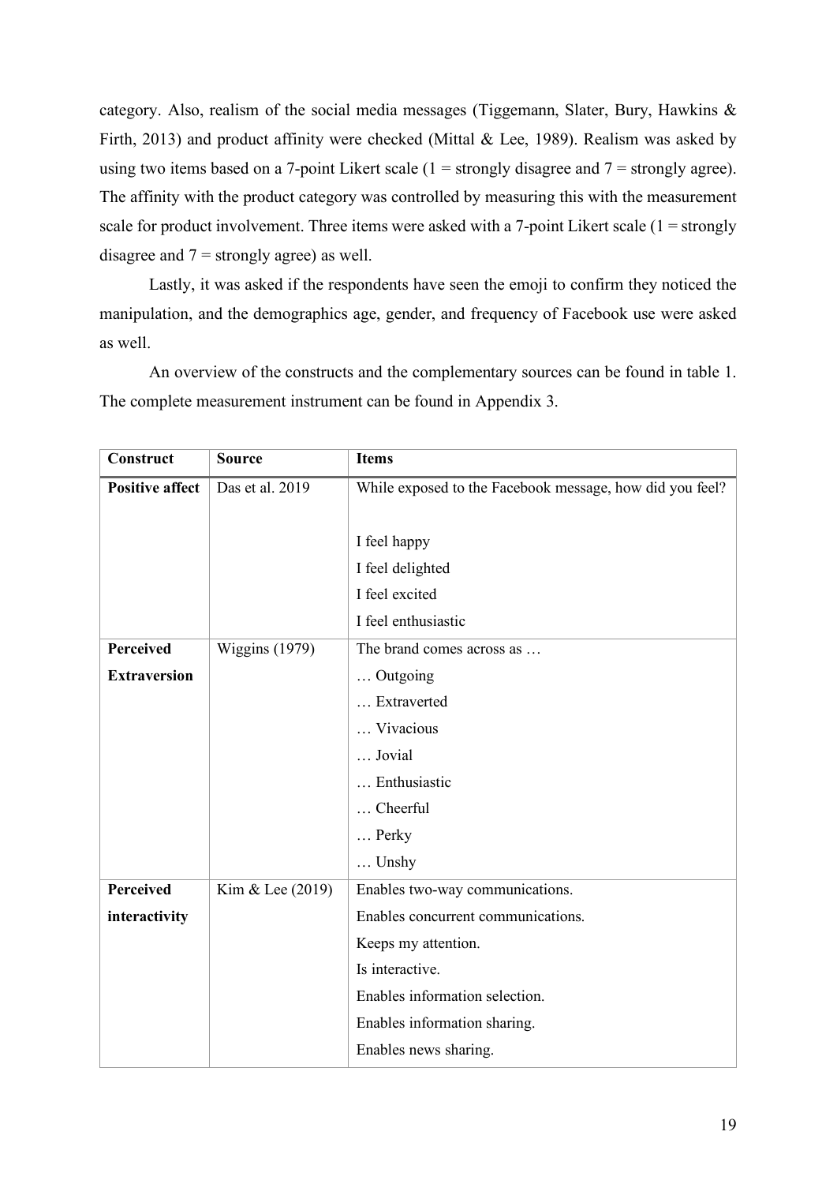category. Also, realism of the social media messages (Tiggemann, Slater, Bury, Hawkins & Firth, 2013) and product affinity were checked (Mittal & Lee, 1989). Realism was asked by using two items based on a 7-point Likert scale (1 = strongly disagree and 7 = strongly agree). The affinity with the product category was controlled by measuring this with the measurement scale for product involvement. Three items were asked with a 7-point Likert scale (1 = strongly disagree and 7 = strongly agree) as well.

Lastly, it was asked if the respondents have seen the emoji to confirm they noticed the manipulation, and the demographics age, gender, and frequency of Facebook use were asked as well.

An overview of the constructs and the complementary sources can be found in table 1. The complete measurement instrument can be found in Appendix 3.

| Construct | Source | Items |
|---|---|---|
| **Positive affect** | Das et al. 2019 | While exposed to the Facebook message, how did you feel? |
| | | I feel happy |
| | | I feel delighted |
| | | I feel excited |
| | | I feel enthusiastic |
| **Perceived Extraversion** | Wiggins (1979) | The brand comes across as … |
| | | … Outgoing |
| | | … Extraverted |
| | | … Vivacious |
| | | … Jovial |
| | | … Enthusiastic |
| | | … Cheerful |
| | | … Perky |
| | | … Unshy |
| **Perceived interactivity** | Kim & Lee (2019) | Enables two-way communications. |
| | | Enables concurrent communications. |
| | | Keeps my attention. |
| | | Is interactive. |
| | | Enables information selection. |
| | | Enables information sharing. |
| | | Enables news sharing. |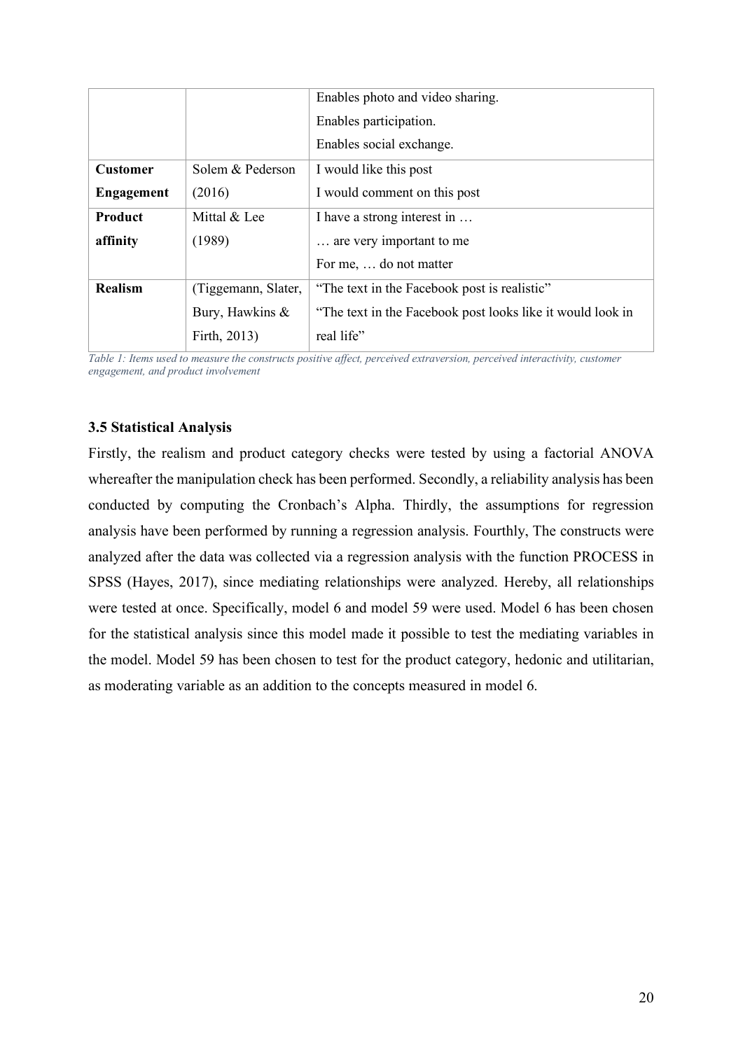| | | |
|---|---|---|
| | | Enables photo and video sharing.<br>Enables participation.<br>Enables social exchange. |
| **Customer Engagement** | Solem & Pederson (2016) | I would like this post<br>I would comment on this post |
| **Product affinity** | Mittal & Lee (1989) | I have a strong interest in …<br>… are very important to me<br>For me, … do not matter |
| **Realism** | (Tiggemann, Slater, Bury, Hawkins & Firth, 2013) | "The text in the Facebook post is realistic"<br>"The text in the Facebook post looks like it would look in real life" |

*Table 1: Items used to measure the constructs positive affect, perceived extraversion, perceived interactivity, customer engagement, and product involvement*

### 3.5 Statistical Analysis

Firstly, the realism and product category checks were tested by using a factorial ANOVA whereafter the manipulation check has been performed. Secondly, a reliability analysis has been conducted by computing the Cronbach's Alpha. Thirdly, the assumptions for regression analysis have been performed by running a regression analysis. Fourthly, The constructs were analyzed after the data was collected via a regression analysis with the function PROCESS in SPSS (Hayes, 2017), since mediating relationships were analyzed. Hereby, all relationships were tested at once. Specifically, model 6 and model 59 were used. Model 6 has been chosen for the statistical analysis since this model made it possible to test the mediating variables in the model. Model 59 has been chosen to test for the product category, hedonic and utilitarian, as moderating variable as an addition to the concepts measured in model 6.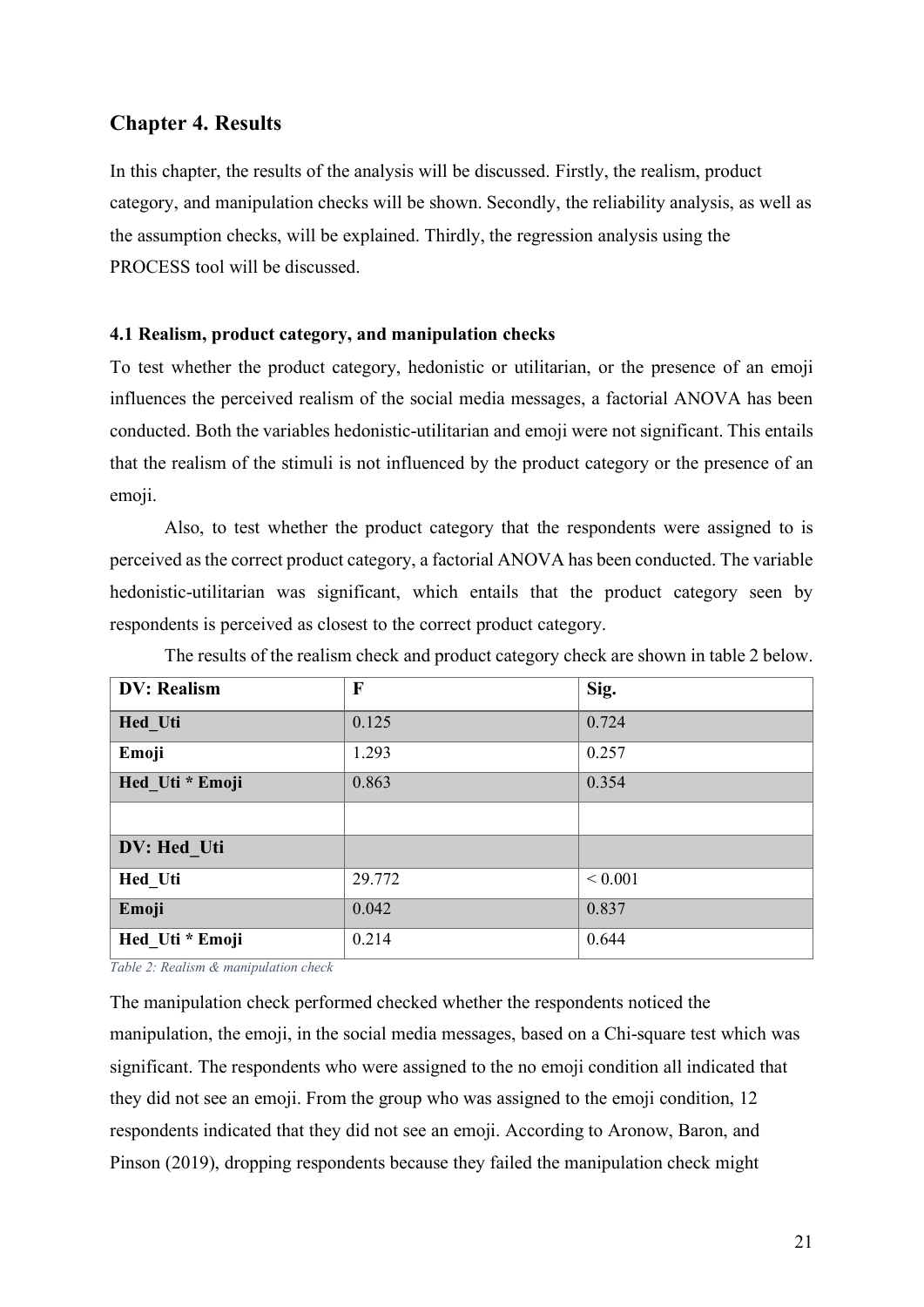## Chapter 4. Results

In this chapter, the results of the analysis will be discussed. Firstly, the realism, product category, and manipulation checks will be shown. Secondly, the reliability analysis, as well as the assumption checks, will be explained. Thirdly, the regression analysis using the PROCESS tool will be discussed.

### 4.1 Realism, product category, and manipulation checks

To test whether the product category, hedonistic or utilitarian, or the presence of an emoji influences the perceived realism of the social media messages, a factorial ANOVA has been conducted. Both the variables hedonistic-utilitarian and emoji were not significant. This entails that the realism of the stimuli is not influenced by the product category or the presence of an emoji.

Also, to test whether the product category that the respondents were assigned to is perceived as the correct product category, a factorial ANOVA has been conducted. The variable hedonistic-utilitarian was significant, which entails that the product category seen by respondents is perceived as closest to the correct product category.

The results of the realism check and product category check are shown in table 2 below.

| **DV: Realism** | **F** | **Sig.** |
|---|---|---|
| **Hed_Uti** | 0.125 | 0.724 |
| **Emoji** | 1.293 | 0.257 |
| **Hed_Uti * Emoji** | 0.863 | 0.354 |
| | | |
| **DV: Hed_Uti** | | |
| **Hed_Uti** | 29.772 | < 0.001 |
| **Emoji** | 0.042 | 0.837 |
| **Hed_Uti * Emoji** | 0.214 | 0.644 |

*Table 2: Realism & manipulation check*

The manipulation check performed checked whether the respondents noticed the manipulation, the emoji, in the social media messages, based on a Chi-square test which was significant. The respondents who were assigned to the no emoji condition all indicated that they did not see an emoji. From the group who was assigned to the emoji condition, 12 respondents indicated that they did not see an emoji. According to Aronow, Baron, and Pinson (2019), dropping respondents because they failed the manipulation check might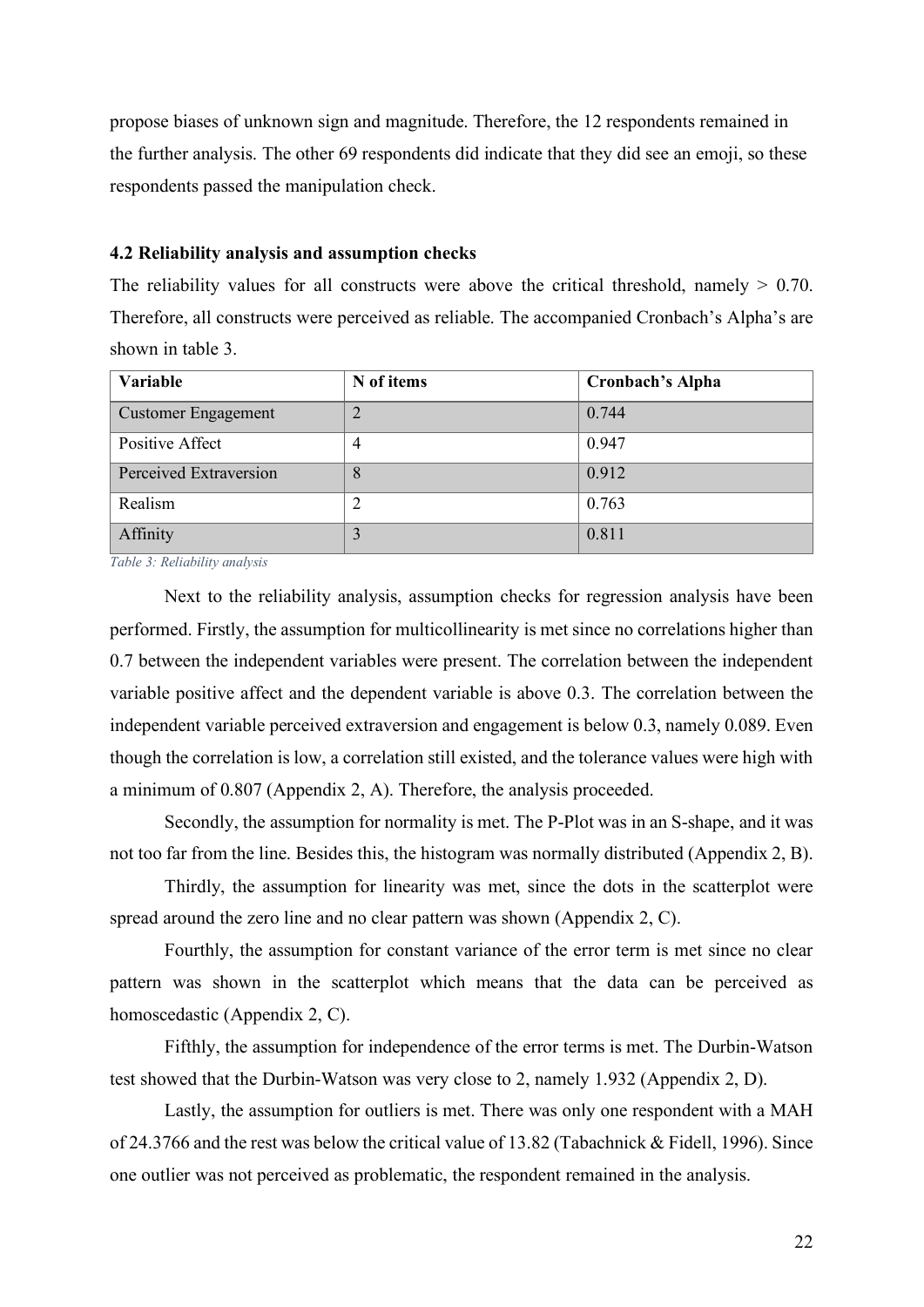propose biases of unknown sign and magnitude. Therefore, the 12 respondents remained in the further analysis. The other 69 respondents did indicate that they did see an emoji, so these respondents passed the manipulation check.

### 4.2 Reliability analysis and assumption checks

The reliability values for all constructs were above the critical threshold, namely > 0.70. Therefore, all constructs were perceived as reliable. The accompanied Cronbach's Alpha's are shown in table 3.

| Variable | N of items | Cronbach's Alpha |
|---|---|---|
| Customer Engagement | 2 | 0.744 |
| Positive Affect | 4 | 0.947 |
| Perceived Extraversion | 8 | 0.912 |
| Realism | 2 | 0.763 |
| Affinity | 3 | 0.811 |

*Table 3: Reliability analysis*

Next to the reliability analysis, assumption checks for regression analysis have been performed. Firstly, the assumption for multicollinearity is met since no correlations higher than 0.7 between the independent variables were present. The correlation between the independent variable positive affect and the dependent variable is above 0.3. The correlation between the independent variable perceived extraversion and engagement is below 0.3, namely 0.089. Even though the correlation is low, a correlation still existed, and the tolerance values were high with a minimum of 0.807 (Appendix 2, A). Therefore, the analysis proceeded.

Secondly, the assumption for normality is met. The P-Plot was in an S-shape, and it was not too far from the line. Besides this, the histogram was normally distributed (Appendix 2, B).

Thirdly, the assumption for linearity was met, since the dots in the scatterplot were spread around the zero line and no clear pattern was shown (Appendix 2, C).

Fourthly, the assumption for constant variance of the error term is met since no clear pattern was shown in the scatterplot which means that the data can be perceived as homoscedastic (Appendix 2, C).

Fifthly, the assumption for independence of the error terms is met. The Durbin-Watson test showed that the Durbin-Watson was very close to 2, namely 1.932 (Appendix 2, D).

Lastly, the assumption for outliers is met. There was only one respondent with a MAH of 24.3766 and the rest was below the critical value of 13.82 (Tabachnick & Fidell, 1996). Since one outlier was not perceived as problematic, the respondent remained in the analysis.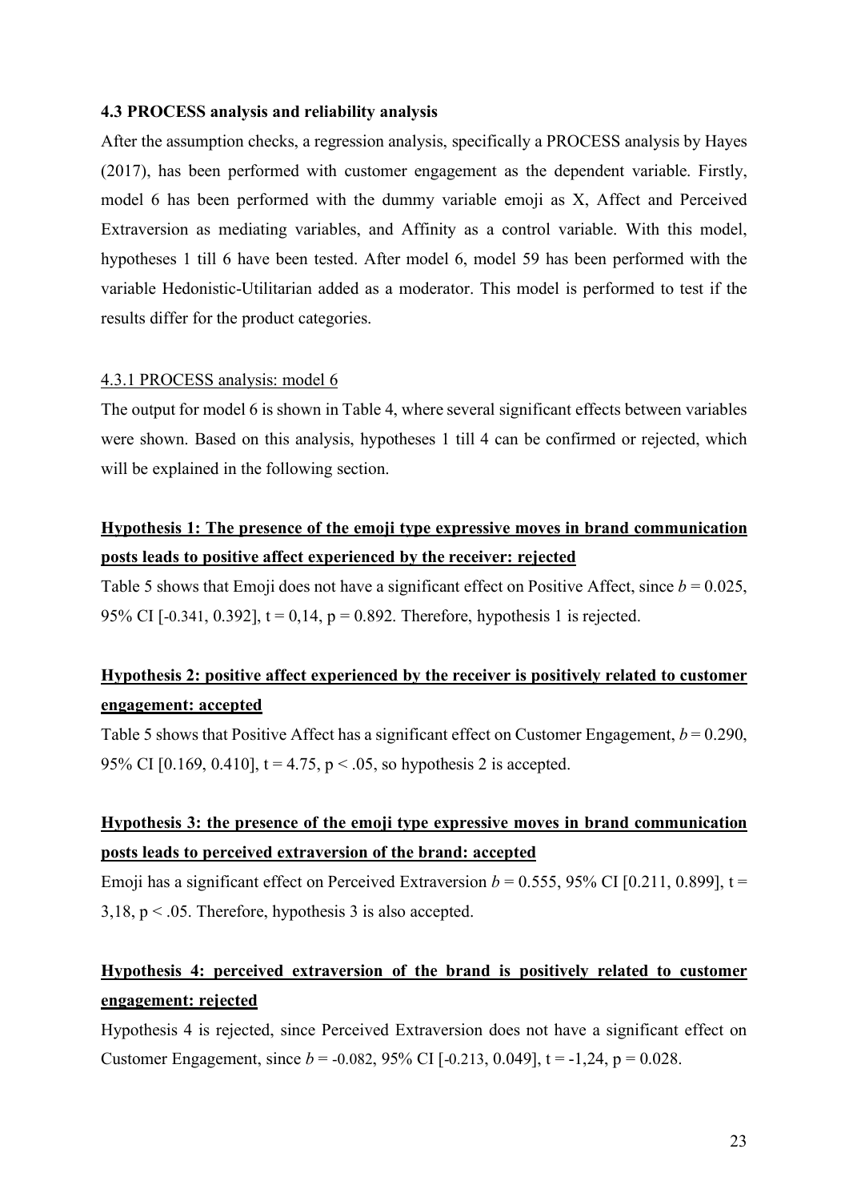### 4.3 PROCESS analysis and reliability analysis

After the assumption checks, a regression analysis, specifically a PROCESS analysis by Hayes (2017), has been performed with customer engagement as the dependent variable. Firstly, model 6 has been performed with the dummy variable emoji as X, Affect and Perceived Extraversion as mediating variables, and Affinity as a control variable. With this model, hypotheses 1 till 6 have been tested. After model 6, model 59 has been performed with the variable Hedonistic-Utilitarian added as a moderator. This model is performed to test if the results differ for the product categories.

#### 4.3.1 PROCESS analysis: model 6

The output for model 6 is shown in Table 4, where several significant effects between variables were shown. Based on this analysis, hypotheses 1 till 4 can be confirmed or rejected, which will be explained in the following section.

**Hypothesis 1: The presence of the emoji type expressive moves in brand communication posts leads to positive affect experienced by the receiver: rejected**

Table 5 shows that Emoji does not have a significant effect on Positive Affect, since $b = 0.025$, 95% CI [-0.341, 0.392], t = 0,14, $p = 0.892$. Therefore, hypothesis 1 is rejected.

**Hypothesis 2: positive affect experienced by the receiver is positively related to customer engagement: accepted**

Table 5 shows that Positive Affect has a significant effect on Customer Engagement, $b = 0.290$, 95% CI [0.169, 0.410], $t = 4.75$, $p < .05$, so hypothesis 2 is accepted.

**Hypothesis 3: the presence of the emoji type expressive moves in brand communication posts leads to perceived extraversion of the brand: accepted**

Emoji has a significant effect on Perceived Extraversion $b = 0.555$, 95% CI [0.211, 0.899], t = 3,18, $p < .05$. Therefore, hypothesis 3 is also accepted.

**Hypothesis 4: perceived extraversion of the brand is positively related to customer engagement: rejected**

Hypothesis 4 is rejected, since Perceived Extraversion does not have a significant effect on Customer Engagement, since $b = -0.082$, 95% CI [-0.213, 0.049], t = -1,24, $p = 0.028$.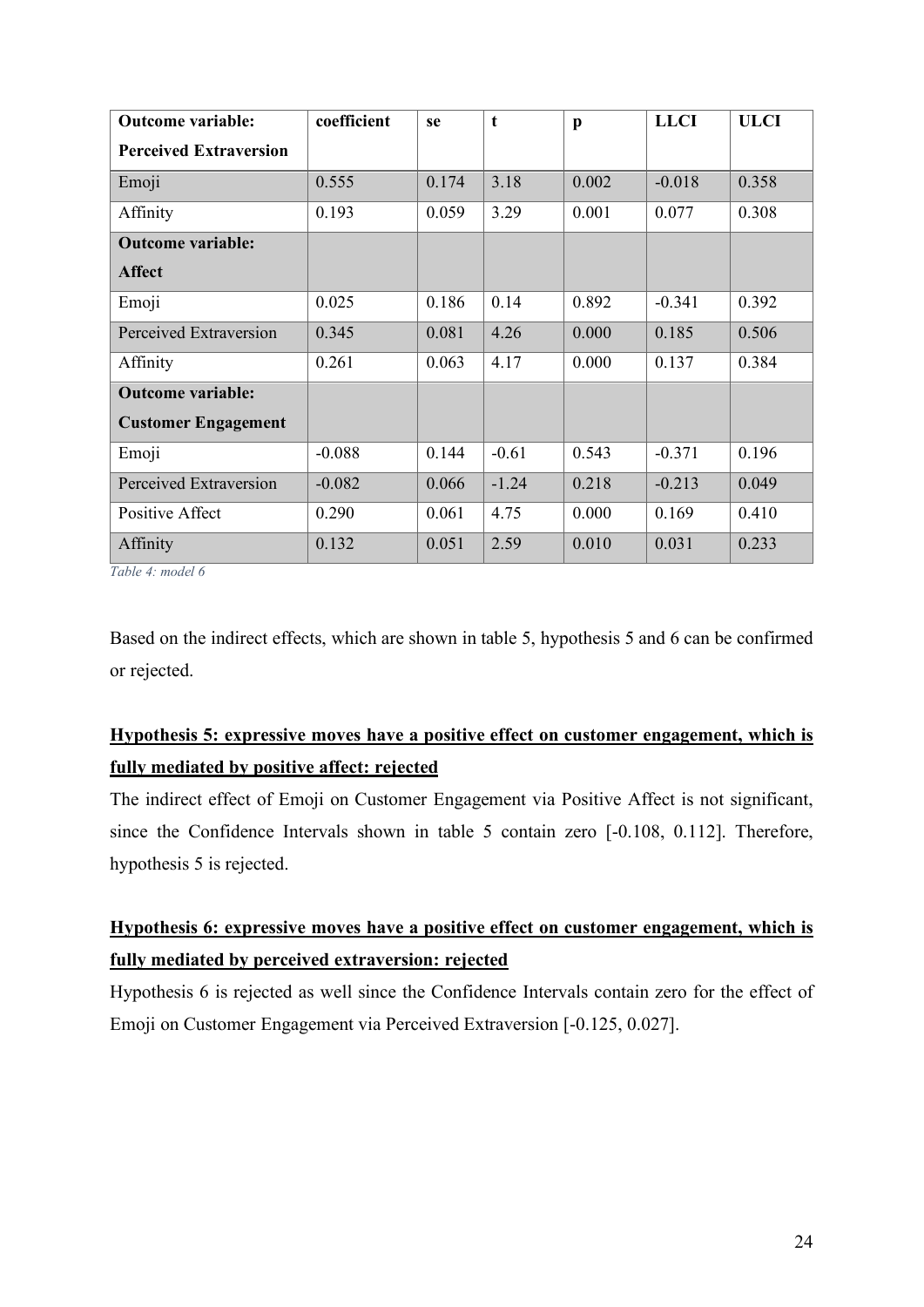| **Outcome variable: Perceived Extraversion** | **coefficient** | **se** | **t** | **p** | **LLCI** | **ULCI** |
|---|---|---|---|---|---|---|
| Emoji | 0.555 | 0.174 | 3.18 | 0.002 | -0.018 | 0.358 |
| Affinity | 0.193 | 0.059 | 3.29 | 0.001 | 0.077 | 0.308 |
| **Outcome variable: Affect** | | | | | | |
| Emoji | 0.025 | 0.186 | 0.14 | 0.892 | -0.341 | 0.392 |
| Perceived Extraversion | 0.345 | 0.081 | 4.26 | 0.000 | 0.185 | 0.506 |
| Affinity | 0.261 | 0.063 | 4.17 | 0.000 | 0.137 | 0.384 |
| **Outcome variable: Customer Engagement** | | | | | | |
| Emoji | -0.088 | 0.144 | -0.61 | 0.543 | -0.371 | 0.196 |
| Perceived Extraversion | -0.082 | 0.066 | -1.24 | 0.218 | -0.213 | 0.049 |
| Positive Affect | 0.290 | 0.061 | 4.75 | 0.000 | 0.169 | 0.410 |
| Affinity | 0.132 | 0.051 | 2.59 | 0.010 | 0.031 | 0.233 |

*Table 4: model 6*

Based on the indirect effects, which are shown in table 5, hypothesis 5 and 6 can be confirmed or rejected.

**Hypothesis 5: expressive moves have a positive effect on customer engagement, which is fully mediated by positive affect: rejected**

The indirect effect of Emoji on Customer Engagement via Positive Affect is not significant, since the Confidence Intervals shown in table 5 contain zero [-0.108, 0.112]. Therefore, hypothesis 5 is rejected.

**Hypothesis 6: expressive moves have a positive effect on customer engagement, which is fully mediated by perceived extraversion: rejected**

Hypothesis 6 is rejected as well since the Confidence Intervals contain zero for the effect of Emoji on Customer Engagement via Perceived Extraversion [-0.125, 0.027].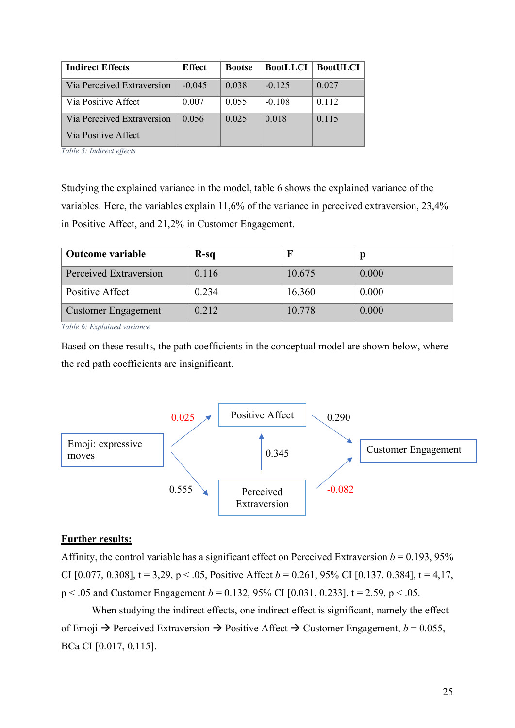| Indirect Effects | Effect | Bootse | BootLLCI | BootULCI |
|---|---|---|---|---|
| Via Perceived Extraversion | -0.045 | 0.038 | -0.125 | 0.027 |
| Via Positive Affect | 0.007 | 0.055 | -0.108 | 0.112 |
| Via Perceived Extraversion Via Positive Affect | 0.056 | 0.025 | 0.018 | 0.115 |

*Table 5: Indirect effects*

Studying the explained variance in the model, table 6 shows the explained variance of the variables. Here, the variables explain 11,6% of the variance in perceived extraversion, 23,4% in Positive Affect, and 21,2% in Customer Engagement.

| Outcome variable | R-sq | F | p |
|---|---|---|---|
| Perceived Extraversion | 0.116 | 10.675 | 0.000 |
| Positive Affect | 0.234 | 16.360 | 0.000 |
| Customer Engagement | 0.212 | 10.778 | 0.000 |

*Table 6: Explained variance*

Based on these results, the path coefficients in the conceptual model are shown below, where the red path coefficients are insignificant.

Emoji: expressive moves
Positive Affect
Perceived Extraversion
Customer Engagement
0.025
0.555
0.345
0.290
-0.082

**Further results:**

Affinity, the control variable has a significant effect on Perceived Extraversion $b = 0.193$, 95% CI [0.077, 0.308], t = 3,29, $p < .05$, Positive Affect $b = 0.261$, 95% CI [0.137, 0.384], t = 4,17, $p < .05$ and Customer Engagement $b = 0.132$, 95% CI [0.031, 0.233], t = 2.59, $p < .05$.

When studying the indirect effects, one indirect effect is significant, namely the effect of Emoji → Perceived Extraversion → Positive Affect → Customer Engagement, $b = 0.055$, BCa CI [0.017, 0.115].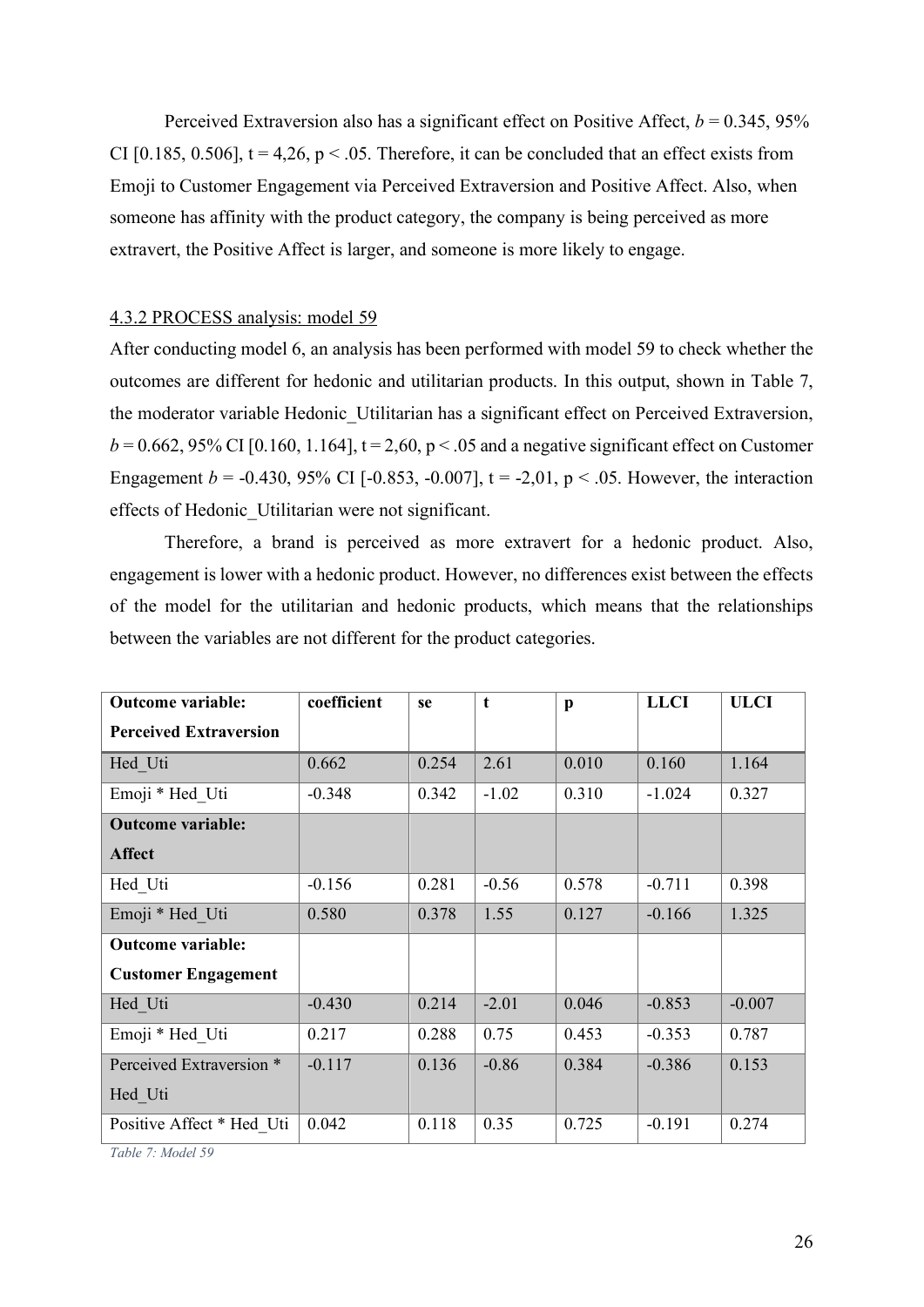Perceived Extraversion also has a significant effect on Positive Affect, *b* = 0.345, 95% CI [0.185, 0.506], t = 4,26, $p < .05$. Therefore, it can be concluded that an effect exists from Emoji to Customer Engagement via Perceived Extraversion and Positive Affect. Also, when someone has affinity with the product category, the company is being perceived as more extravert, the Positive Affect is larger, and someone is more likely to engage.

### 4.3.2 PROCESS analysis: model 59

After conducting model 6, an analysis has been performed with model 59 to check whether the outcomes are different for hedonic and utilitarian products. In this output, shown in Table 7, the moderator variable Hedonic_Utilitarian has a significant effect on Perceived Extraversion, *b* = 0.662, 95% CI [0.160, 1.164], t = 2,60, $p < .05$ and a negative significant effect on Customer Engagement *b* = -0.430, 95% CI [-0.853, -0.007], t = -2,01, $p < .05$. However, the interaction effects of Hedonic_Utilitarian were not significant.

Therefore, a brand is perceived as more extravert for a hedonic product. Also, engagement is lower with a hedonic product. However, no differences exist between the effects of the model for the utilitarian and hedonic products, which means that the relationships between the variables are not different for the product categories.

| **Outcome variable: Perceived Extraversion** | **coefficient** | **se** | **t** | **p** | **LLCI** | **ULCI** |
|---|---|---|---|---|---|---|
| Hed_Uti | 0.662 | 0.254 | 2.61 | 0.010 | 0.160 | 1.164 |
| Emoji * Hed_Uti | -0.348 | 0.342 | -1.02 | 0.310 | -1.024 | 0.327 |
| **Outcome variable: Affect** | | | | | | |
| Hed_Uti | -0.156 | 0.281 | -0.56 | 0.578 | -0.711 | 0.398 |
| Emoji * Hed_Uti | 0.580 | 0.378 | 1.55 | 0.127 | -0.166 | 1.325 |
| **Outcome variable: Customer Engagement** | | | | | | |
| Hed_Uti | -0.430 | 0.214 | -2.01 | 0.046 | -0.853 | -0.007 |
| Emoji * Hed_Uti | 0.217 | 0.288 | 0.75 | 0.453 | -0.353 | 0.787 |
| Perceived Extraversion * Hed_Uti | -0.117 | 0.136 | -0.86 | 0.384 | -0.386 | 0.153 |
| Positive Affect * Hed_Uti | 0.042 | 0.118 | 0.35 | 0.725 | -0.191 | 0.274 |

*Table 7: Model 59*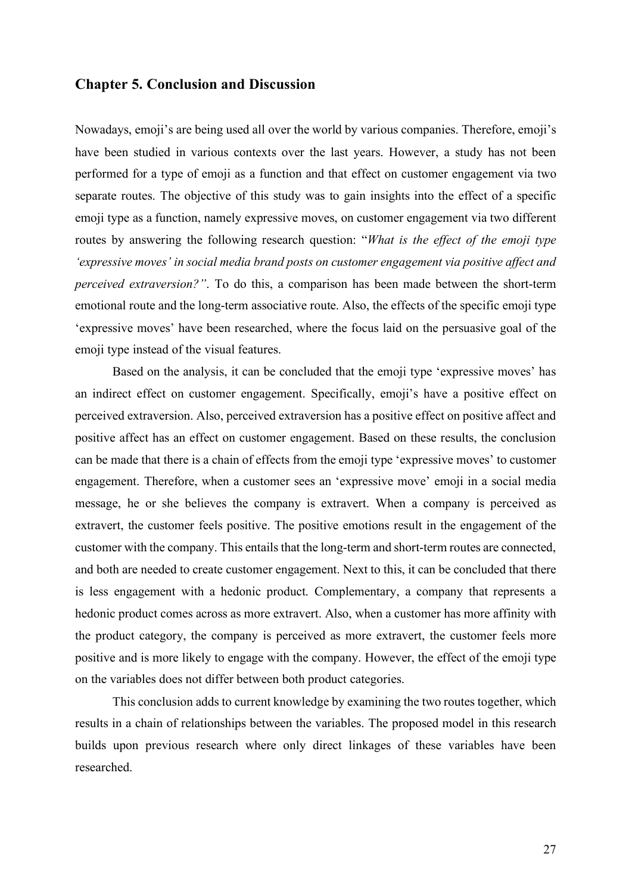## Chapter 5. Conclusion and Discussion

Nowadays, emoji's are being used all over the world by various companies. Therefore, emoji's have been studied in various contexts over the last years. However, a study has not been performed for a type of emoji as a function and that effect on customer engagement via two separate routes. The objective of this study was to gain insights into the effect of a specific emoji type as a function, namely expressive moves, on customer engagement via two different routes by answering the following research question: "*What is the effect of the emoji type 'expressive moves' in social media brand posts on customer engagement via positive affect and perceived extraversion?"*. To do this, a comparison has been made between the short-term emotional route and the long-term associative route. Also, the effects of the specific emoji type 'expressive moves' have been researched, where the focus laid on the persuasive goal of the emoji type instead of the visual features.

Based on the analysis, it can be concluded that the emoji type 'expressive moves' has an indirect effect on customer engagement. Specifically, emoji's have a positive effect on perceived extraversion. Also, perceived extraversion has a positive effect on positive affect and positive affect has an effect on customer engagement. Based on these results, the conclusion can be made that there is a chain of effects from the emoji type 'expressive moves' to customer engagement. Therefore, when a customer sees an 'expressive move' emoji in a social media message, he or she believes the company is extravert. When a company is perceived as extravert, the customer feels positive. The positive emotions result in the engagement of the customer with the company. This entails that the long-term and short-term routes are connected, and both are needed to create customer engagement. Next to this, it can be concluded that there is less engagement with a hedonic product. Complementary, a company that represents a hedonic product comes across as more extravert. Also, when a customer has more affinity with the product category, the company is perceived as more extravert, the customer feels more positive and is more likely to engage with the company. However, the effect of the emoji type on the variables does not differ between both product categories.

This conclusion adds to current knowledge by examining the two routes together, which results in a chain of relationships between the variables. The proposed model in this research builds upon previous research where only direct linkages of these variables have been researched.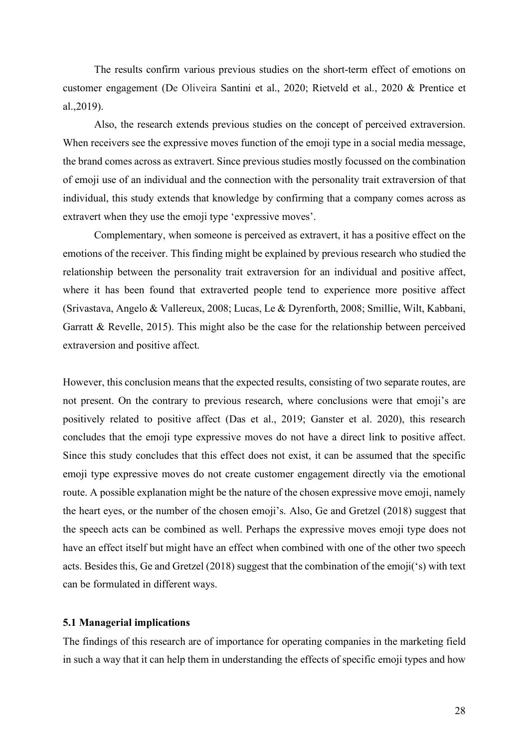The results confirm various previous studies on the short-term effect of emotions on customer engagement (De Oliveira Santini et al., 2020; Rietveld et al., 2020 & Prentice et al.,2019).

Also, the research extends previous studies on the concept of perceived extraversion. When receivers see the expressive moves function of the emoji type in a social media message, the brand comes across as extravert. Since previous studies mostly focussed on the combination of emoji use of an individual and the connection with the personality trait extraversion of that individual, this study extends that knowledge by confirming that a company comes across as extravert when they use the emoji type 'expressive moves'.

Complementary, when someone is perceived as extravert, it has a positive effect on the emotions of the receiver. This finding might be explained by previous research who studied the relationship between the personality trait extraversion for an individual and positive affect, where it has been found that extraverted people tend to experience more positive affect (Srivastava, Angelo & Vallereux, 2008; Lucas, Le & Dyrenforth, 2008; Smillie, Wilt, Kabbani, Garratt & Revelle, 2015). This might also be the case for the relationship between perceived extraversion and positive affect.

However, this conclusion means that the expected results, consisting of two separate routes, are not present. On the contrary to previous research, where conclusions were that emoji's are positively related to positive affect (Das et al., 2019; Ganster et al. 2020), this research concludes that the emoji type expressive moves do not have a direct link to positive affect. Since this study concludes that this effect does not exist, it can be assumed that the specific emoji type expressive moves do not create customer engagement directly via the emotional route. A possible explanation might be the nature of the chosen expressive move emoji, namely the heart eyes, or the number of the chosen emoji's. Also, Ge and Gretzel (2018) suggest that the speech acts can be combined as well. Perhaps the expressive moves emoji type does not have an effect itself but might have an effect when combined with one of the other two speech acts. Besides this, Ge and Gretzel (2018) suggest that the combination of the emoji('s) with text can be formulated in different ways.

### 5.1 Managerial implications

The findings of this research are of importance for operating companies in the marketing field in such a way that it can help them in understanding the effects of specific emoji types and how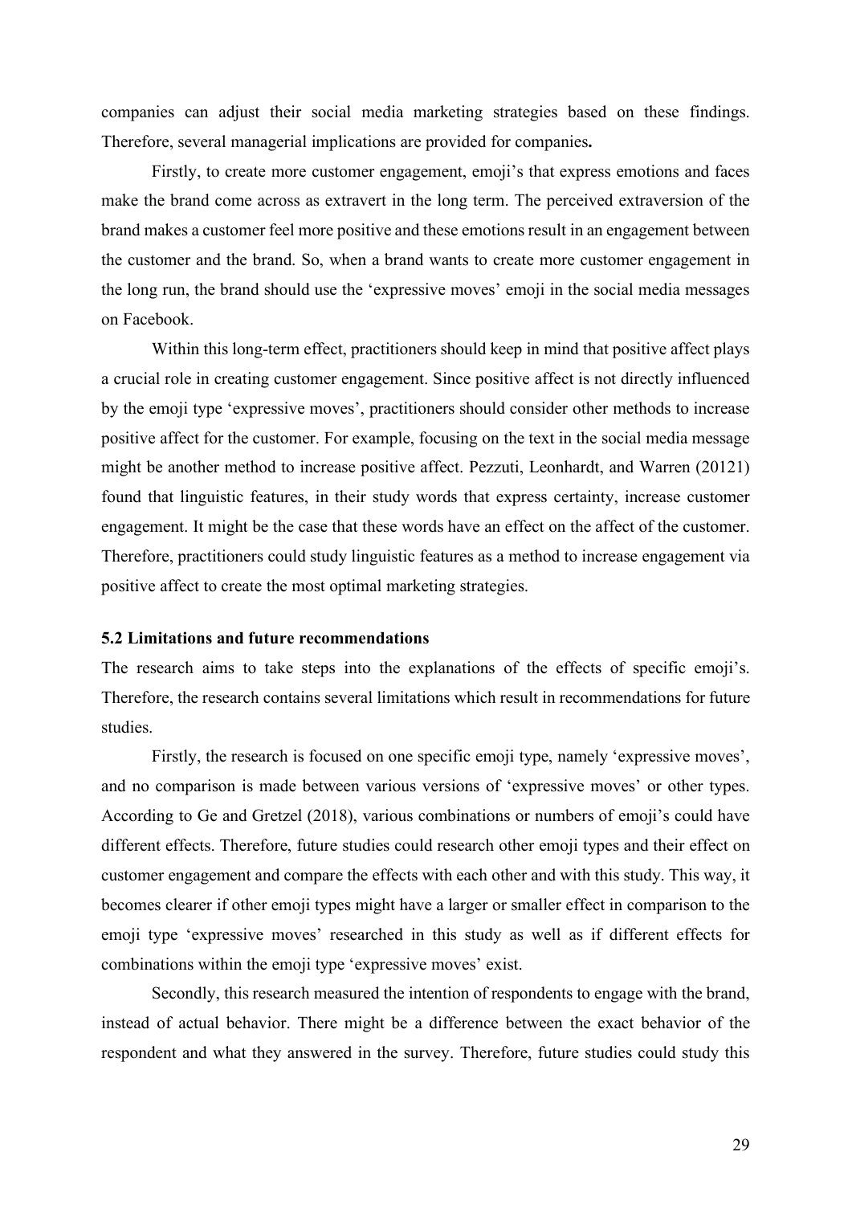companies can adjust their social media marketing strategies based on these findings. Therefore, several managerial implications are provided for companies**.**

Firstly, to create more customer engagement, emoji's that express emotions and faces make the brand come across as extravert in the long term. The perceived extraversion of the brand makes a customer feel more positive and these emotions result in an engagement between the customer and the brand. So, when a brand wants to create more customer engagement in the long run, the brand should use the 'expressive moves' emoji in the social media messages on Facebook.

Within this long-term effect, practitioners should keep in mind that positive affect plays a crucial role in creating customer engagement. Since positive affect is not directly influenced by the emoji type 'expressive moves', practitioners should consider other methods to increase positive affect for the customer. For example, focusing on the text in the social media message might be another method to increase positive affect. Pezzuti, Leonhardt, and Warren (20121) found that linguistic features, in their study words that express certainty, increase customer engagement. It might be the case that these words have an effect on the affect of the customer. Therefore, practitioners could study linguistic features as a method to increase engagement via positive affect to create the most optimal marketing strategies.

### 5.2 Limitations and future recommendations

The research aims to take steps into the explanations of the effects of specific emoji's. Therefore, the research contains several limitations which result in recommendations for future studies.

Firstly, the research is focused on one specific emoji type, namely 'expressive moves', and no comparison is made between various versions of 'expressive moves' or other types. According to Ge and Gretzel (2018), various combinations or numbers of emoji's could have different effects. Therefore, future studies could research other emoji types and their effect on customer engagement and compare the effects with each other and with this study. This way, it becomes clearer if other emoji types might have a larger or smaller effect in comparison to the emoji type 'expressive moves' researched in this study as well as if different effects for combinations within the emoji type 'expressive moves' exist.

Secondly, this research measured the intention of respondents to engage with the brand, instead of actual behavior. There might be a difference between the exact behavior of the respondent and what they answered in the survey. Therefore, future studies could study this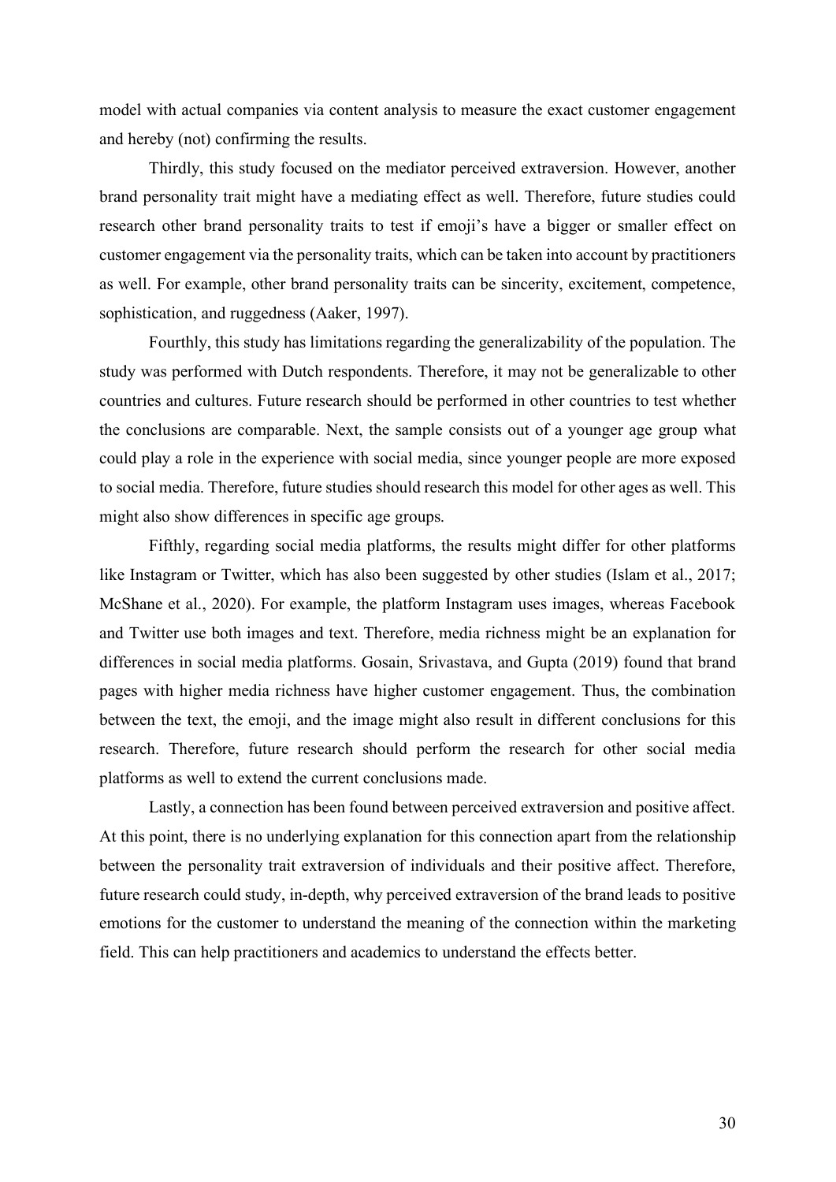model with actual companies via content analysis to measure the exact customer engagement and hereby (not) confirming the results.

Thirdly, this study focused on the mediator perceived extraversion. However, another brand personality trait might have a mediating effect as well. Therefore, future studies could research other brand personality traits to test if emoji's have a bigger or smaller effect on customer engagement via the personality traits, which can be taken into account by practitioners as well. For example, other brand personality traits can be sincerity, excitement, competence, sophistication, and ruggedness (Aaker, 1997).

Fourthly, this study has limitations regarding the generalizability of the population. The study was performed with Dutch respondents. Therefore, it may not be generalizable to other countries and cultures. Future research should be performed in other countries to test whether the conclusions are comparable. Next, the sample consists out of a younger age group what could play a role in the experience with social media, since younger people are more exposed to social media. Therefore, future studies should research this model for other ages as well. This might also show differences in specific age groups.

Fifthly, regarding social media platforms, the results might differ for other platforms like Instagram or Twitter, which has also been suggested by other studies (Islam et al., 2017; McShane et al., 2020). For example, the platform Instagram uses images, whereas Facebook and Twitter use both images and text. Therefore, media richness might be an explanation for differences in social media platforms. Gosain, Srivastava, and Gupta (2019) found that brand pages with higher media richness have higher customer engagement. Thus, the combination between the text, the emoji, and the image might also result in different conclusions for this research. Therefore, future research should perform the research for other social media platforms as well to extend the current conclusions made.

Lastly, a connection has been found between perceived extraversion and positive affect. At this point, there is no underlying explanation for this connection apart from the relationship between the personality trait extraversion of individuals and their positive affect. Therefore, future research could study, in-depth, why perceived extraversion of the brand leads to positive emotions for the customer to understand the meaning of the connection within the marketing field. This can help practitioners and academics to understand the effects better.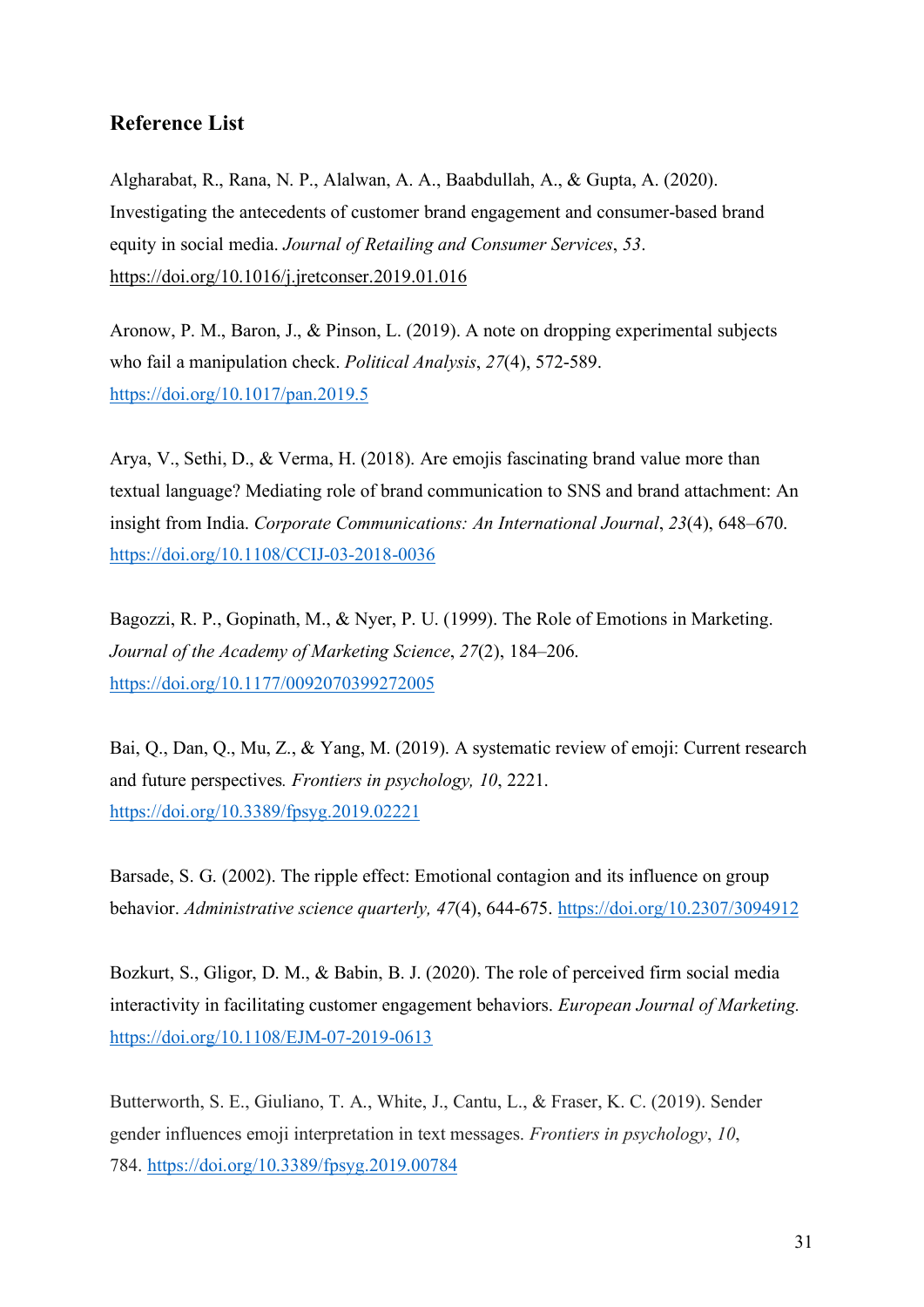## Reference List

Algharabat, R., Rana, N. P., Alalwan, A. A., Baabdullah, A., & Gupta, A. (2020). Investigating the antecedents of customer brand engagement and consumer-based brand equity in social media. *Journal of Retailing and Consumer Services*, *53*. https://doi.org/10.1016/j.jretconser.2019.01.016

Aronow, P. M., Baron, J., & Pinson, L. (2019). A note on dropping experimental subjects who fail a manipulation check. *Political Analysis*, *27*(4), 572-589. https://doi.org/10.1017/pan.2019.5

Arya, V., Sethi, D., & Verma, H. (2018). Are emojis fascinating brand value more than textual language? Mediating role of brand communication to SNS and brand attachment: An insight from India. *Corporate Communications: An International Journal*, *23*(4), 648–670. https://doi.org/10.1108/CCIJ-03-2018-0036

Bagozzi, R. P., Gopinath, M., & Nyer, P. U. (1999). The Role of Emotions in Marketing. *Journal of the Academy of Marketing Science*, *27*(2), 184–206. https://doi.org/10.1177/0092070399272005

Bai, Q., Dan, Q., Mu, Z., & Yang, M. (2019). A systematic review of emoji: Current research and future perspectives. *Frontiers in psychology, 10*, 2221. https://doi.org/10.3389/fpsyg.2019.02221

Barsade, S. G. (2002). The ripple effect: Emotional contagion and its influence on group behavior. *Administrative science quarterly, 47*(4), 644-675. https://doi.org/10.2307/3094912

Bozkurt, S., Gligor, D. M., & Babin, B. J. (2020). The role of perceived firm social media interactivity in facilitating customer engagement behaviors. *European Journal of Marketing.* https://doi.org/10.1108/EJM-07-2019-0613

Butterworth, S. E., Giuliano, T. A., White, J., Cantu, L., & Fraser, K. C. (2019). Sender gender influences emoji interpretation in text messages. *Frontiers in psychology*, *10*, 784. https://doi.org/10.3389/fpsyg.2019.00784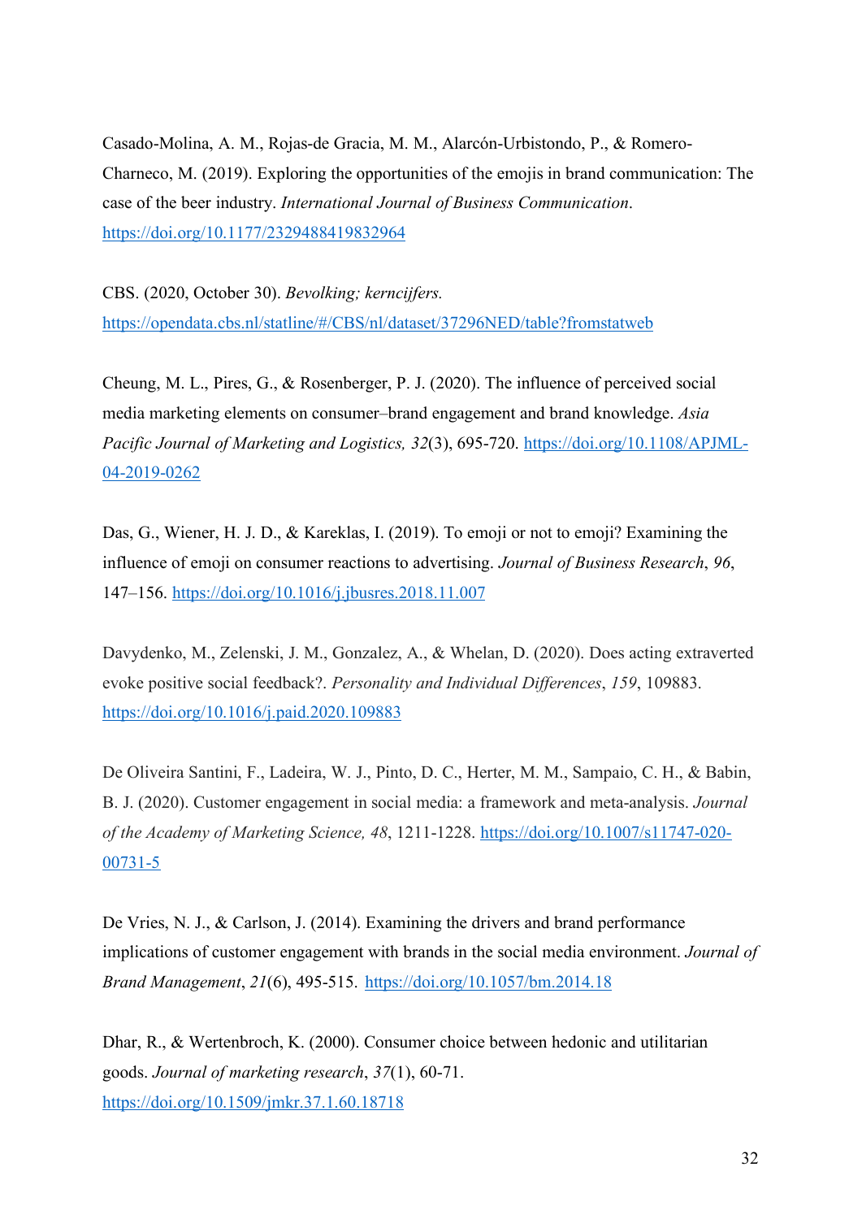Casado-Molina, A. M., Rojas-de Gracia, M. M., Alarcón-Urbistondo, P., & Romero-Charneco, M. (2019). Exploring the opportunities of the emojis in brand communication: The case of the beer industry. *International Journal of Business Communication*. https://doi.org/10.1177/2329488419832964

CBS. (2020, October 30). *Bevolking; kerncijfers.* https://opendata.cbs.nl/statline/#/CBS/nl/dataset/37296NED/table?fromstatweb

Cheung, M. L., Pires, G., & Rosenberger, P. J. (2020). The influence of perceived social media marketing elements on consumer–brand engagement and brand knowledge. *Asia Pacific Journal of Marketing and Logistics, 32*(3), 695-720. https://doi.org/10.1108/APJML-04-2019-0262

Das, G., Wiener, H. J. D., & Kareklas, I. (2019). To emoji or not to emoji? Examining the influence of emoji on consumer reactions to advertising. *Journal of Business Research*, *96*, 147–156. https://doi.org/10.1016/j.jbusres.2018.11.007

Davydenko, M., Zelenski, J. M., Gonzalez, A., & Whelan, D. (2020). Does acting extraverted evoke positive social feedback?. *Personality and Individual Differences*, *159*, 109883. https://doi.org/10.1016/j.paid.2020.109883

De Oliveira Santini, F., Ladeira, W. J., Pinto, D. C., Herter, M. M., Sampaio, C. H., & Babin, B. J. (2020). Customer engagement in social media: a framework and meta-analysis. *Journal of the Academy of Marketing Science, 48*, 1211-1228. https://doi.org/10.1007/s11747-020-00731-5

De Vries, N. J., & Carlson, J. (2014). Examining the drivers and brand performance implications of customer engagement with brands in the social media environment. *Journal of Brand Management*, *21*(6), 495-515. https://doi.org/10.1057/bm.2014.18

Dhar, R., & Wertenbroch, K. (2000). Consumer choice between hedonic and utilitarian goods. *Journal of marketing research*, *37*(1), 60-71. https://doi.org/10.1509/jmkr.37.1.60.18718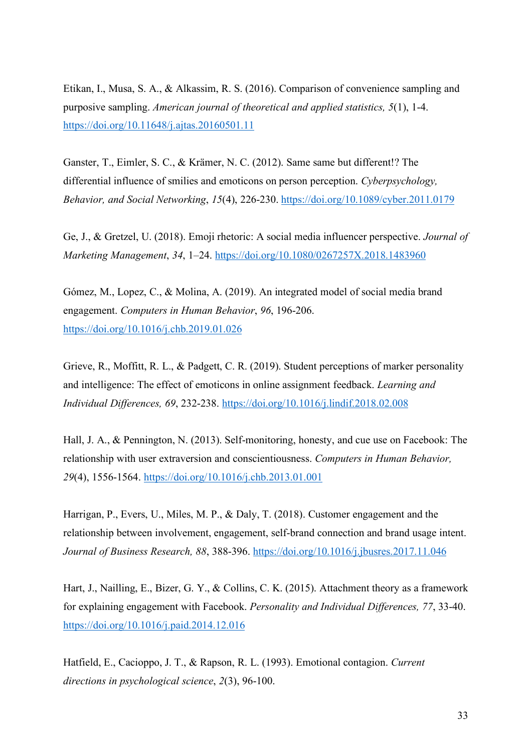Etikan, I., Musa, S. A., & Alkassim, R. S. (2016). Comparison of convenience sampling and purposive sampling. *American journal of theoretical and applied statistics, 5*(1), 1-4. https://doi.org/10.11648/j.ajtas.20160501.11

Ganster, T., Eimler, S. C., & Krämer, N. C. (2012). Same same but different!? The differential influence of smilies and emoticons on person perception. *Cyberpsychology, Behavior, and Social Networking*, *15*(4), 226-230. https://doi.org/10.1089/cyber.2011.0179

Ge, J., & Gretzel, U. (2018). Emoji rhetoric: A social media influencer perspective. *Journal of Marketing Management*, *34*, 1–24. https://doi.org/10.1080/0267257X.2018.1483960

Gómez, M., Lopez, C., & Molina, A. (2019). An integrated model of social media brand engagement. *Computers in Human Behavior*, *96*, 196-206. https://doi.org/10.1016/j.chb.2019.01.026

Grieve, R., Moffitt, R. L., & Padgett, C. R. (2019). Student perceptions of marker personality and intelligence: The effect of emoticons in online assignment feedback. *Learning and Individual Differences, 69*, 232-238. https://doi.org/10.1016/j.lindif.2018.02.008

Hall, J. A., & Pennington, N. (2013). Self-monitoring, honesty, and cue use on Facebook: The relationship with user extraversion and conscientiousness. *Computers in Human Behavior, 29*(4), 1556-1564. https://doi.org/10.1016/j.chb.2013.01.001

Harrigan, P., Evers, U., Miles, M. P., & Daly, T. (2018). Customer engagement and the relationship between involvement, engagement, self-brand connection and brand usage intent. *Journal of Business Research, 88*, 388-396. https://doi.org/10.1016/j.jbusres.2017.11.046

Hart, J., Nailling, E., Bizer, G. Y., & Collins, C. K. (2015). Attachment theory as a framework for explaining engagement with Facebook. *Personality and Individual Differences, 77*, 33-40. https://doi.org/10.1016/j.paid.2014.12.016

Hatfield, E., Cacioppo, J. T., & Rapson, R. L. (1993). Emotional contagion. *Current directions in psychological science*, *2*(3), 96-100.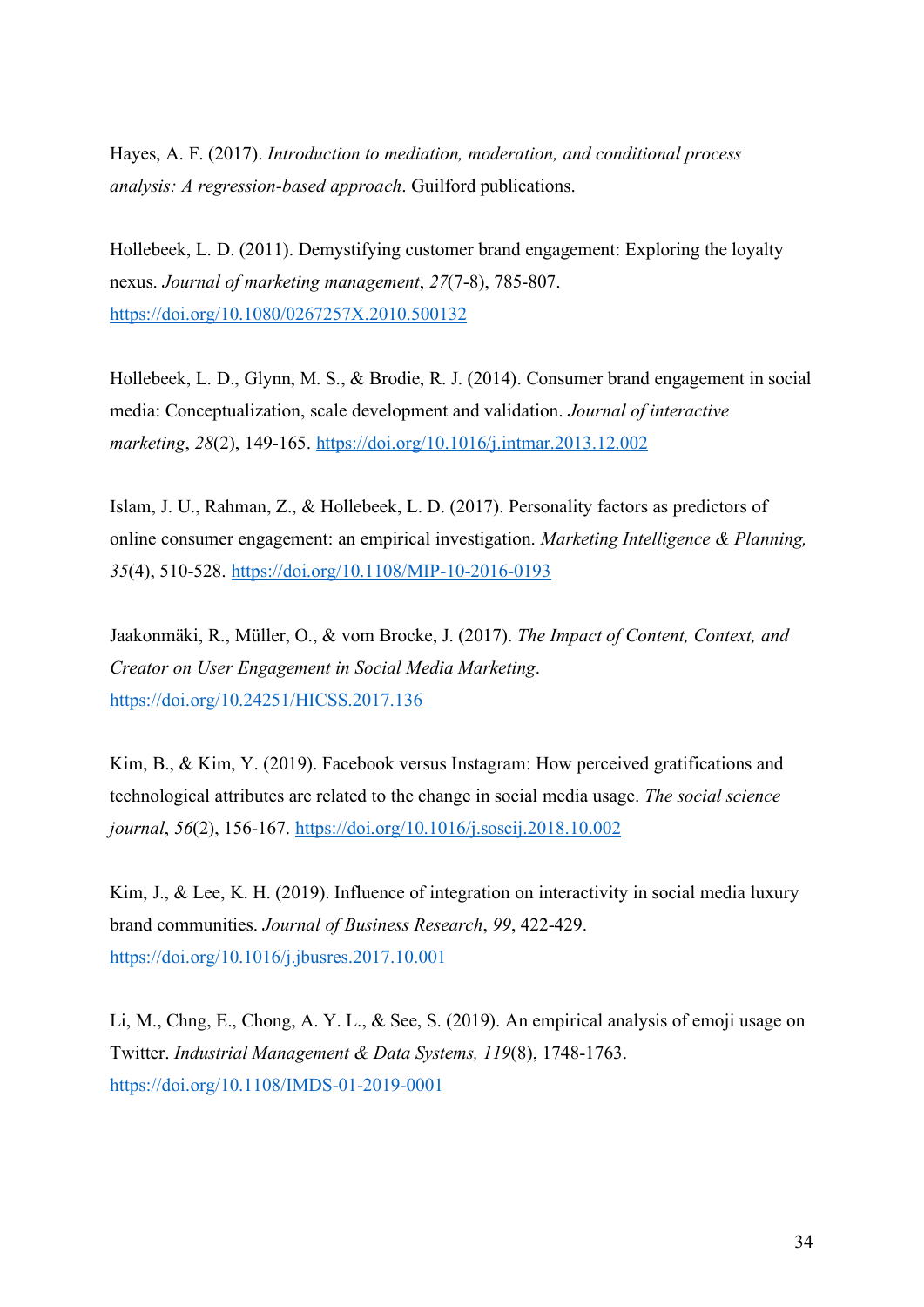Hayes, A. F. (2017). *Introduction to mediation, moderation, and conditional process analysis: A regression-based approach*. Guilford publications.

Hollebeek, L. D. (2011). Demystifying customer brand engagement: Exploring the loyalty nexus. *Journal of marketing management*, *27*(7-8), 785-807. https://doi.org/10.1080/0267257X.2010.500132

Hollebeek, L. D., Glynn, M. S., & Brodie, R. J. (2014). Consumer brand engagement in social media: Conceptualization, scale development and validation. *Journal of interactive marketing*, *28*(2), 149-165. https://doi.org/10.1016/j.intmar.2013.12.002

Islam, J. U., Rahman, Z., & Hollebeek, L. D. (2017). Personality factors as predictors of online consumer engagement: an empirical investigation. *Marketing Intelligence & Planning, 35*(4), 510-528. https://doi.org/10.1108/MIP-10-2016-0193

Jaakonmäki, R., Müller, O., & vom Brocke, J. (2017). *The Impact of Content, Context, and Creator on User Engagement in Social Media Marketing*. https://doi.org/10.24251/HICSS.2017.136

Kim, B., & Kim, Y. (2019). Facebook versus Instagram: How perceived gratifications and technological attributes are related to the change in social media usage. *The social science journal*, *56*(2), 156-167. https://doi.org/10.1016/j.soscij.2018.10.002

Kim, J., & Lee, K. H. (2019). Influence of integration on interactivity in social media luxury brand communities. *Journal of Business Research*, *99*, 422-429. https://doi.org/10.1016/j.jbusres.2017.10.001

Li, M., Chng, E., Chong, A. Y. L., & See, S. (2019). An empirical analysis of emoji usage on Twitter. *Industrial Management & Data Systems, 119*(8), 1748-1763. https://doi.org/10.1108/IMDS-01-2019-0001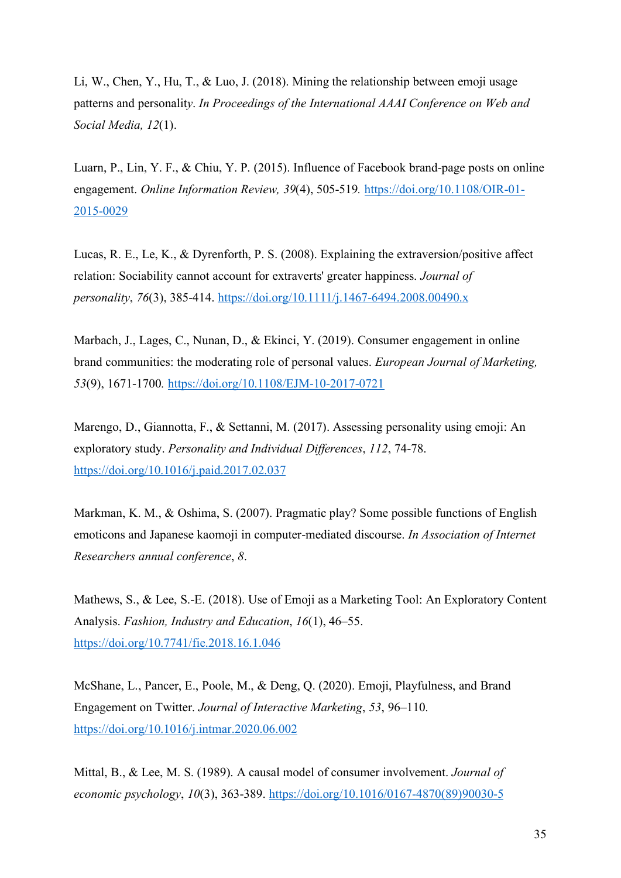Li, W., Chen, Y., Hu, T., & Luo, J. (2018). Mining the relationship between emoji usage patterns and personality. *In Proceedings of the International AAAI Conference on Web and Social Media, 12*(1).

Luarn, P., Lin, Y. F., & Chiu, Y. P. (2015). Influence of Facebook brand-page posts on online engagement. *Online Information Review, 39*(4), 505-519*.* https://doi.org/10.1108/OIR-01-2015-0029

Lucas, R. E., Le, K., & Dyrenforth, P. S. (2008). Explaining the extraversion/positive affect relation: Sociability cannot account for extraverts' greater happiness. *Journal of personality*, *76*(3), 385-414. https://doi.org/10.1111/j.1467-6494.2008.00490.x

Marbach, J., Lages, C., Nunan, D., & Ekinci, Y. (2019). Consumer engagement in online brand communities: the moderating role of personal values. *European Journal of Marketing, 53*(9), 1671-1700*.* https://doi.org/10.1108/EJM-10-2017-0721

Marengo, D., Giannotta, F., & Settanni, M. (2017). Assessing personality using emoji: An exploratory study. *Personality and Individual Differences*, *112*, 74-78. https://doi.org/10.1016/j.paid.2017.02.037

Markman, K. M., & Oshima, S. (2007). Pragmatic play? Some possible functions of English emoticons and Japanese kaomoji in computer-mediated discourse. *In Association of Internet Researchers annual conference*, *8*.

Mathews, S., & Lee, S.-E. (2018). Use of Emoji as a Marketing Tool: An Exploratory Content Analysis. *Fashion, Industry and Education*, *16*(1), 46–55. https://doi.org/10.7741/fie.2018.16.1.046

McShane, L., Pancer, E., Poole, M., & Deng, Q. (2020). Emoji, Playfulness, and Brand Engagement on Twitter. *Journal of Interactive Marketing*, *53*, 96–110. https://doi.org/10.1016/j.intmar.2020.06.002

Mittal, B., & Lee, M. S. (1989). A causal model of consumer involvement. *Journal of economic psychology*, *10*(3), 363-389. https://doi.org/10.1016/0167-4870(89)90030-5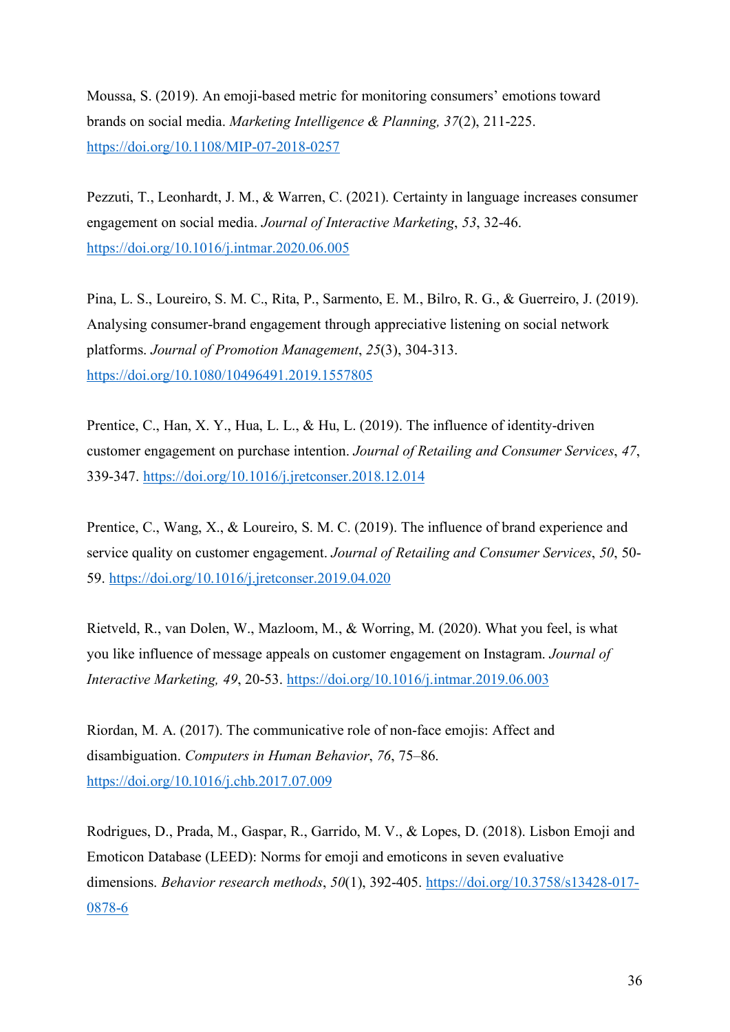Moussa, S. (2019). An emoji-based metric for monitoring consumers' emotions toward brands on social media. *Marketing Intelligence & Planning, 37*(2), 211-225. https://doi.org/10.1108/MIP-07-2018-0257

Pezzuti, T., Leonhardt, J. M., & Warren, C. (2021). Certainty in language increases consumer engagement on social media. *Journal of Interactive Marketing*, *53*, 32-46. https://doi.org/10.1016/j.intmar.2020.06.005

Pina, L. S., Loureiro, S. M. C., Rita, P., Sarmento, E. M., Bilro, R. G., & Guerreiro, J. (2019). Analysing consumer-brand engagement through appreciative listening on social network platforms. *Journal of Promotion Management*, *25*(3), 304-313. https://doi.org/10.1080/10496491.2019.1557805

Prentice, C., Han, X. Y., Hua, L. L., & Hu, L. (2019). The influence of identity-driven customer engagement on purchase intention. *Journal of Retailing and Consumer Services*, *47*, 339-347. https://doi.org/10.1016/j.jretconser.2018.12.014

Prentice, C., Wang, X., & Loureiro, S. M. C. (2019). The influence of brand experience and service quality on customer engagement. *Journal of Retailing and Consumer Services*, *50*, 50-59. https://doi.org/10.1016/j.jretconser.2019.04.020

Rietveld, R., van Dolen, W., Mazloom, M., & Worring, M. (2020). What you feel, is what you like influence of message appeals on customer engagement on Instagram. *Journal of Interactive Marketing, 49*, 20-53. https://doi.org/10.1016/j.intmar.2019.06.003

Riordan, M. A. (2017). The communicative role of non-face emojis: Affect and disambiguation. *Computers in Human Behavior*, *76*, 75–86. https://doi.org/10.1016/j.chb.2017.07.009

Rodrigues, D., Prada, M., Gaspar, R., Garrido, M. V., & Lopes, D. (2018). Lisbon Emoji and Emoticon Database (LEED): Norms for emoji and emoticons in seven evaluative dimensions. *Behavior research methods*, *50*(1), 392-405. https://doi.org/10.3758/s13428-017-0878-6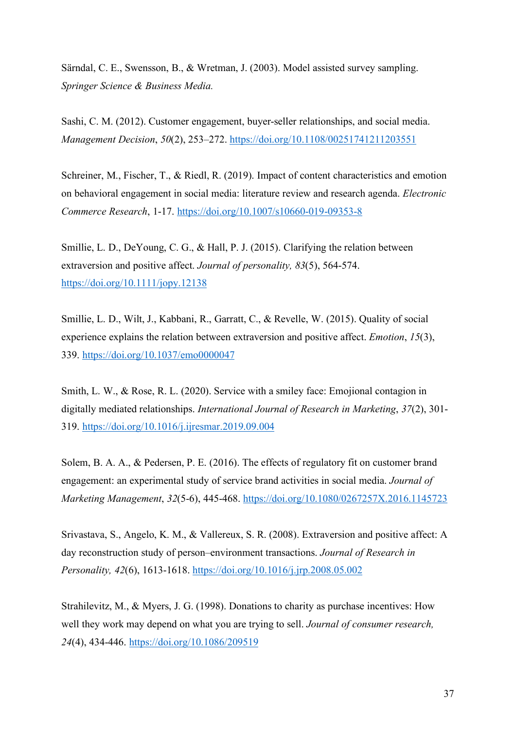Särndal, C. E., Swensson, B., & Wretman, J. (2003). Model assisted survey sampling. *Springer Science & Business Media.*

Sashi, C. M. (2012). Customer engagement, buyer-seller relationships, and social media. *Management Decision*, *50*(2), 253–272. https://doi.org/10.1108/00251741211203551

Schreiner, M., Fischer, T., & Riedl, R. (2019). Impact of content characteristics and emotion on behavioral engagement in social media: literature review and research agenda. *Electronic Commerce Research*, 1-17. https://doi.org/10.1007/s10660-019-09353-8

Smillie, L. D., DeYoung, C. G., & Hall, P. J. (2015). Clarifying the relation between extraversion and positive affect. *Journal of personality, 83*(5), 564-574. https://doi.org/10.1111/jopy.12138

Smillie, L. D., Wilt, J., Kabbani, R., Garratt, C., & Revelle, W. (2015). Quality of social experience explains the relation between extraversion and positive affect. *Emotion*, *15*(3), 339. https://doi.org/10.1037/emo0000047

Smith, L. W., & Rose, R. L. (2020). Service with a smiley face: Emojional contagion in digitally mediated relationships. *International Journal of Research in Marketing*, *37*(2), 301-319. https://doi.org/10.1016/j.ijresmar.2019.09.004

Solem, B. A. A., & Pedersen, P. E. (2016). The effects of regulatory fit on customer brand engagement: an experimental study of service brand activities in social media. *Journal of Marketing Management*, *32*(5-6), 445-468. https://doi.org/10.1080/0267257X.2016.1145723

Srivastava, S., Angelo, K. M., & Vallereux, S. R. (2008). Extraversion and positive affect: A day reconstruction study of person–environment transactions. *Journal of Research in Personality, 42*(6), 1613-1618. https://doi.org/10.1016/j.jrp.2008.05.002

Strahilevitz, M., & Myers, J. G. (1998). Donations to charity as purchase incentives: How well they work may depend on what you are trying to sell. *Journal of consumer research, 24*(4), 434-446. https://doi.org/10.1086/209519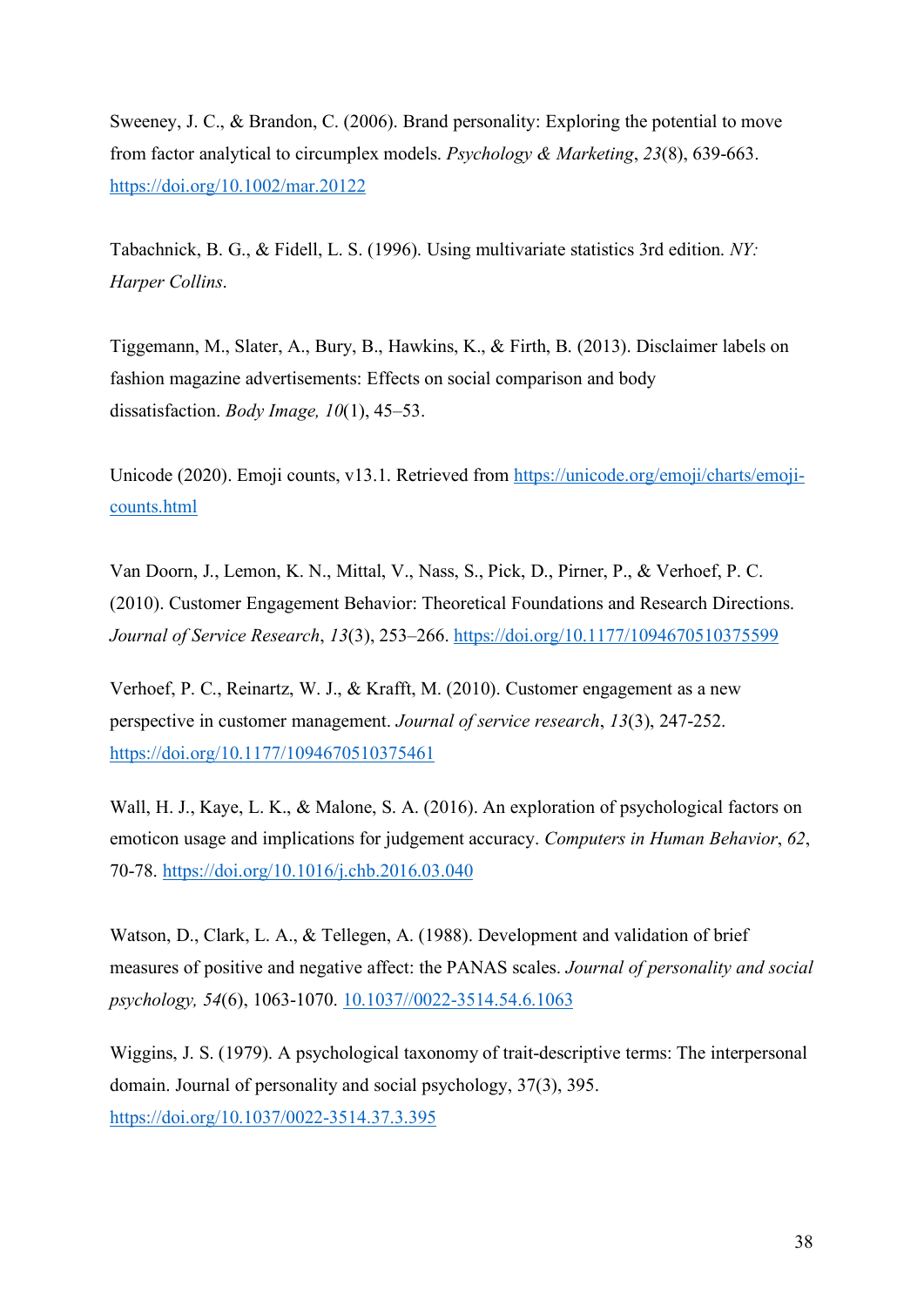Sweeney, J. C., & Brandon, C. (2006). Brand personality: Exploring the potential to move from factor analytical to circumplex models. *Psychology & Marketing*, *23*(8), 639-663. https://doi.org/10.1002/mar.20122

Tabachnick, B. G., & Fidell, L. S. (1996). Using multivariate statistics 3rd edition. *NY: Harper Collins*.

Tiggemann, M., Slater, A., Bury, B., Hawkins, K., & Firth, B. (2013). Disclaimer labels on fashion magazine advertisements: Effects on social comparison and body dissatisfaction. *Body Image, 10*(1), 45–53.

Unicode (2020). Emoji counts, v13.1. Retrieved from https://unicode.org/emoji/charts/emoji-counts.html

Van Doorn, J., Lemon, K. N., Mittal, V., Nass, S., Pick, D., Pirner, P., & Verhoef, P. C. (2010). Customer Engagement Behavior: Theoretical Foundations and Research Directions. *Journal of Service Research*, *13*(3), 253–266. https://doi.org/10.1177/1094670510375599

Verhoef, P. C., Reinartz, W. J., & Krafft, M. (2010). Customer engagement as a new perspective in customer management. *Journal of service research*, *13*(3), 247-252. https://doi.org/10.1177/1094670510375461

Wall, H. J., Kaye, L. K., & Malone, S. A. (2016). An exploration of psychological factors on emoticon usage and implications for judgement accuracy. *Computers in Human Behavior*, *62*, 70-78. https://doi.org/10.1016/j.chb.2016.03.040

Watson, D., Clark, L. A., & Tellegen, A. (1988). Development and validation of brief measures of positive and negative affect: the PANAS scales. *Journal of personality and social psychology, 54*(6), 1063-1070. 10.1037//0022-3514.54.6.1063

Wiggins, J. S. (1979). A psychological taxonomy of trait-descriptive terms: The interpersonal domain. Journal of personality and social psychology, 37(3), 395. https://doi.org/10.1037/0022-3514.37.3.395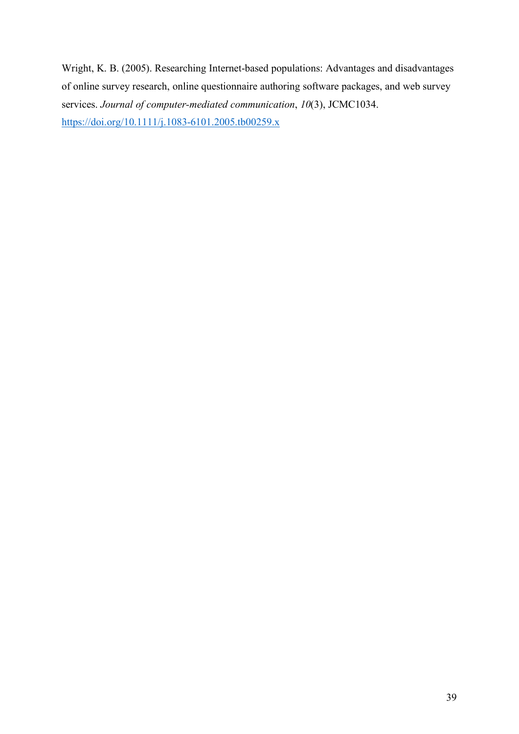Wright, K. B. (2005). Researching Internet-based populations: Advantages and disadvantages of online survey research, online questionnaire authoring software packages, and web survey services. *Journal of computer-mediated communication*, *10*(3), JCMC1034. https://doi.org/10.1111/j.1083-6101.2005.tb00259.x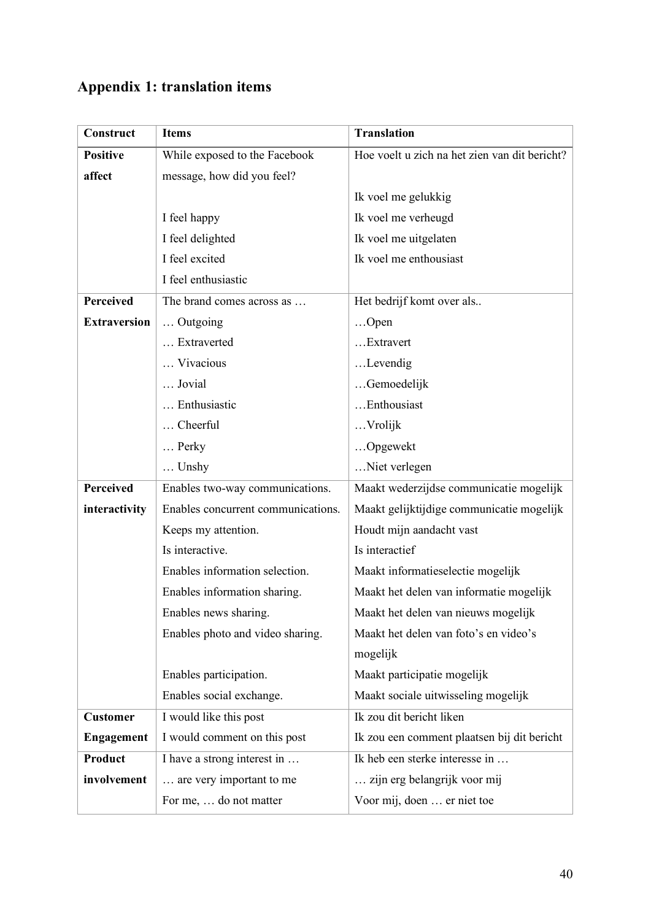## Appendix 1: translation items

| Construct | Items | Translation |
|---|---|---|
| **Positive affect** | While exposed to the Facebook message, how did you feel? | Hoe voelt u zich na het zien van dit bericht? |
| | I feel happy | Ik voel me gelukkig |
| | I feel delighted | Ik voel me verheugd |
| | I feel excited | Ik voel me uitgelaten |
| | I feel enthusiastic | Ik voel me enthousiast |
| **Perceived Extraversion** | The brand comes across as … | Het bedrijf komt over als.. |
| | … Outgoing | …Open |
| | … Extraverted | …Extravert |
| | … Vivacious | …Levendig |
| | … Jovial | …Gemoedelijk |
| | … Enthusiastic | …Enthousiast |
| | … Cheerful | …Vrolijk |
| | … Perky | …Opgewekt |
| | … Unshy | …Niet verlegen |
| **Perceived interactivity** | Enables two-way communications. | Maakt wederzijdse communicatie mogelijk |
| | Enables concurrent communications. | Maakt gelijktijdige communicatie mogelijk |
| | Keeps my attention. | Houdt mijn aandacht vast |
| | Is interactive. | Is interactief |
| | Enables information selection. | Maakt informatieselectie mogelijk |
| | Enables information sharing. | Maakt het delen van informatie mogelijk |
| | Enables news sharing. | Maakt het delen van nieuws mogelijk |
| | Enables photo and video sharing. | Maakt het delen van foto's en video's mogelijk |
| | Enables participation. | Maakt participatie mogelijk |
| | Enables social exchange. | Maakt sociale uitwisseling mogelijk |
| **Customer Engagement** | I would like this post | Ik zou dit bericht liken |
| | I would comment on this post | Ik zou een comment plaatsen bij dit bericht |
| **Product involvement** | I have a strong interest in … | Ik heb een sterke interesse in … |
| | … are very important to me | … zijn erg belangrijk voor mij |
| | For me, … do not matter | Voor mij, doen … er niet toe |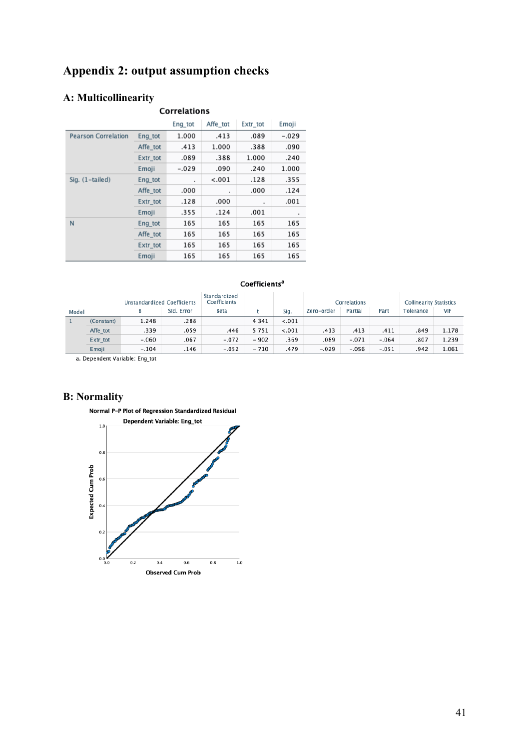# Appendix 2: output assumption checks

## A: Multicollinearity

**Correlations**

| | | Eng_tot | Affe_tot | Extr_tot | Emoji |
|---|---|---|---|---|---|
| Pearson Correlation | Eng_tot | 1.000 | .413 | .089 | -.029 |
| | Affe_tot | .413 | 1.000 | .388 | .090 |
| | Extr_tot | .089 | .388 | 1.000 | .240 |
| | Emoji | -.029 | .090 | .240 | 1.000 |
| Sig. (1-tailed) | Eng_tot | . | <.001 | .128 | .355 |
| | Affe_tot | .000 | . | .000 | .124 |
| | Extr_tot | .128 | .000 | . | .001 |
| | Emoji | .355 | .124 | .001 | . |
| N | Eng_tot | 165 | 165 | 165 | 165 |
| | Affe_tot | 165 | 165 | 165 | 165 |
| | Extr_tot | 165 | 165 | 165 | 165 |
| | Emoji | 165 | 165 | 165 | 165 |

**Coefficients[a]**

| | | Unstandardized Coefficients | | Standardized Coefficients | | | Correlations | | | Collinearity Statistics | |
|---|---|---|---|---|---|---|---|---|---|---|---|
| Model | | B | Std. Error | Beta | t | Sig. | Zero-order | Partial | Part | Tolerance | VIF |
| 1 | (Constant) | 1.248 | .288 | | 4.341 | <.001 | | | | | |
| | Affe_tot | .339 | .059 | .446 | 5.751 | <.001 | .413 | .413 | .411 | .849 | 1.178 |
| | Extr_tot | -.060 | .067 | -.072 | -.902 | .369 | .089 | -.071 | -.064 | .807 | 1.239 |
| | Emoji | -.104 | .146 | -.052 | -.710 | .479 | -.029 | -.056 | -.051 | .942 | 1.061 |

a. Dependent Variable: Eng_tot

## B: Normality

Normal P-P Plot of Regression Standardized Residual

Dependent Variable: Eng_tot

Expected Cum Prob

1.0
0.8
0.6
0.4
0.2
0.0

0.0 0.2 0.4 0.6 0.8 1.0

Observed Cum Prob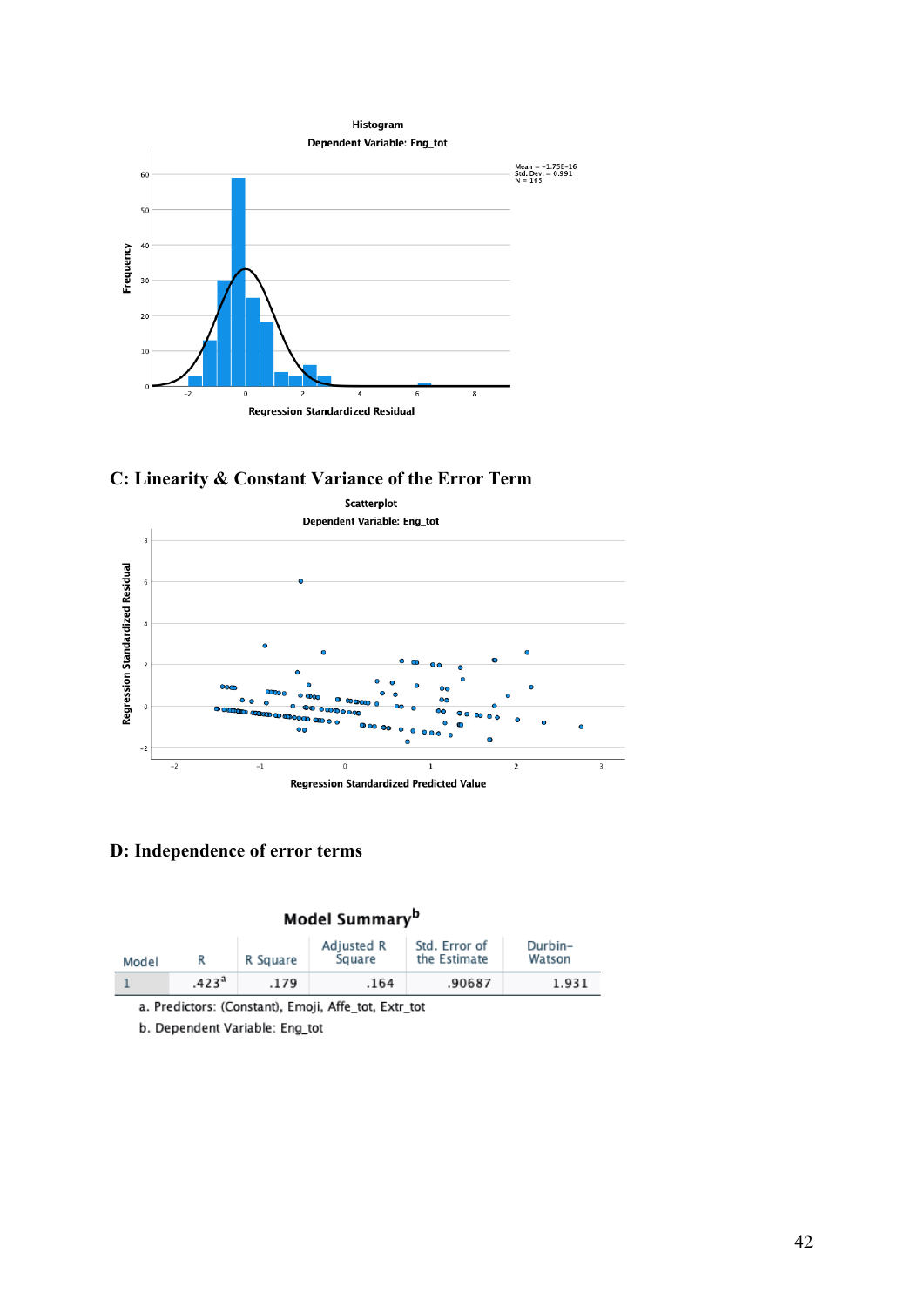Histogram

Dependent Variable: Eng_tot

Mean = -1.75E-16
Std. Dev. = 0.991
N = 165

Frequency

0
10
20
30
40
50
60

-2
0
2
4
6
8

Regression Standardized Residual

## C: Linearity & Constant Variance of the Error Term

Scatterplot

Dependent Variable: Eng_tot

Regression Standardized Residual

-2
0
2
4
6
8

-2
-1
0
1
2
3

Regression Standardized Predicted Value

## D: Independence of error terms

**Model Summary**[b]

| Model | R | R Square | Adjusted R Square | Std. Error of the Estimate | Durbin-Watson |
|---|---|---|---|---|---|
| 1 | .423[a] | .179 | .164 | .90687 | 1.931 |

a. Predictors: (Constant), Emoji, Affe_tot, Extr_tot

b. Dependent Variable: Eng_tot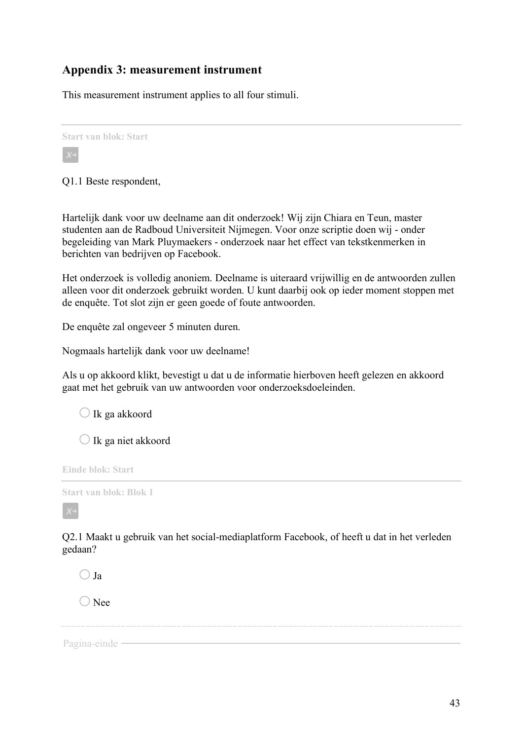## Appendix 3: measurement instrument

This measurement instrument applies to all four stimuli.

---

Start van blok: Start

Q1.1 Beste respondent,

Hartelijk dank voor uw deelname aan dit onderzoek! Wij zijn Chiara en Teun, master studenten aan de Radboud Universiteit Nijmegen. Voor onze scriptie doen wij - onder begeleiding van Mark Pluymaekers - onderzoek naar het effect van tekstkenmerken in berichten van bedrijven op Facebook.

Het onderzoek is volledig anoniem. Deelname is uiteraard vrijwillig en de antwoorden zullen alleen voor dit onderzoek gebruikt worden. U kunt daarbij ook op ieder moment stoppen met de enquête. Tot slot zijn er geen goede of foute antwoorden.

De enquête zal ongeveer 5 minuten duren.

Nogmaals hartelijk dank voor uw deelname!

Als u op akkoord klikt, bevestigt u dat u de informatie hierboven heeft gelezen en akkoord gaat met het gebruik van uw antwoorden voor onderzoeksdoeleinden.

○ Ik ga akkoord

○ Ik ga niet akkoord

Einde blok: Start

---

Start van blok: Blok 1

Q2.1 Maakt u gebruik van het social-mediaplatform Facebook, of heeft u dat in het verleden gedaan?

○ Ja

○ Nee

---

Pagina-einde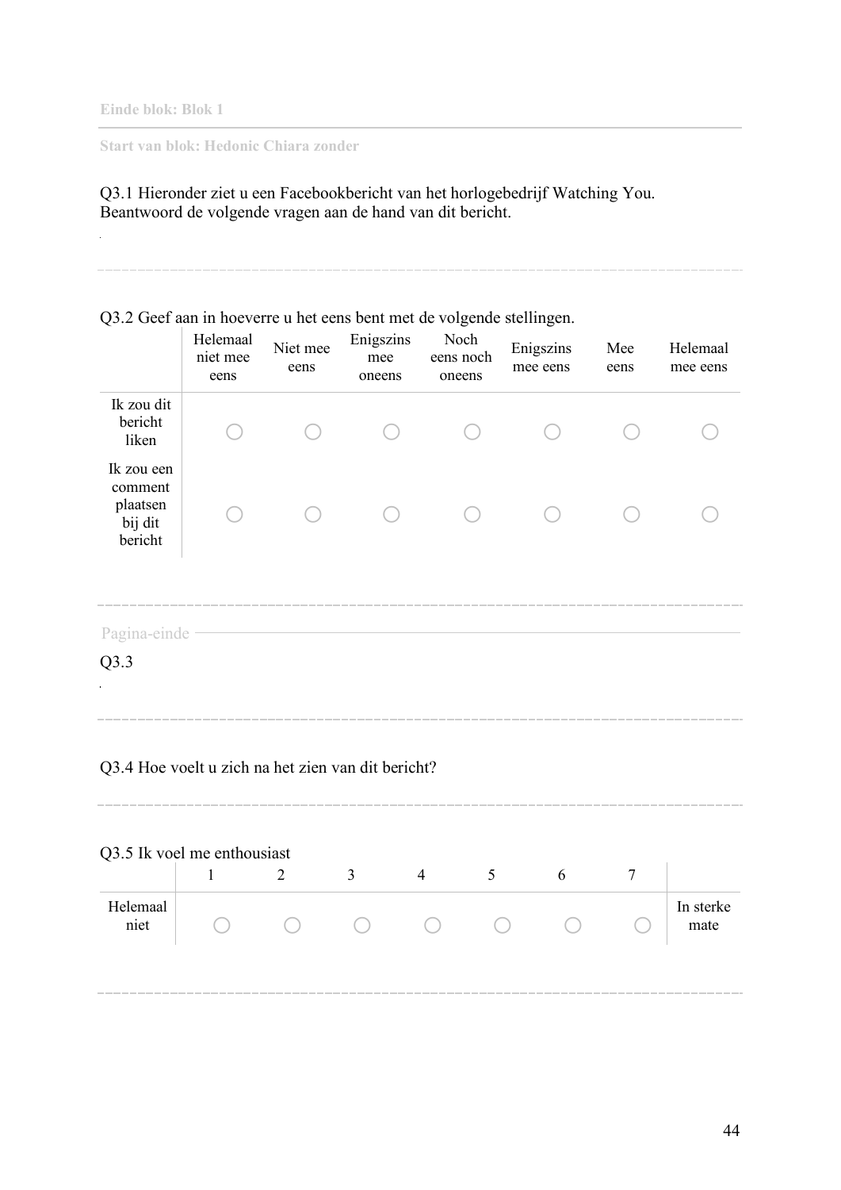Einde blok: Blok 1

Start van blok: Hedonic Chiara zonder

Q3.1 Hieronder ziet u een Facebookbericht van het horlogebedrijf Watching You. Beantwoord de volgende vragen aan de hand van dit bericht.

---

Q3.2 Geef aan in hoeverre u het eens bent met de volgende stellingen.

| | Helemaal niet mee eens | Niet mee eens | Enigszins mee oneens | Noch eens noch oneens | Enigszins mee eens | Mee eens | Helemaal mee eens |
|---|---|---|---|---|---|---|---|
| Ik zou dit bericht liken | ○ | ○ | ○ | ○ | ○ | ○ | ○ |
| Ik zou een comment plaatsen bij dit bericht | ○ | ○ | ○ | ○ | ○ | ○ | ○ |

---

Pagina-einde

Q3.3

---

Q3.4 Hoe voelt u zich na het zien van dit bericht?

---

Q3.5 Ik voel me enthousiast

| | 1 | 2 | 3 | 4 | 5 | 6 | 7 | |
|---|---|---|---|---|---|---|---|---|
| Helemaal niet | ○ | ○ | ○ | ○ | ○ | ○ | ○ | In sterke mate |

---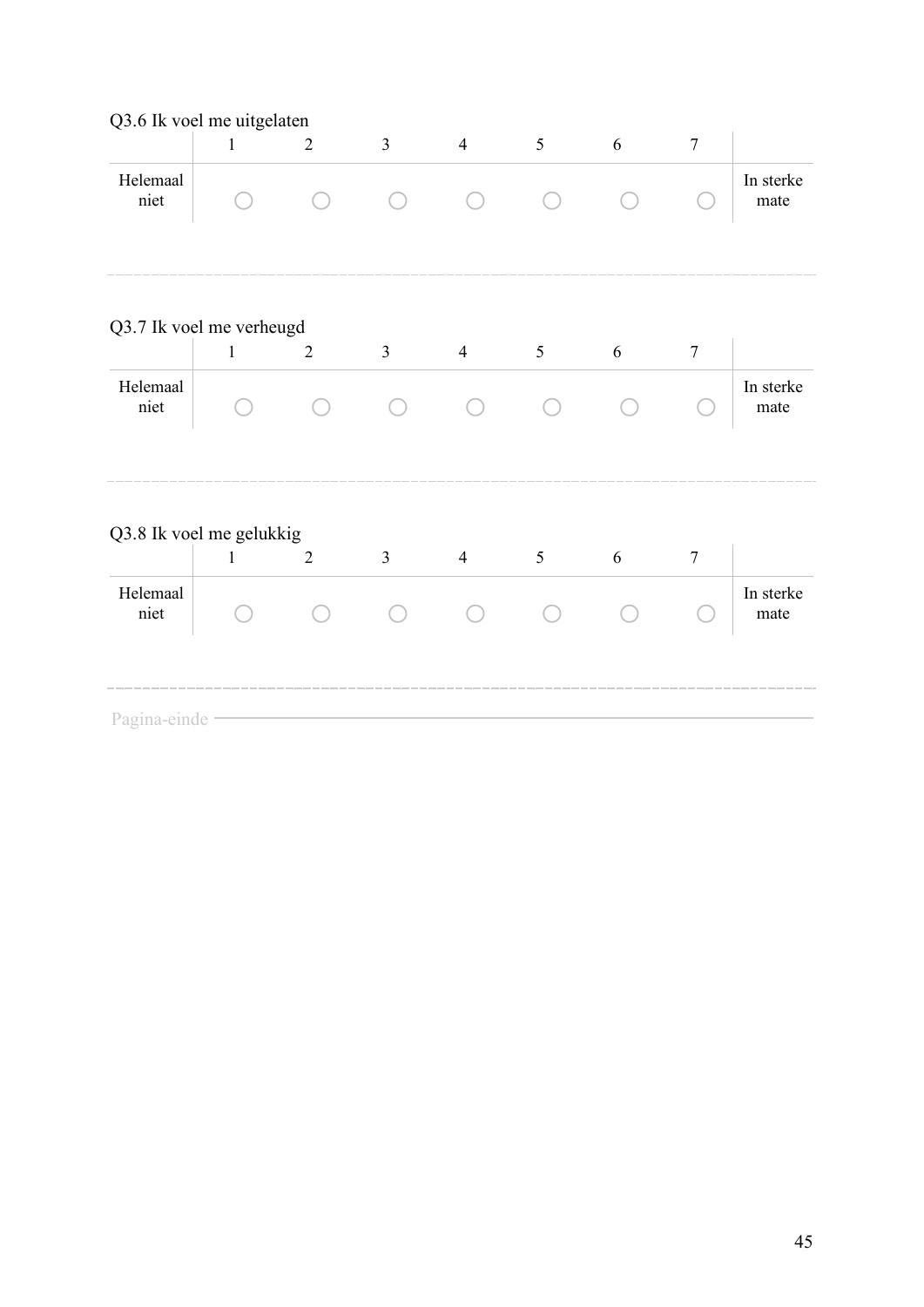Q3.6 Ik voel me uitgelaten

| | 1 | 2 | 3 | 4 | 5 | 6 | 7 | |
|---|---|---|---|---|---|---|---|---|
| Helemaal niet | ○ | ○ | ○ | ○ | ○ | ○ | ○ | In sterke mate |

Q3.7 Ik voel me verheugd

| | 1 | 2 | 3 | 4 | 5 | 6 | 7 | |
|---|---|---|---|---|---|---|---|---|
| Helemaal niet | ○ | ○ | ○ | ○ | ○ | ○ | ○ | In sterke mate |

Q3.8 Ik voel me gelukkig

| | 1 | 2 | 3 | 4 | 5 | 6 | 7 | |
|---|---|---|---|---|---|---|---|---|
| Helemaal niet | ○ | ○ | ○ | ○ | ○ | ○ | ○ | In sterke mate |

Pagina-einde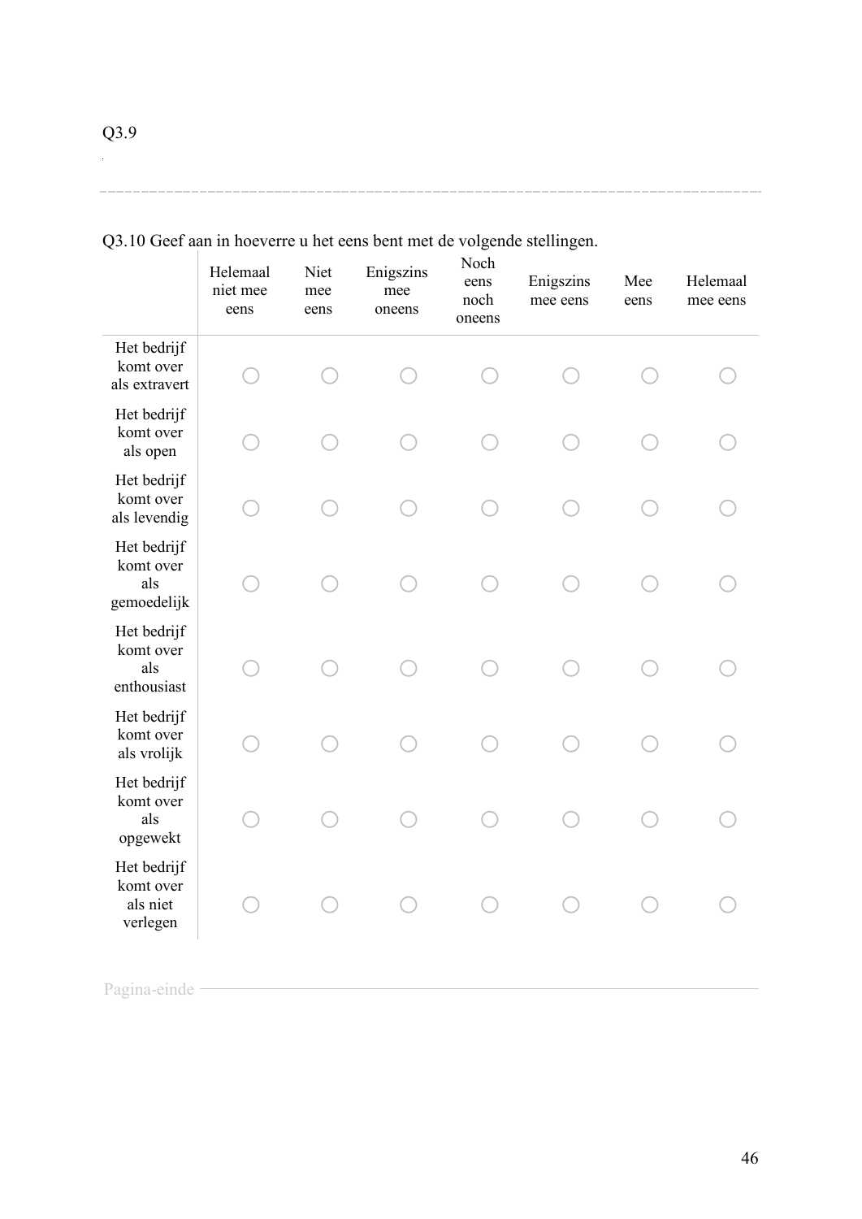Q3.9

.

---

Q3.10 Geef aan in hoeverre u het eens bent met de volgende stellingen.

| | Helemaal niet mee eens | Niet mee eens | Enigszins mee oneens | Noch eens noch oneens | Enigszins mee eens | Mee eens | Helemaal mee eens |
|---|---|---|---|---|---|---|---|
| Het bedrijf komt over als extravert | ○ | ○ | ○ | ○ | ○ | ○ | ○ |
| Het bedrijf komt over als open | ○ | ○ | ○ | ○ | ○ | ○ | ○ |
| Het bedrijf komt over als levendig | ○ | ○ | ○ | ○ | ○ | ○ | ○ |
| Het bedrijf komt over als gemoedelijk | ○ | ○ | ○ | ○ | ○ | ○ | ○ |
| Het bedrijf komt over als enthousiast | ○ | ○ | ○ | ○ | ○ | ○ | ○ |
| Het bedrijf komt over als vrolijk | ○ | ○ | ○ | ○ | ○ | ○ | ○ |
| Het bedrijf komt over als opgewekt | ○ | ○ | ○ | ○ | ○ | ○ | ○ |
| Het bedrijf komt over als niet verlegen | ○ | ○ | ○ | ○ | ○ | ○ | ○ |

Pagina-einde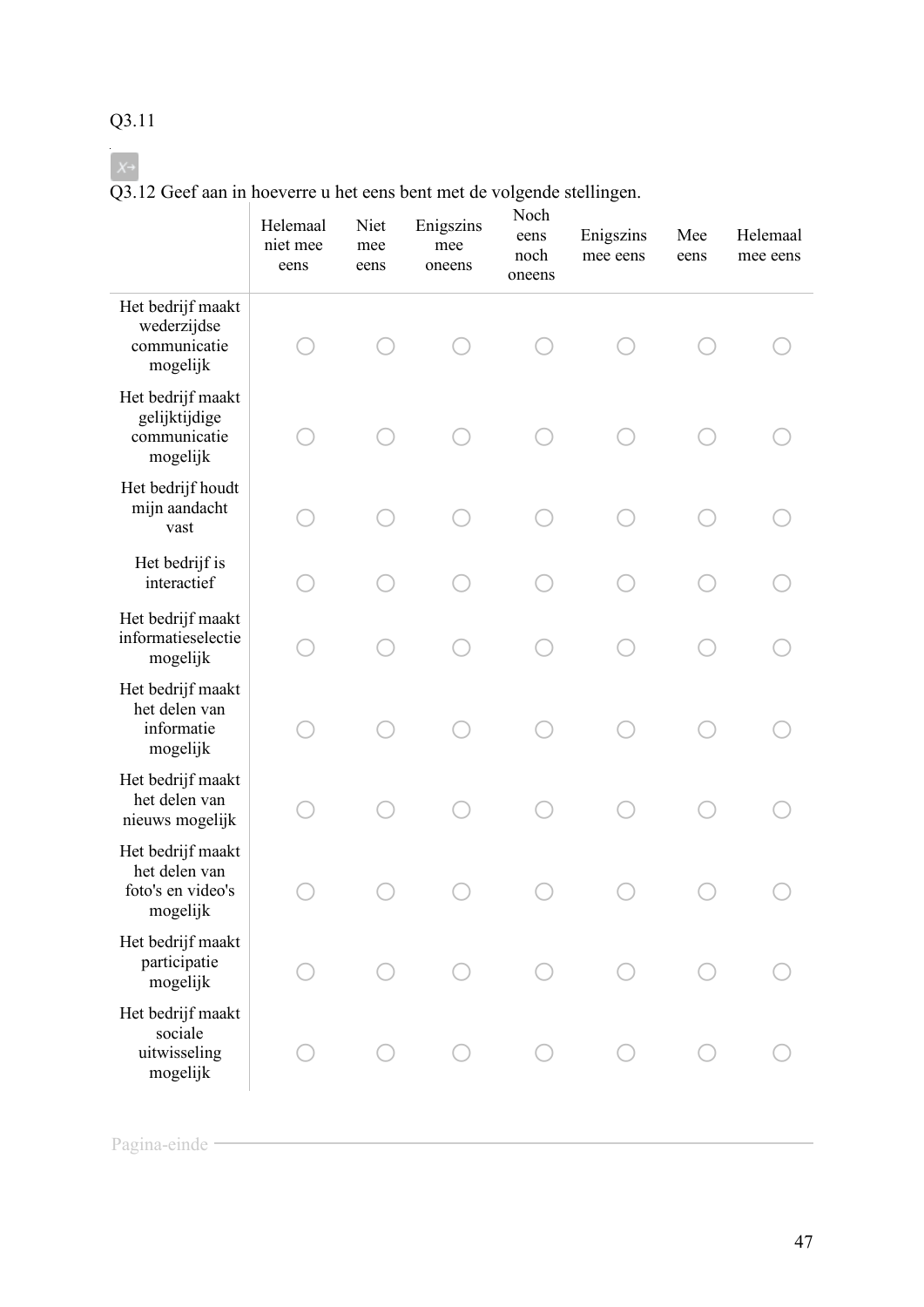Q3.11

Q3.12 Geef aan in hoeverre u het eens bent met de volgende stellingen.

| | Helemaal niet mee eens | Niet mee eens | Enigszins mee oneens | Noch eens noch oneens | Enigszins mee eens | Mee eens | Helemaal mee eens |
|---|---|---|---|---|---|---|---|
| Het bedrijf maakt wederzijdse communicatie mogelijk | ○ | ○ | ○ | ○ | ○ | ○ | ○ |
| Het bedrijf maakt gelijktijdige communicatie mogelijk | ○ | ○ | ○ | ○ | ○ | ○ | ○ |
| Het bedrijf houdt mijn aandacht vast | ○ | ○ | ○ | ○ | ○ | ○ | ○ |
| Het bedrijf is interactief | ○ | ○ | ○ | ○ | ○ | ○ | ○ |
| Het bedrijf maakt informatieselectie mogelijk | ○ | ○ | ○ | ○ | ○ | ○ | ○ |
| Het bedrijf maakt het delen van informatie mogelijk | ○ | ○ | ○ | ○ | ○ | ○ | ○ |
| Het bedrijf maakt het delen van nieuws mogelijk | ○ | ○ | ○ | ○ | ○ | ○ | ○ |
| Het bedrijf maakt het delen van foto's en video's mogelijk | ○ | ○ | ○ | ○ | ○ | ○ | ○ |
| Het bedrijf maakt participatie mogelijk | ○ | ○ | ○ | ○ | ○ | ○ | ○ |
| Het bedrijf maakt sociale uitwisseling mogelijk | ○ | ○ | ○ | ○ | ○ | ○ | ○ |

Pagina-einde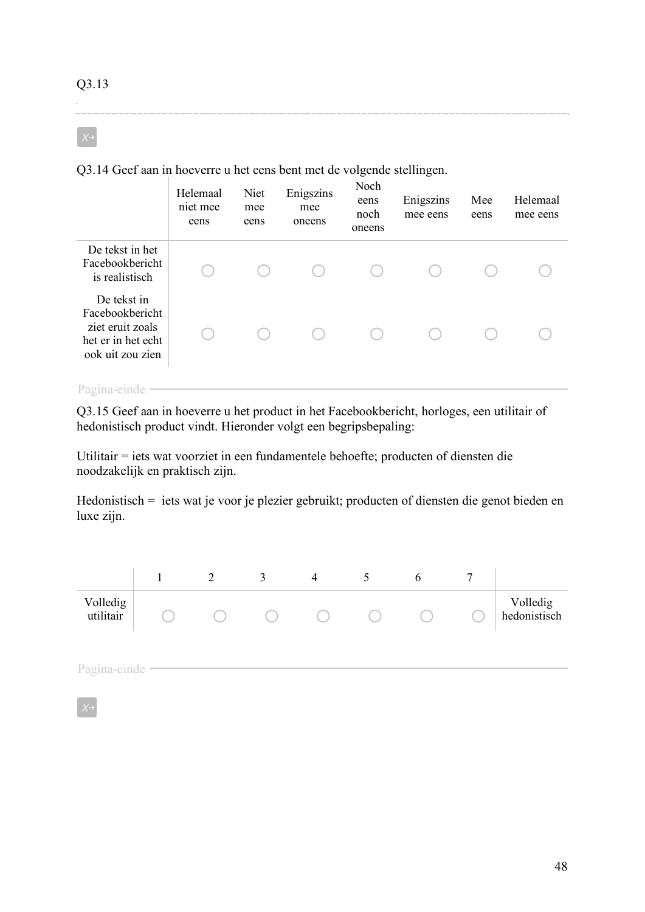Q3.13

Q3.14 Geef aan in hoeverre u het eens bent met de volgende stellingen.

| | Helemaal niet mee eens | Niet mee eens | Enigszins mee oneens | Noch eens noch oneens | Enigszins mee eens | Mee eens | Helemaal mee eens |
|---|---|---|---|---|---|---|---|
| De tekst in het Facebookbericht is realistisch | ○ | ○ | ○ | ○ | ○ | ○ | ○ |
| De tekst in Facebookbericht ziet eruit zoals het er in het echt ook uit zou zien | ○ | ○ | ○ | ○ | ○ | ○ | ○ |

Pagina-einde

Q3.15 Geef aan in hoeverre u het product in het Facebookbericht, horloges, een utilitair of hedonistisch product vindt. Hieronder volgt een begripsbepaling:

Utilitair = iets wat voorziet in een fundamentele behoefte; producten of diensten die noodzakelijk en praktisch zijn.

Hedonistisch = iets wat je voor je plezier gebruikt; producten of diensten die genot bieden en luxe zijn.

| | 1 | 2 | 3 | 4 | 5 | 6 | 7 | |
|---|---|---|---|---|---|---|---|---|
| Volledig utilitair | ○ | ○ | ○ | ○ | ○ | ○ | ○ | Volledig hedonistisch |

Pagina-einde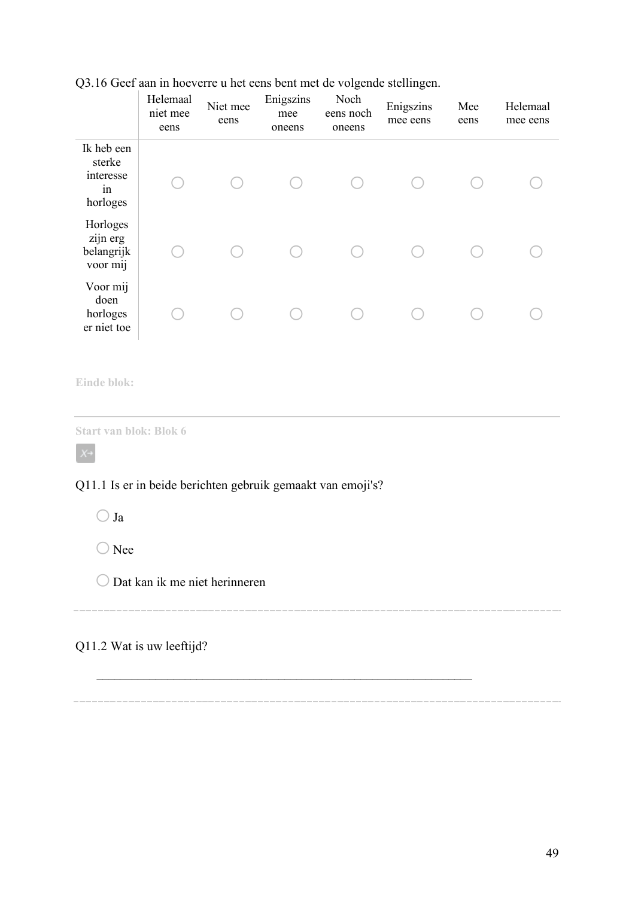Q3.16 Geef aan in hoeverre u het eens bent met de volgende stellingen.

| | Helemaal niet mee eens | Niet mee eens | Enigszins mee oneens | Noch eens noch oneens | Enigszins mee eens | Mee eens | Helemaal mee eens |
|---|---|---|---|---|---|---|---|
| Ik heb een sterke interesse in horloges | ○ | ○ | ○ | ○ | ○ | ○ | ○ |
| Horloges zijn erg belangrijk voor mij | ○ | ○ | ○ | ○ | ○ | ○ | ○ |
| Voor mij doen horloges er niet toe | ○ | ○ | ○ | ○ | ○ | ○ | ○ |

**Einde blok:**

---

**Start van blok: Blok 6**

Q11.1 Is er in beide berichten gebruik gemaakt van emoji's?

○ Ja

○ Nee

○ Dat kan ik me niet herinneren

---

Q11.2 Wat is uw leeftijd?

________________________________________________________________

---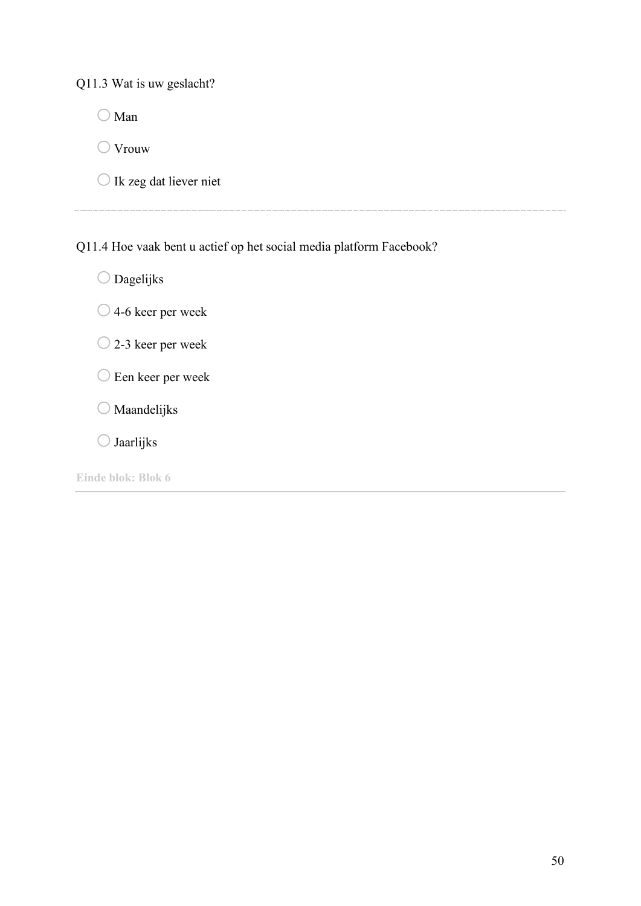Q11.3 Wat is uw geslacht?

- Man
- Vrouw
- Ik zeg dat liever niet

---

Q11.4 Hoe vaak bent u actief op het social media platform Facebook?

- Dagelijks
- 4-6 keer per week
- 2-3 keer per week
- Een keer per week
- Maandelijks
- Jaarlijks

**Einde blok: Blok 6**